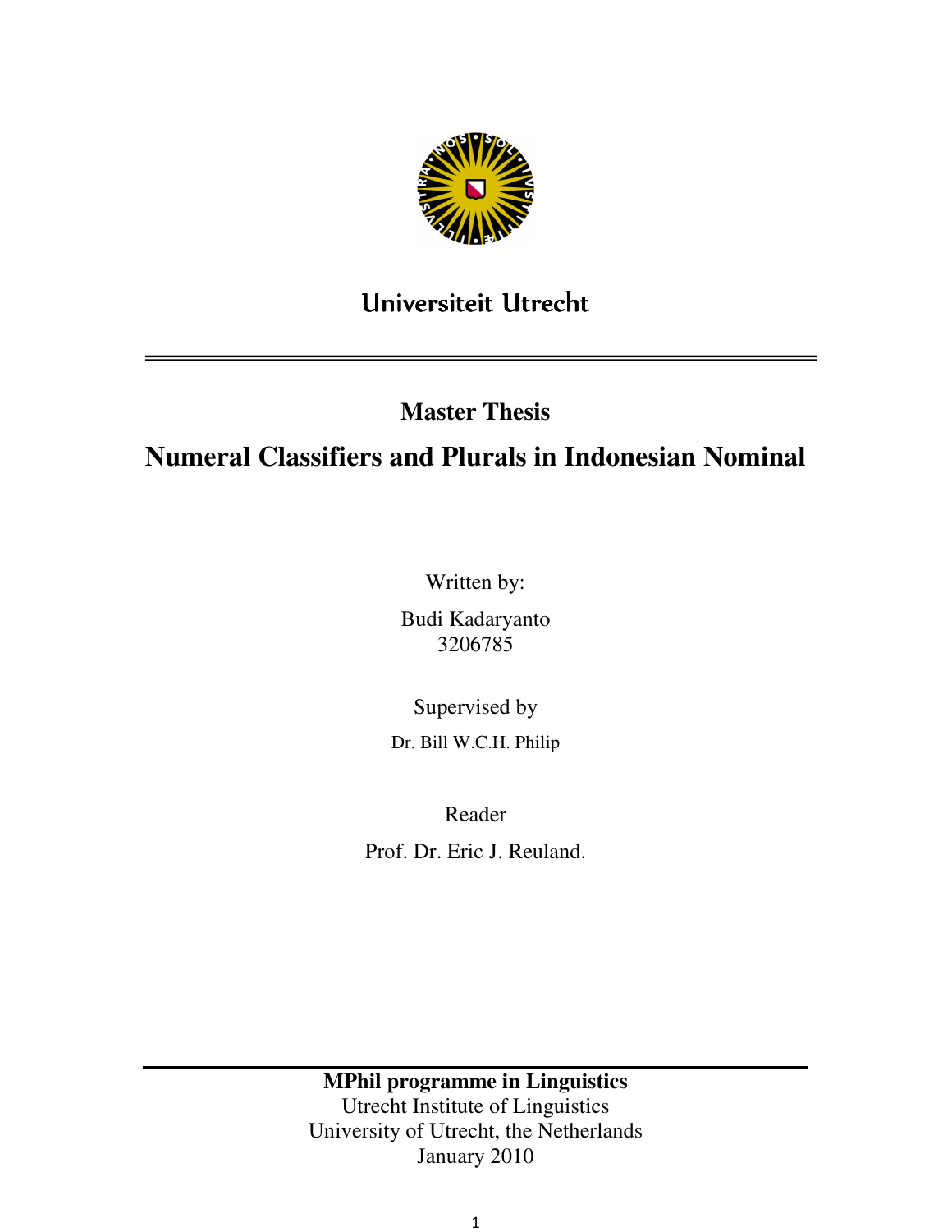Universiteit Utrecht

**Master Thesis**

# Numeral Classifiers and Plurals in Indonesian Nominal

Written by:

Budi Kadaryanto
3206785

Supervised by

Dr. Bill W.C.H. Philip

Reader

Prof. Dr. Eric J. Reuland.

**MPhil programme in Linguistics**
Utrecht Institute of Linguistics
University of Utrecht, the Netherlands
January 2010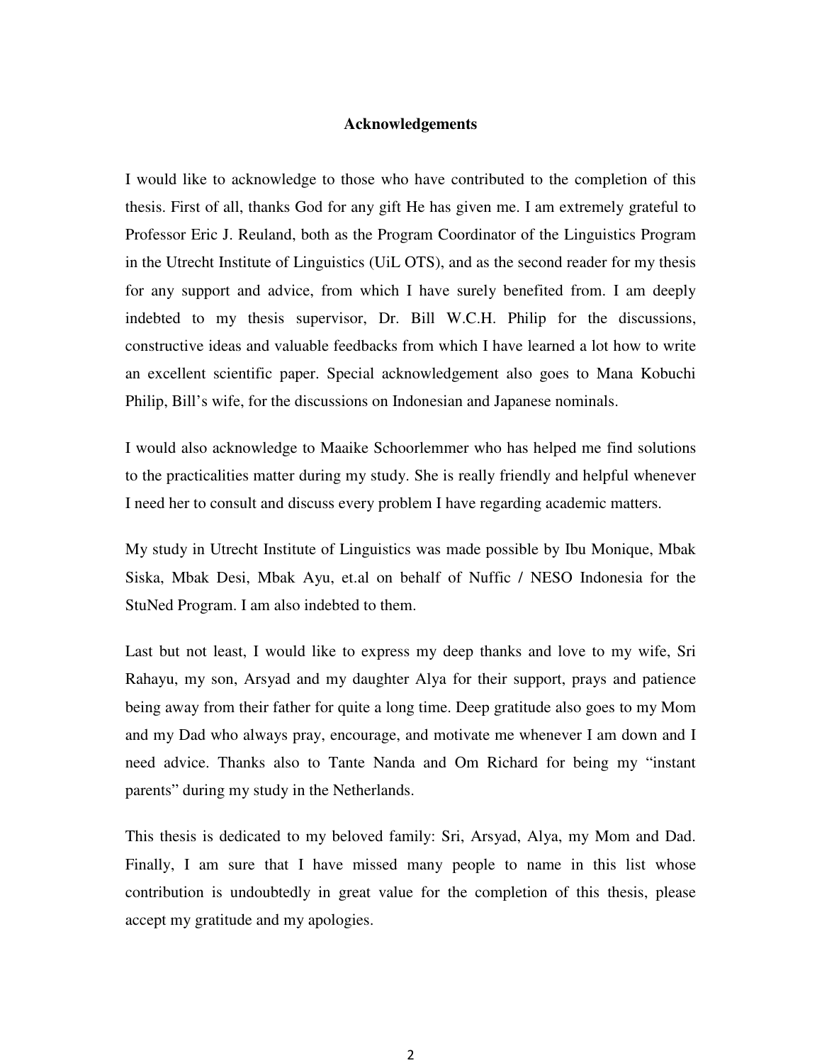# Acknowledgements

I would like to acknowledge to those who have contributed to the completion of this thesis. First of all, thanks God for any gift He has given me. I am extremely grateful to Professor Eric J. Reuland, both as the Program Coordinator of the Linguistics Program in the Utrecht Institute of Linguistics (UiL OTS), and as the second reader for my thesis for any support and advice, from which I have surely benefited from. I am deeply indebted to my thesis supervisor, Dr. Bill W.C.H. Philip for the discussions, constructive ideas and valuable feedbacks from which I have learned a lot how to write an excellent scientific paper. Special acknowledgement also goes to Mana Kobuchi Philip, Bill's wife, for the discussions on Indonesian and Japanese nominals.

I would also acknowledge to Maaike Schoorlemmer who has helped me find solutions to the practicalities matter during my study. She is really friendly and helpful whenever I need her to consult and discuss every problem I have regarding academic matters.

My study in Utrecht Institute of Linguistics was made possible by Ibu Monique, Mbak Siska, Mbak Desi, Mbak Ayu, et.al on behalf of Nuffic / NESO Indonesia for the StuNed Program. I am also indebted to them.

Last but not least, I would like to express my deep thanks and love to my wife, Sri Rahayu, my son, Arsyad and my daughter Alya for their support, prays and patience being away from their father for quite a long time. Deep gratitude also goes to my Mom and my Dad who always pray, encourage, and motivate me whenever I am down and I need advice. Thanks also to Tante Nanda and Om Richard for being my "instant parents" during my study in the Netherlands.

This thesis is dedicated to my beloved family: Sri, Arsyad, Alya, my Mom and Dad. Finally, I am sure that I have missed many people to name in this list whose contribution is undoubtedly in great value for the completion of this thesis, please accept my gratitude and my apologies.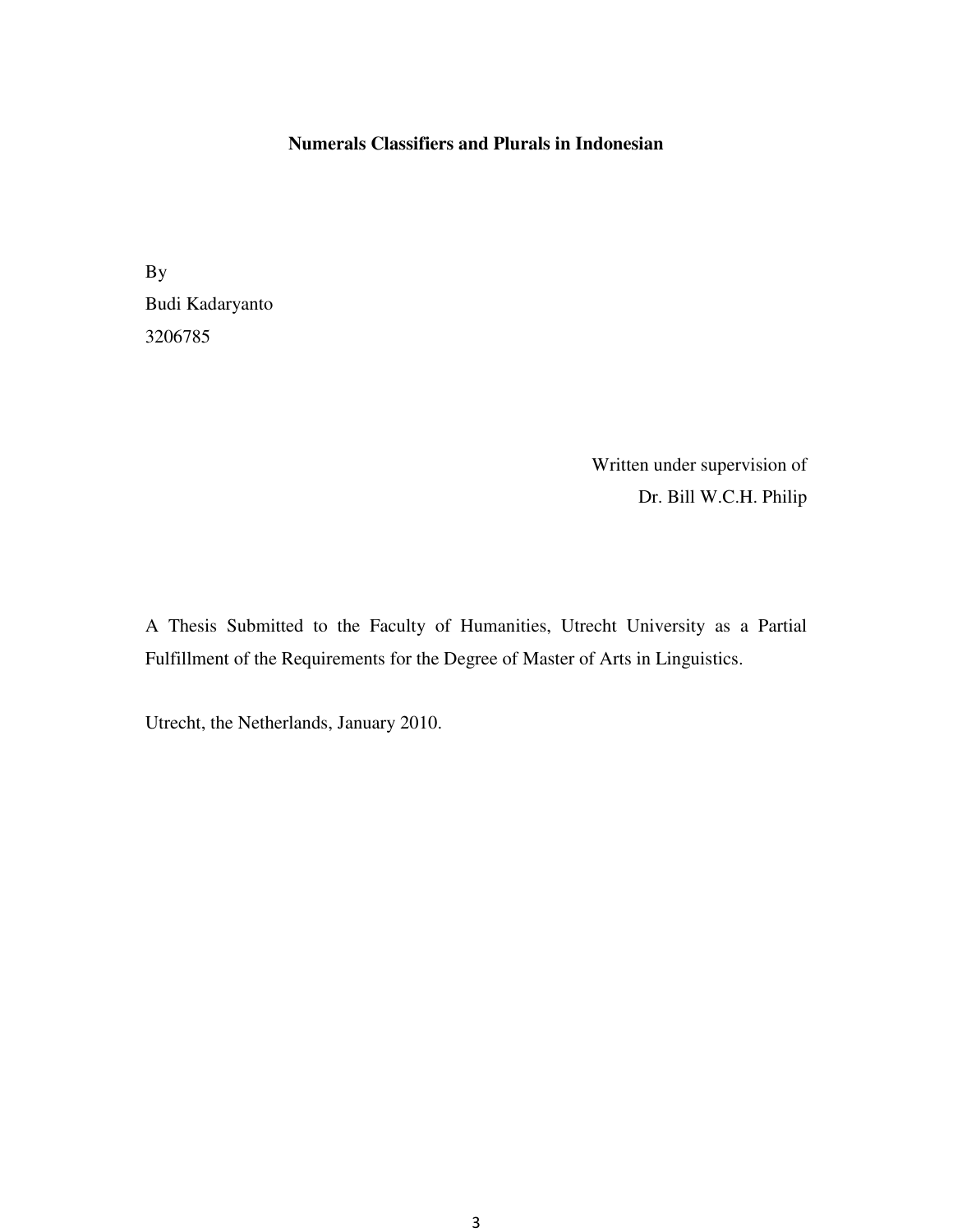**Numerals Classifiers and Plurals in Indonesian**

By
Budi Kadaryanto
3206785

Written under supervision of
Dr. Bill W.C.H. Philip

A Thesis Submitted to the Faculty of Humanities, Utrecht University as a Partial Fulfillment of the Requirements for the Degree of Master of Arts in Linguistics.

Utrecht, the Netherlands, January 2010.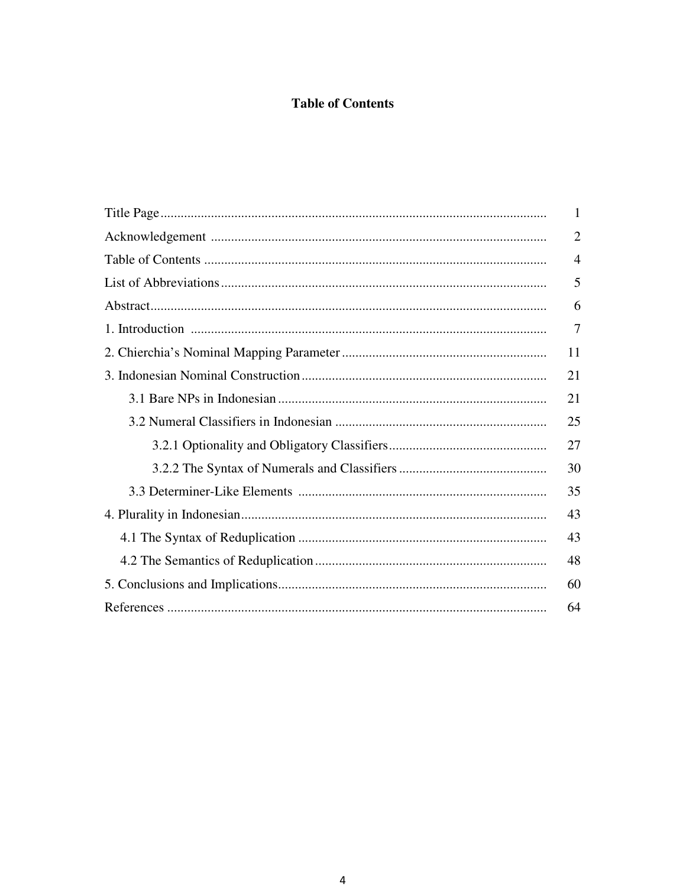# Table of Contents

| | |
|---|---|
| Title Page | 1 |
| Acknowledgement | 2 |
| Table of Contents | 4 |
| List of Abbreviations | 5 |
| Abstract | 6 |
| 1. Introduction | 7 |
| 2. Chierchia's Nominal Mapping Parameter | 11 |
| 3. Indonesian Nominal Construction | 21 |
| 3.1 Bare NPs in Indonesian | 21 |
| 3.2 Numeral Classifiers in Indonesian | 25 |
| 3.2.1 Optionality and Obligatory Classifiers | 27 |
| 3.2.2 The Syntax of Numerals and Classifiers | 30 |
| 3.3 Determiner-Like Elements | 35 |
| 4. Plurality in Indonesian | 43 |
| 4.1 The Syntax of Reduplication | 43 |
| 4.2 The Semantics of Reduplication | 48 |
| 5. Conclusions and Implications | 60 |
| References | 64 |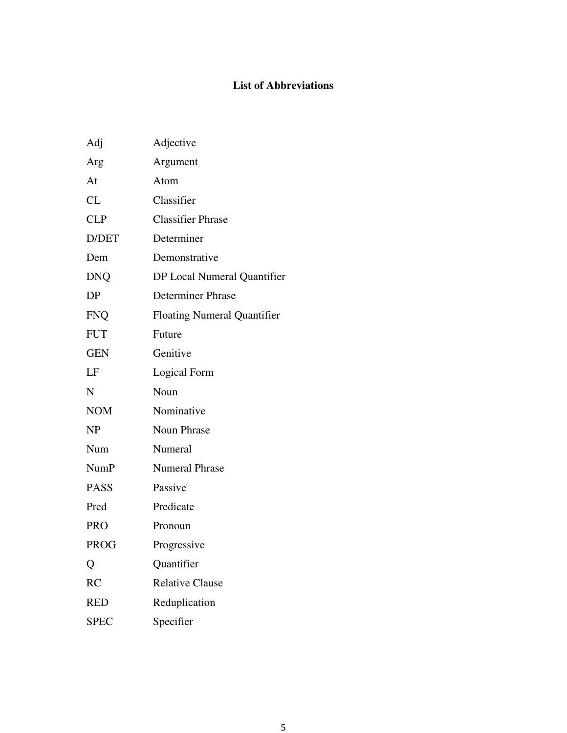# List of Abbreviations

| | |
|---|---|
| Adj | Adjective |
| Arg | Argument |
| At | Atom |
| CL | Classifier |
| CLP | Classifier Phrase |
| D/DET | Determiner |
| Dem | Demonstrative |
| DNQ | DP Local Numeral Quantifier |
| DP | Determiner Phrase |
| FNQ | Floating Numeral Quantifier |
| FUT | Future |
| GEN | Genitive |
| LF | Logical Form |
| N | Noun |
| NOM | Nominative |
| NP | Noun Phrase |
| Num | Numeral |
| NumP | Numeral Phrase |
| PASS | Passive |
| Pred | Predicate |
| PRO | Pronoun |
| PROG | Progressive |
| Q | Quantifier |
| RC | Relative Clause |
| RED | Reduplication |
| SPEC | Specifier |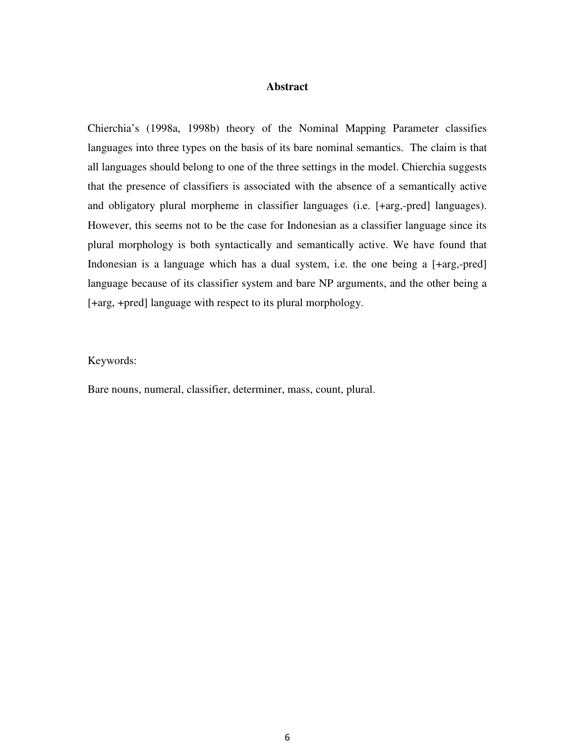## Abstract

Chierchia's (1998a, 1998b) theory of the Nominal Mapping Parameter classifies languages into three types on the basis of its bare nominal semantics. The claim is that all languages should belong to one of the three settings in the model. Chierchia suggests that the presence of classifiers is associated with the absence of a semantically active and obligatory plural morpheme in classifier languages (i.e. [+arg,-pred] languages). However, this seems not to be the case for Indonesian as a classifier language since its plural morphology is both syntactically and semantically active. We have found that Indonesian is a language which has a dual system, i.e. the one being a [+arg,-pred] language because of its classifier system and bare NP arguments, and the other being a [+arg, +pred] language with respect to its plural morphology.

Keywords:

Bare nouns, numeral, classifier, determiner, mass, count, plural.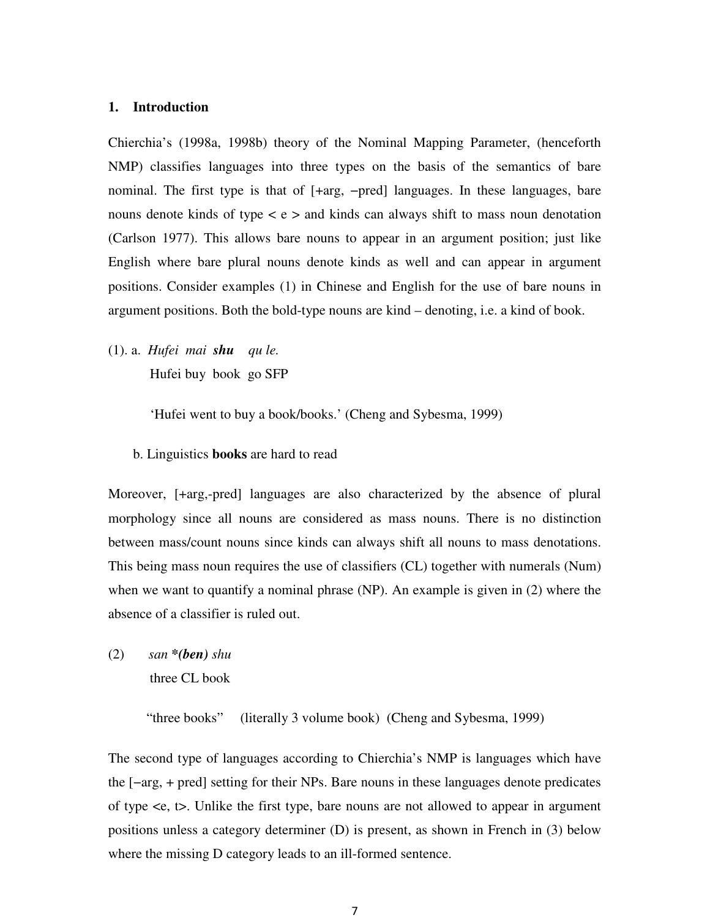## 1. Introduction

Chierchia's (1998a, 1998b) theory of the Nominal Mapping Parameter, (henceforth NMP) classifies languages into three types on the basis of the semantics of bare nominal. The first type is that of [+arg, −pred] languages. In these languages, bare nouns denote kinds of type < e > and kinds can always shift to mass noun denotation (Carlson 1977). This allows bare nouns to appear in an argument position; just like English where bare plural nouns denote kinds as well and can appear in argument positions. Consider examples (1) in Chinese and English for the use of bare nouns in argument positions. Both the bold-type nouns are kind – denoting, i.e. a kind of book.

(1). a. *Hufei mai* ***shu*** *qu le.*
Hufei buy book go SFP

'Hufei went to buy a book/books.' (Cheng and Sybesma, 1999)

b. Linguistics **books** are hard to read

Moreover, [+arg,-pred] languages are also characterized by the absence of plural morphology since all nouns are considered as mass nouns. There is no distinction between mass/count nouns since kinds can always shift all nouns to mass denotations. This being mass noun requires the use of classifiers (CL) together with numerals (Num) when we want to quantify a nominal phrase (NP). An example is given in (2) where the absence of a classifier is ruled out.

(2) *san* ***\*(ben)*** *shu*
three CL book

"three books" (literally 3 volume book) (Cheng and Sybesma, 1999)

The second type of languages according to Chierchia's NMP is languages which have the [−arg, + pred] setting for their NPs. Bare nouns in these languages denote predicates of type <e, t>. Unlike the first type, bare nouns are not allowed to appear in argument positions unless a category determiner (D) is present, as shown in French in (3) below where the missing D category leads to an ill-formed sentence.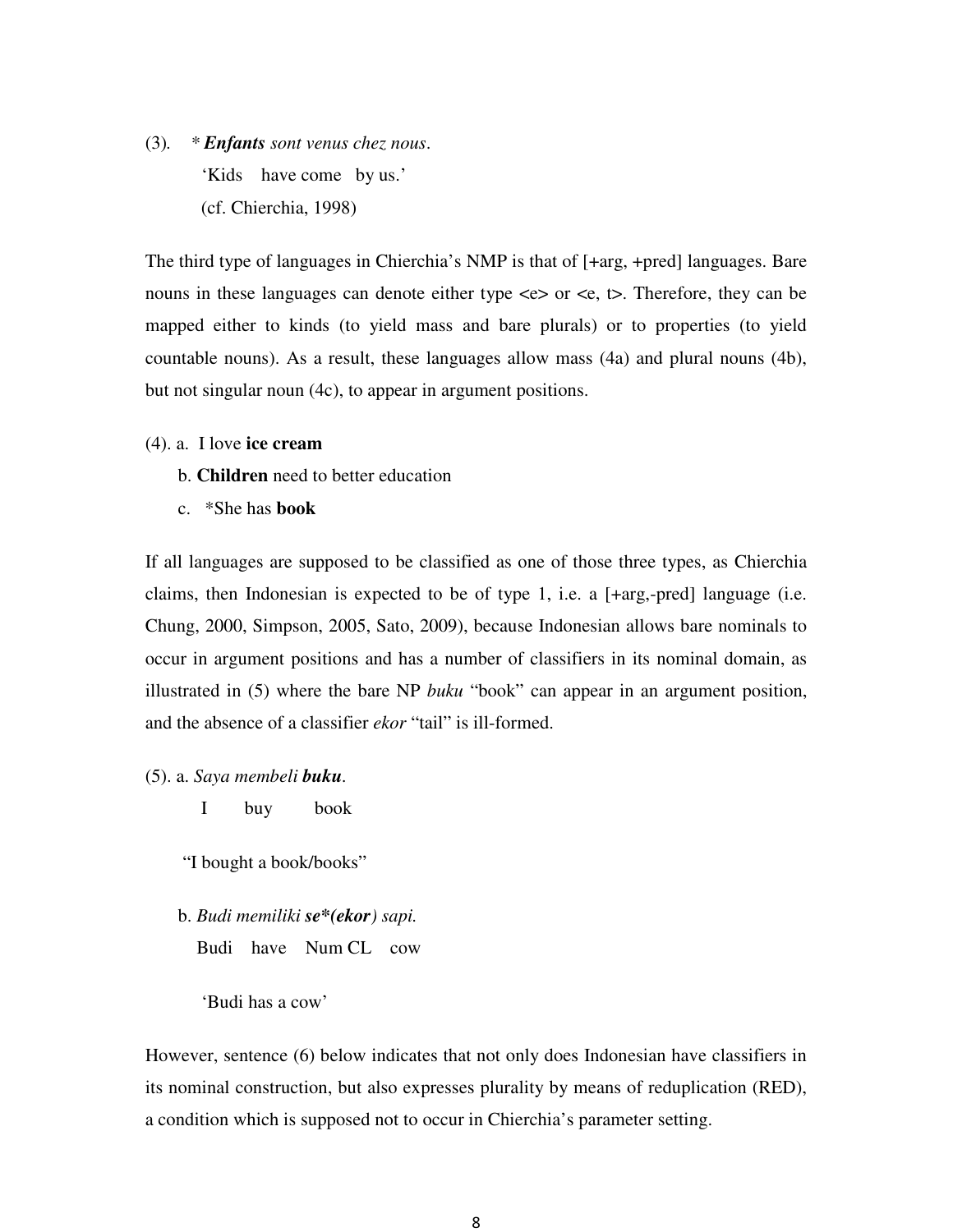(3). * ***Enfants*** *sont venus chez nous*.

'Kids have come by us.'

(cf. Chierchia, 1998)

The third type of languages in Chierchia's NMP is that of [+arg, +pred] languages. Bare nouns in these languages can denote either type <e> or <e, t>. Therefore, they can be mapped either to kinds (to yield mass and bare plurals) or to properties (to yield countable nouns). As a result, these languages allow mass (4a) and plural nouns (4b), but not singular noun (4c), to appear in argument positions.

(4). a. I love **ice cream**

b. **Children** need to better education

c. *She has **book**

If all languages are supposed to be classified as one of those three types, as Chierchia claims, then Indonesian is expected to be of type 1, i.e. a [+arg,-pred] language (i.e. Chung, 2000, Simpson, 2005, Sato, 2009), because Indonesian allows bare nominals to occur in argument positions and has a number of classifiers in its nominal domain, as illustrated in (5) where the bare NP *buku* "book" can appear in an argument position, and the absence of a classifier *ekor* "tail" is ill-formed.

(5). a. *Saya membeli* ***buku****.*

I buy book

"I bought a book/books"

b. *Budi memiliki* ***se*(ekor****) sapi.*

Budi have Num CL cow

'Budi has a cow'

However, sentence (6) below indicates that not only does Indonesian have classifiers in its nominal construction, but also expresses plurality by means of reduplication (RED), a condition which is supposed not to occur in Chierchia's parameter setting.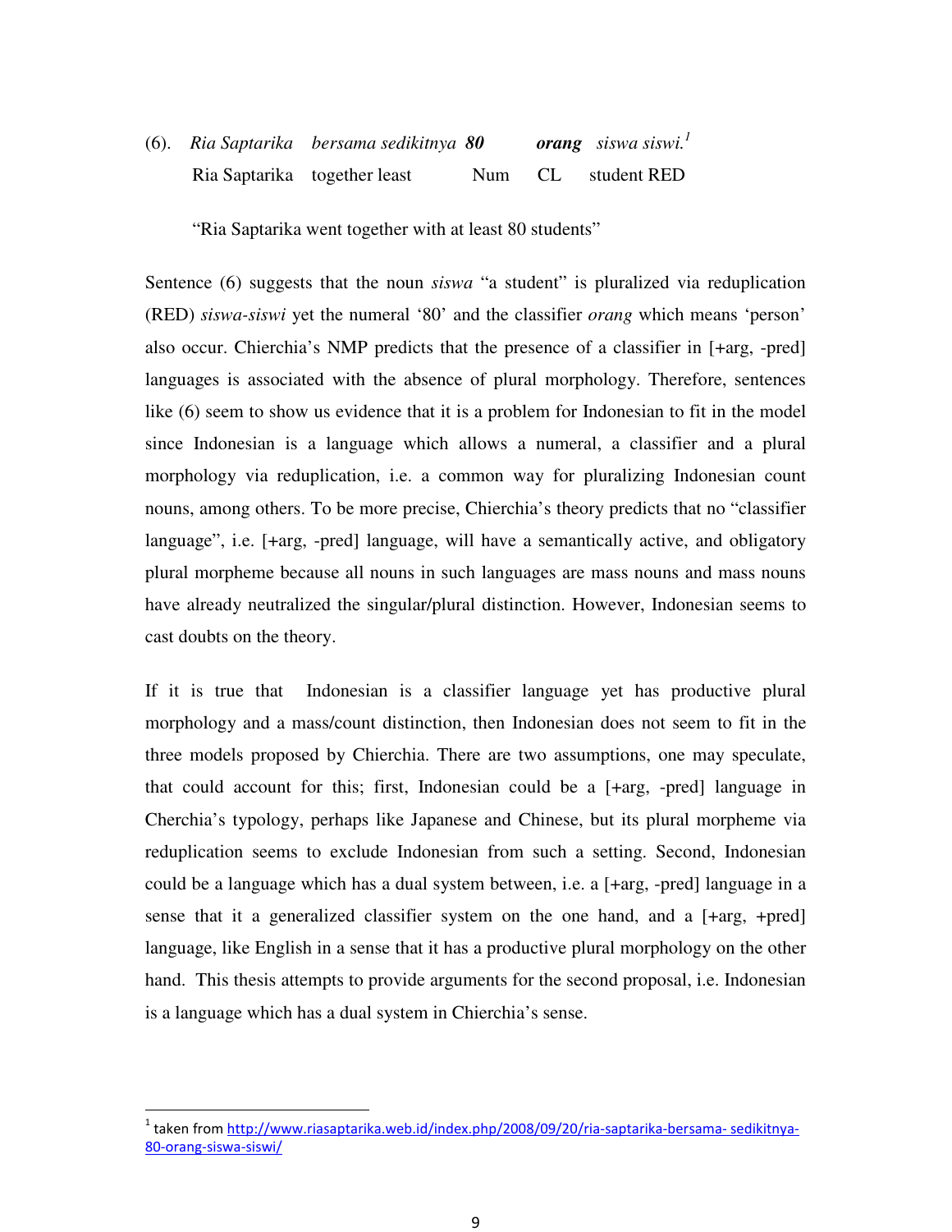(6). *Ria Saptarika* *bersama sedikitnya* ***80*** ***orang*** *siswa siswi.*[1]

Ria Saptarika together least Num CL student RED

"Ria Saptarika went together with at least 80 students"

Sentence (6) suggests that the noun *siswa* "a student" is pluralized via reduplication (RED) *siswa-siswi* yet the numeral '80' and the classifier *orang* which means 'person' also occur. Chierchia's NMP predicts that the presence of a classifier in [+arg, -pred] languages is associated with the absence of plural morphology. Therefore, sentences like (6) seem to show us evidence that it is a problem for Indonesian to fit in the model since Indonesian is a language which allows a numeral, a classifier and a plural morphology via reduplication, i.e. a common way for pluralizing Indonesian count nouns, among others. To be more precise, Chierchia's theory predicts that no "classifier language", i.e. [+arg, -pred] language, will have a semantically active, and obligatory plural morpheme because all nouns in such languages are mass nouns and mass nouns have already neutralized the singular/plural distinction. However, Indonesian seems to cast doubts on the theory.

If it is true that Indonesian is a classifier language yet has productive plural morphology and a mass/count distinction, then Indonesian does not seem to fit in the three models proposed by Chierchia. There are two assumptions, one may speculate, that could account for this; first, Indonesian could be a [+arg, -pred] language in Cherchia's typology, perhaps like Japanese and Chinese, but its plural morpheme via reduplication seems to exclude Indonesian from such a setting. Second, Indonesian could be a language which has a dual system between, i.e. a [+arg, -pred] language in a sense that it a generalized classifier system on the one hand, and a [+arg, +pred] language, like English in a sense that it has a productive plural morphology on the other hand. This thesis attempts to provide arguments for the second proposal, i.e. Indonesian is a language which has a dual system in Chierchia's sense.

---

[1] taken from http://www.riasaptarika.web.id/index.php/2008/09/20/ria-saptarika-bersama- sedikitnya-80-orang-siswa-siswi/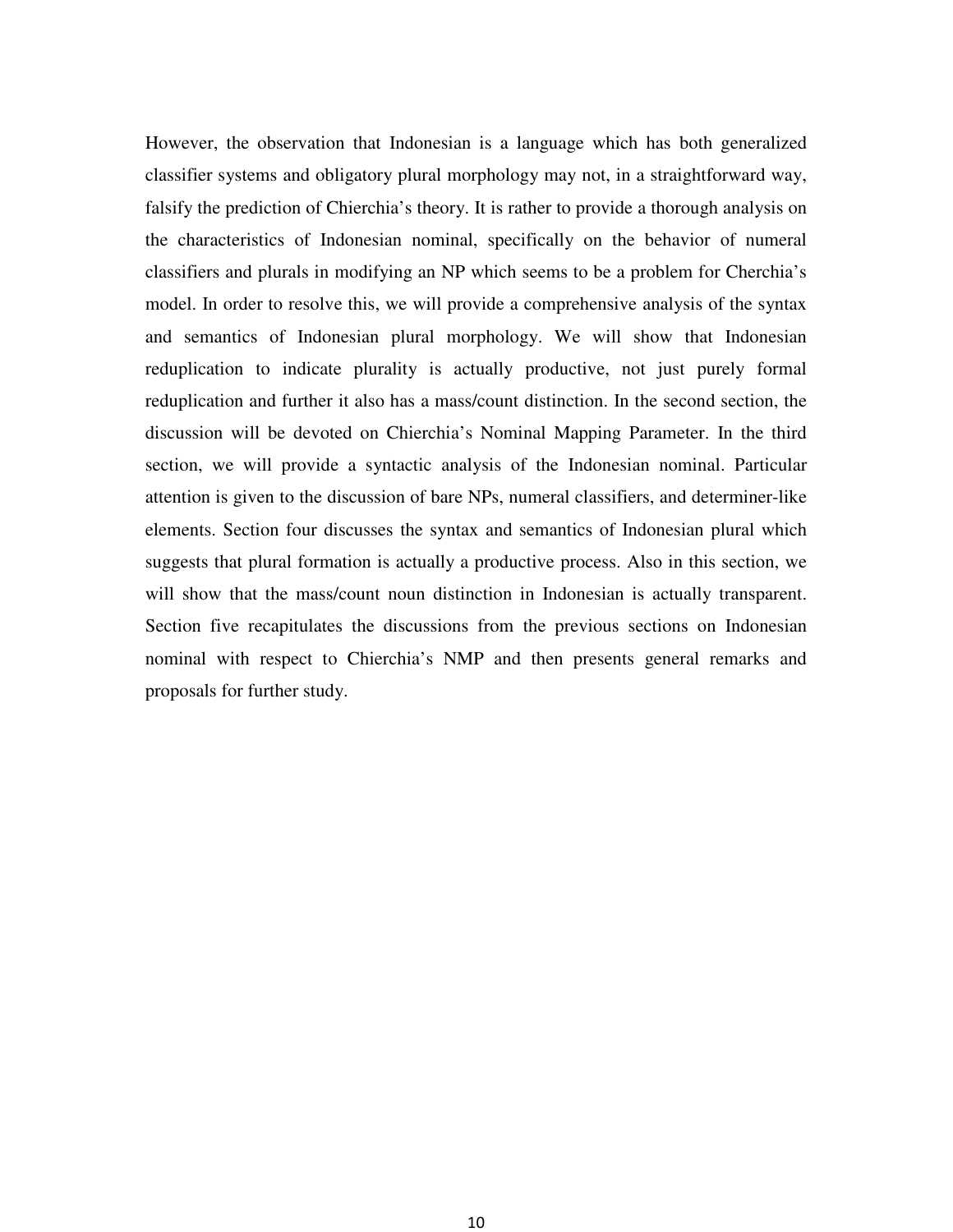However, the observation that Indonesian is a language which has both generalized classifier systems and obligatory plural morphology may not, in a straightforward way, falsify the prediction of Chierchia's theory. It is rather to provide a thorough analysis on the characteristics of Indonesian nominal, specifically on the behavior of numeral classifiers and plurals in modifying an NP which seems to be a problem for Cherchia's model. In order to resolve this, we will provide a comprehensive analysis of the syntax and semantics of Indonesian plural morphology. We will show that Indonesian reduplication to indicate plurality is actually productive, not just purely formal reduplication and further it also has a mass/count distinction. In the second section, the discussion will be devoted on Chierchia's Nominal Mapping Parameter. In the third section, we will provide a syntactic analysis of the Indonesian nominal. Particular attention is given to the discussion of bare NPs, numeral classifiers, and determiner-like elements. Section four discusses the syntax and semantics of Indonesian plural which suggests that plural formation is actually a productive process. Also in this section, we will show that the mass/count noun distinction in Indonesian is actually transparent. Section five recapitulates the discussions from the previous sections on Indonesian nominal with respect to Chierchia's NMP and then presents general remarks and proposals for further study.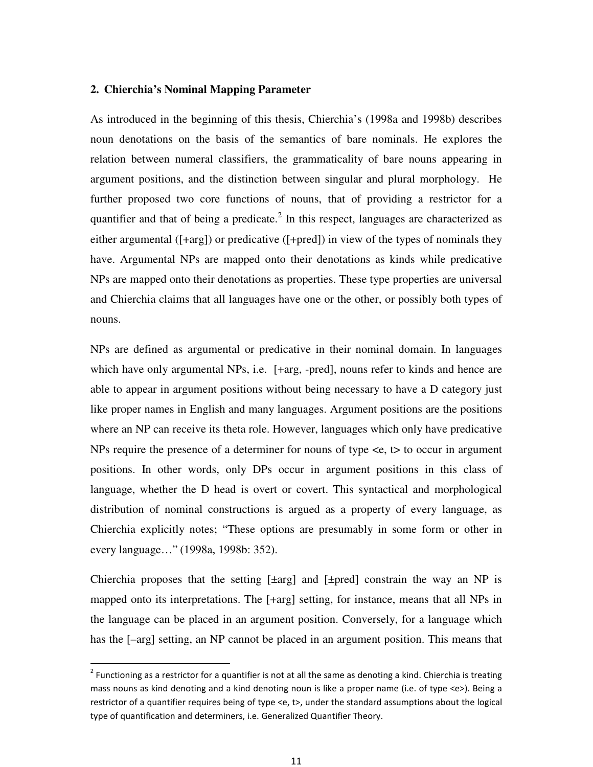## 2. Chierchia's Nominal Mapping Parameter

As introduced in the beginning of this thesis, Chierchia's (1998a and 1998b) describes noun denotations on the basis of the semantics of bare nominals. He explores the relation between numeral classifiers, the grammaticality of bare nouns appearing in argument positions, and the distinction between singular and plural morphology. He further proposed two core functions of nouns, that of providing a restrictor for a quantifier and that of being a predicate.[2] In this respect, languages are characterized as either argumental ([+arg]) or predicative ([+pred]) in view of the types of nominals they have. Argumental NPs are mapped onto their denotations as kinds while predicative NPs are mapped onto their denotations as properties. These type properties are universal and Chierchia claims that all languages have one or the other, or possibly both types of nouns.

NPs are defined as argumental or predicative in their nominal domain. In languages which have only argumental NPs, i.e. [+arg, -pred], nouns refer to kinds and hence are able to appear in argument positions without being necessary to have a D category just like proper names in English and many languages. Argument positions are the positions where an NP can receive its theta role. However, languages which only have predicative NPs require the presence of a determiner for nouns of type <e, t> to occur in argument positions. In other words, only DPs occur in argument positions in this class of language, whether the D head is overt or covert. This syntactical and morphological distribution of nominal constructions is argued as a property of every language, as Chierchia explicitly notes; "These options are presumably in some form or other in every language…" (1998a, 1998b: 352).

Chierchia proposes that the setting [±arg] and [±pred] constrain the way an NP is mapped onto its interpretations. The [+arg] setting, for instance, means that all NPs in the language can be placed in an argument position. Conversely, for a language which has the [–arg] setting, an NP cannot be placed in an argument position. This means that

---

[2] Functioning as a restrictor for a quantifier is not at all the same as denoting a kind. Chierchia is treating mass nouns as kind denoting and a kind denoting noun is like a proper name (i.e. of type <e>). Being a restrictor of a quantifier requires being of type <e, t>, under the standard assumptions about the logical type of quantification and determiners, i.e. Generalized Quantifier Theory.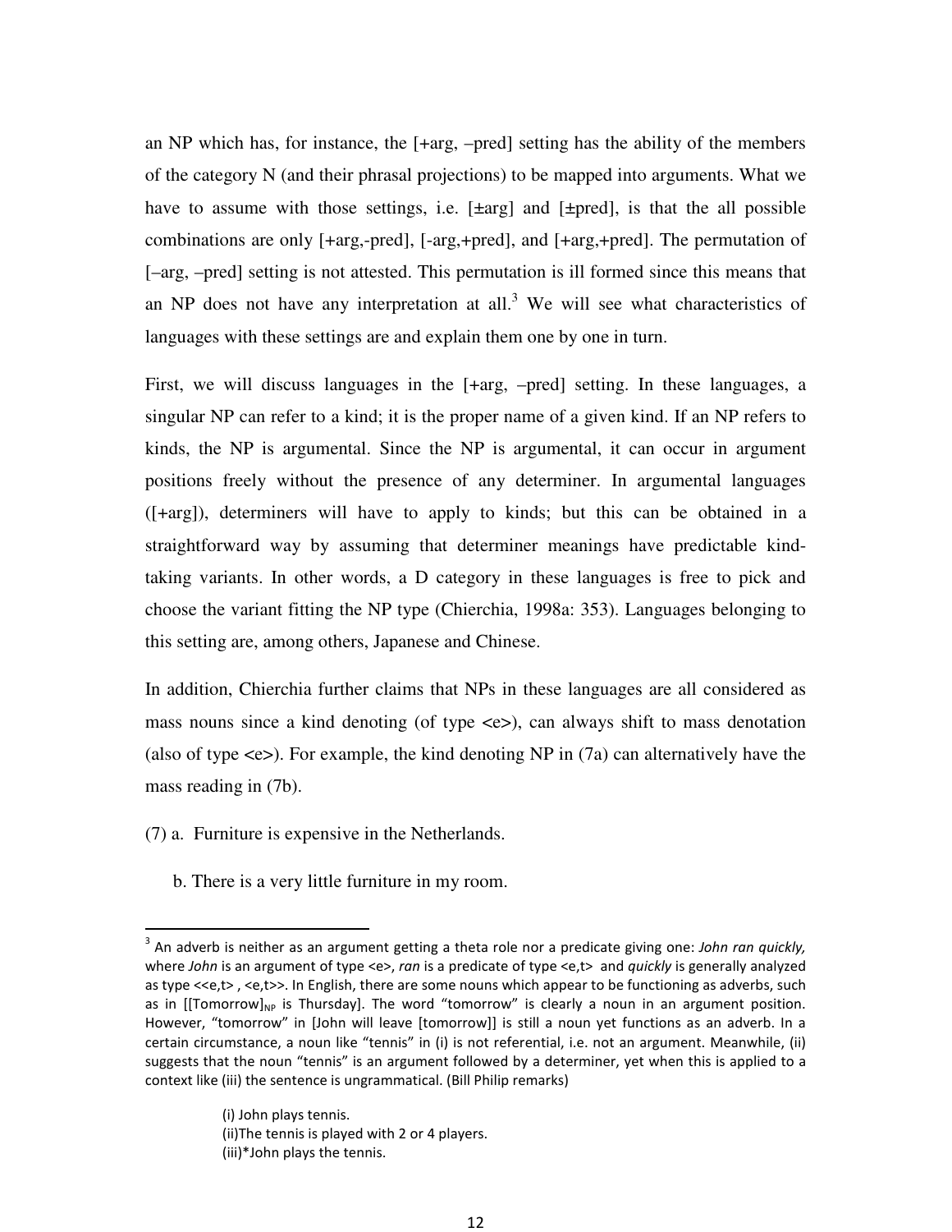an NP which has, for instance, the [+arg, –pred] setting has the ability of the members of the category N (and their phrasal projections) to be mapped into arguments. What we have to assume with those settings, i.e. [±arg] and [±pred], is that the all possible combinations are only [+arg,-pred], [-arg,+pred], and [+arg,+pred]. The permutation of [–arg, –pred] setting is not attested. This permutation is ill formed since this means that an NP does not have any interpretation at all.[3] We will see what characteristics of languages with these settings are and explain them one by one in turn.

First, we will discuss languages in the [+arg, –pred] setting. In these languages, a singular NP can refer to a kind; it is the proper name of a given kind. If an NP refers to kinds, the NP is argumental. Since the NP is argumental, it can occur in argument positions freely without the presence of any determiner. In argumental languages ([+arg]), determiners will have to apply to kinds; but this can be obtained in a straightforward way by assuming that determiner meanings have predictable kind-taking variants. In other words, a D category in these languages is free to pick and choose the variant fitting the NP type (Chierchia, 1998a: 353). Languages belonging to this setting are, among others, Japanese and Chinese.

In addition, Chierchia further claims that NPs in these languages are all considered as mass nouns since a kind denoting (of type <e>), can always shift to mass denotation (also of type <e>). For example, the kind denoting NP in (7a) can alternatively have the mass reading in (7b).

(7) a. Furniture is expensive in the Netherlands.

b. There is a very little furniture in my room.

---

[3] An adverb is neither as an argument getting a theta role nor a predicate giving one: *John ran quickly,* where *John* is an argument of type <e>, *ran* is a predicate of type <e,t> and *quickly* is generally analyzed as type <<e,t> , <e,t>>. In English, there are some nouns which appear to be functioning as adverbs, such as in [[Tomorrow]$_{NP}$ is Thursday]. The word "tomorrow" is clearly a noun in an argument position. However, "tomorrow" in [John will leave [tomorrow]] is still a noun yet functions as an adverb. In a certain circumstance, a noun like "tennis" in (i) is not referential, i.e. not an argument. Meanwhile, (ii) suggests that the noun "tennis" is an argument followed by a determiner, yet when this is applied to a context like (iii) the sentence is ungrammatical. (Bill Philip remarks)

(i) John plays tennis.
(ii)The tennis is played with 2 or 4 players.
(iii)*John plays the tennis.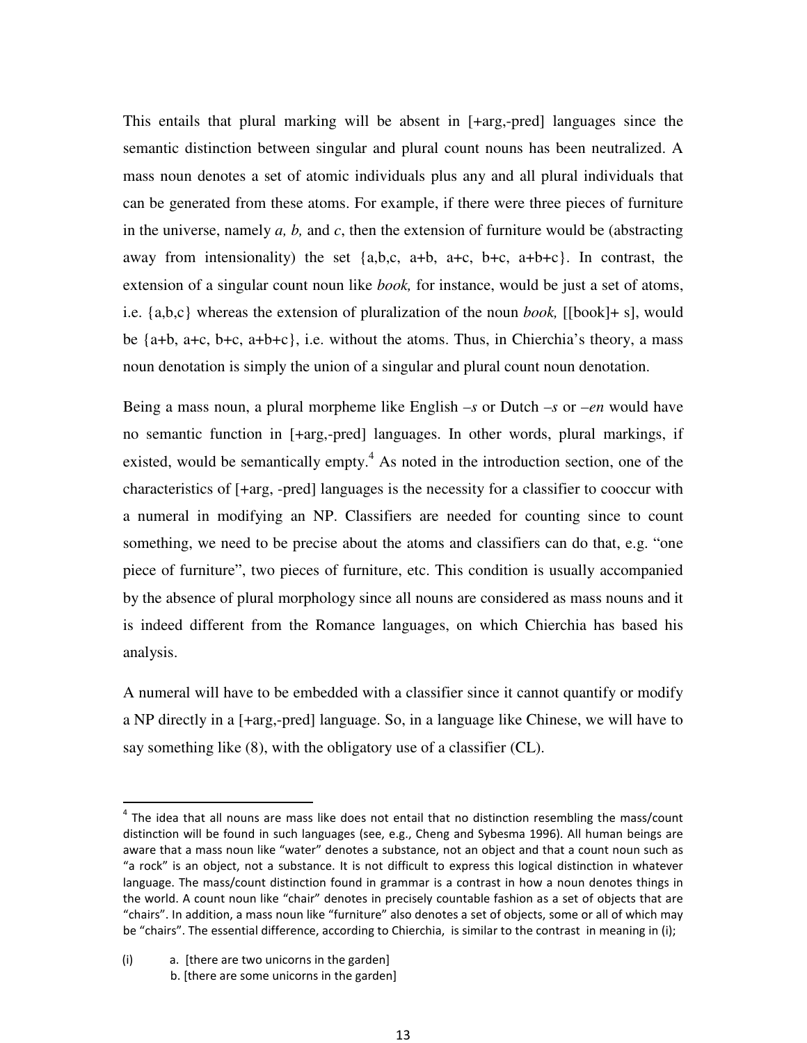This entails that plural marking will be absent in [+arg,-pred] languages since the semantic distinction between singular and plural count nouns has been neutralized. A mass noun denotes a set of atomic individuals plus any and all plural individuals that can be generated from these atoms. For example, if there were three pieces of furniture in the universe, namely *a, b,* and *c*, then the extension of furniture would be (abstracting away from intensionality) the set {a,b,c, a+b, a+c, b+c, a+b+c}. In contrast, the extension of a singular count noun like *book,* for instance, would be just a set of atoms, i.e. {a,b,c} whereas the extension of pluralization of the noun *book,* [[book]+ s], would be {a+b, a+c, b+c, a+b+c}, i.e. without the atoms. Thus, in Chierchia's theory, a mass noun denotation is simply the union of a singular and plural count noun denotation.

Being a mass noun, a plural morpheme like English *–s* or Dutch *–s* or *–en* would have no semantic function in [+arg,-pred] languages. In other words, plural markings, if existed, would be semantically empty.[4] As noted in the introduction section, one of the characteristics of [+arg, -pred] languages is the necessity for a classifier to cooccur with a numeral in modifying an NP. Classifiers are needed for counting since to count something, we need to be precise about the atoms and classifiers can do that, e.g. "one piece of furniture", two pieces of furniture, etc. This condition is usually accompanied by the absence of plural morphology since all nouns are considered as mass nouns and it is indeed different from the Romance languages, on which Chierchia has based his analysis.

A numeral will have to be embedded with a classifier since it cannot quantify or modify a NP directly in a [+arg,-pred] language. So, in a language like Chinese, we will have to say something like (8), with the obligatory use of a classifier (CL).

---

[4] The idea that all nouns are mass like does not entail that no distinction resembling the mass/count distinction will be found in such languages (see, e.g., Cheng and Sybesma 1996). All human beings are aware that a mass noun like "water" denotes a substance, not an object and that a count noun such as "a rock" is an object, not a substance. It is not difficult to express this logical distinction in whatever language. The mass/count distinction found in grammar is a contrast in how a noun denotes things in the world. A count noun like "chair" denotes in precisely countable fashion as a set of objects that are "chairs". In addition, a mass noun like "furniture" also denotes a set of objects, some or all of which may be "chairs". The essential difference, according to Chierchia, is similar to the contrast in meaning in (i);

(i) a. [there are two unicorns in the garden]
    b. [there are some unicorns in the garden]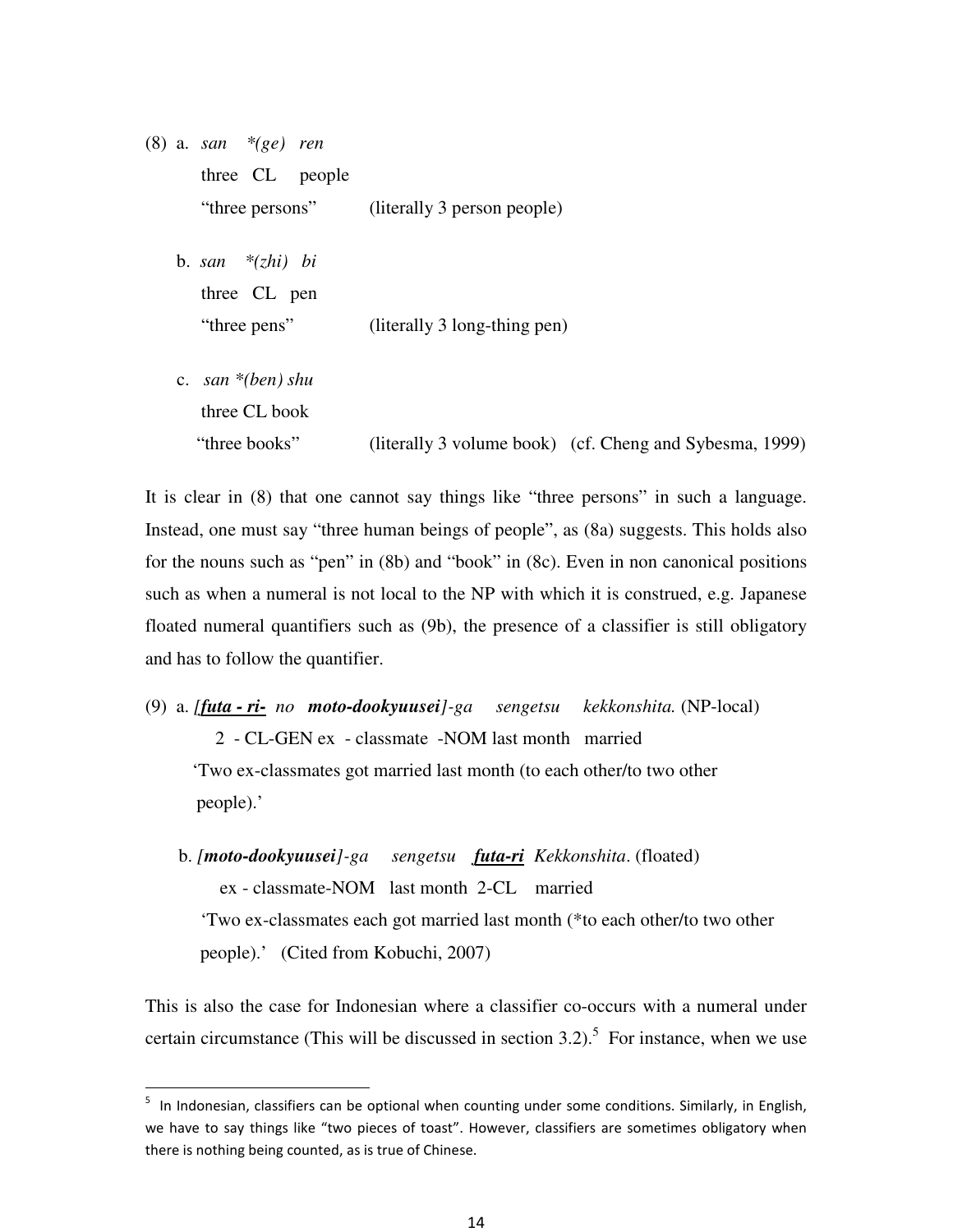(8) a. *san \*(ge) ren*
three CL people
"three persons" (literally 3 person people)

b. *san \*(zhi) bi*
three CL pen
"three pens" (literally 3 long-thing pen)

c. *san \*(ben) shu*
three CL book
"three books" (literally 3 volume book) (cf. Cheng and Sybesma, 1999)

It is clear in (8) that one cannot say things like "three persons" in such a language. Instead, one must say "three human beings of people", as (8a) suggests. This holds also for the nouns such as "pen" in (8b) and "book" in (8c). Even in non canonical positions such as when a numeral is not local to the NP with which it is construed, e.g. Japanese floated numeral quantifiers such as (9b), the presence of a classifier is still obligatory and has to follow the quantifier.

(9) a. *[**<u>futa - ri-</u>** no **moto-dookyuusei**]-ga sengetsu kekkonshita.* (NP-local)
2 - CL-GEN ex - classmate -NOM last month married
'Two ex-classmates got married last month (to each other/to two other people).'

b. *[**moto-dookyuusei**]-ga sengetsu **<u>futa-ri</u>** Kekkonshita*. (floated)
ex - classmate-NOM last month 2-CL married
'Two ex-classmates each got married last month (\*to each other/to two other people).' (Cited from Kobuchi, 2007)

This is also the case for Indonesian where a classifier co-occurs with a numeral under certain circumstance (This will be discussed in section 3.2).[5] For instance, when we use

---

[5] In Indonesian, classifiers can be optional when counting under some conditions. Similarly, in English, we have to say things like "two pieces of toast". However, classifiers are sometimes obligatory when there is nothing being counted, as is true of Chinese.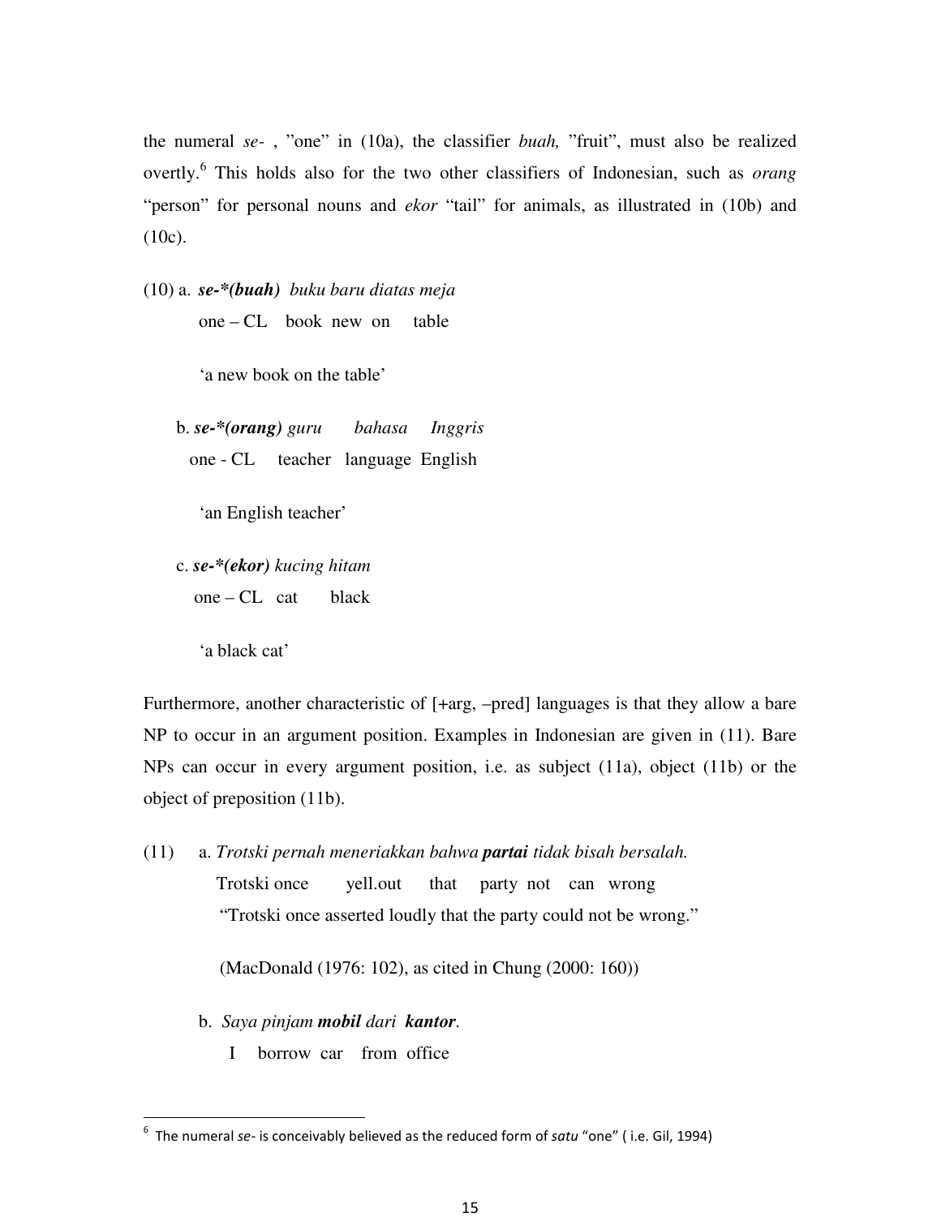the numeral *se-* , "one" in (10a), the classifier *buah,* "fruit", must also be realized overtly.[6] This holds also for the two other classifiers of Indonesian, such as *orang* "person" for personal nouns and *ekor* "tail" for animals, as illustrated in (10b) and (10c).

(10) a. ***se-*(buah)*** *buku baru diatas meja*
    one – CL  book new on  table

    'a new book on the table'

  b. ***se-*(orang)*** *guru  bahasa  Inggris*
    one - CL  teacher language English

    'an English teacher'

  c. ***se-*(ekor)*** *kucing hitam*
    one – CL cat  black

    'a black cat'

Furthermore, another characteristic of [+arg, –pred] languages is that they allow a bare NP to occur in an argument position. Examples in Indonesian are given in (11). Bare NPs can occur in every argument position, i.e. as subject (11a), object (11b) or the object of preposition (11b).

(11)  a. *Trotski pernah meneriakkan bahwa **partai** tidak bisah bersalah.*
    Trotski once  yell.out  that  party not  can wrong
    "Trotski once asserted loudly that the party could not be wrong."

    (MacDonald (1976: 102), as cited in Chung (2000: 160))

  b. *Saya pinjam **mobil** dari **kantor**.*
    I  borrow car  from office

---

[6] The numeral *se-* is conceivably believed as the reduced form of *satu* "one" ( i.e. Gil, 1994)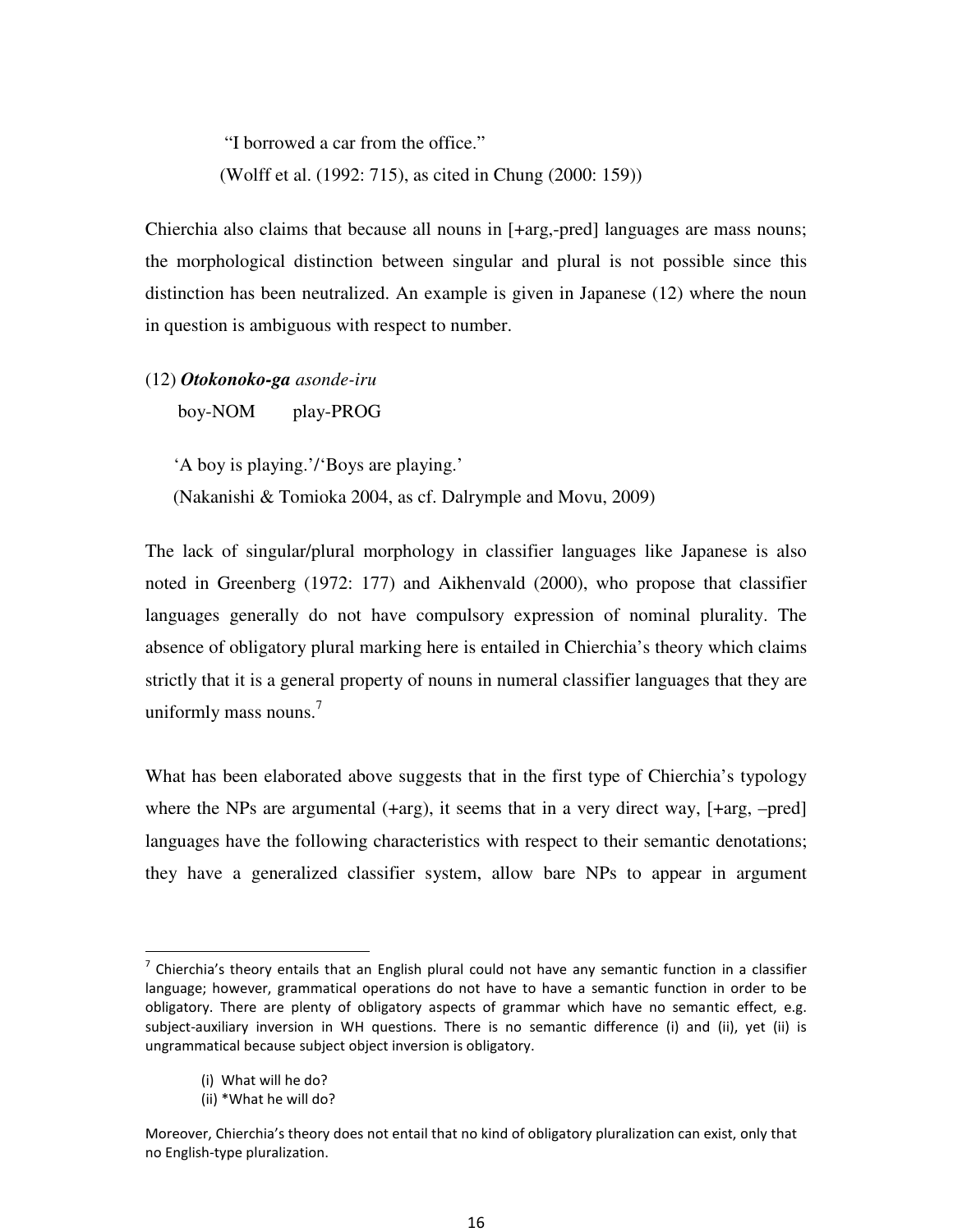"I borrowed a car from the office."

(Wolff et al. (1992: 715), as cited in Chung (2000: 159))

Chierchia also claims that because all nouns in [+arg,-pred] languages are mass nouns; the morphological distinction between singular and plural is not possible since this distinction has been neutralized. An example is given in Japanese (12) where the noun in question is ambiguous with respect to number.

(12) ***Otokonoko-ga*** *asonde-iru*

boy-NOM play-PROG

'A boy is playing.'/'Boys are playing.'

(Nakanishi & Tomioka 2004, as cf. Dalrymple and Movu, 2009)

The lack of singular/plural morphology in classifier languages like Japanese is also noted in Greenberg (1972: 177) and Aikhenvald (2000), who propose that classifier languages generally do not have compulsory expression of nominal plurality. The absence of obligatory plural marking here is entailed in Chierchia's theory which claims strictly that it is a general property of nouns in numeral classifier languages that they are uniformly mass nouns.[7]

What has been elaborated above suggests that in the first type of Chierchia's typology where the NPs are argumental (+arg), it seems that in a very direct way, [+arg, –pred] languages have the following characteristics with respect to their semantic denotations; they have a generalized classifier system, allow bare NPs to appear in argument

---

[7] Chierchia's theory entails that an English plural could not have any semantic function in a classifier language; however, grammatical operations do not have to have a semantic function in order to be obligatory. There are plenty of obligatory aspects of grammar which have no semantic effect, e.g. subject-auxiliary inversion in WH questions. There is no semantic difference (i) and (ii), yet (ii) is ungrammatical because subject object inversion is obligatory.

(i) What will he do?
(ii) *What he will do?

Moreover, Chierchia's theory does not entail that no kind of obligatory pluralization can exist, only that no English-type pluralization.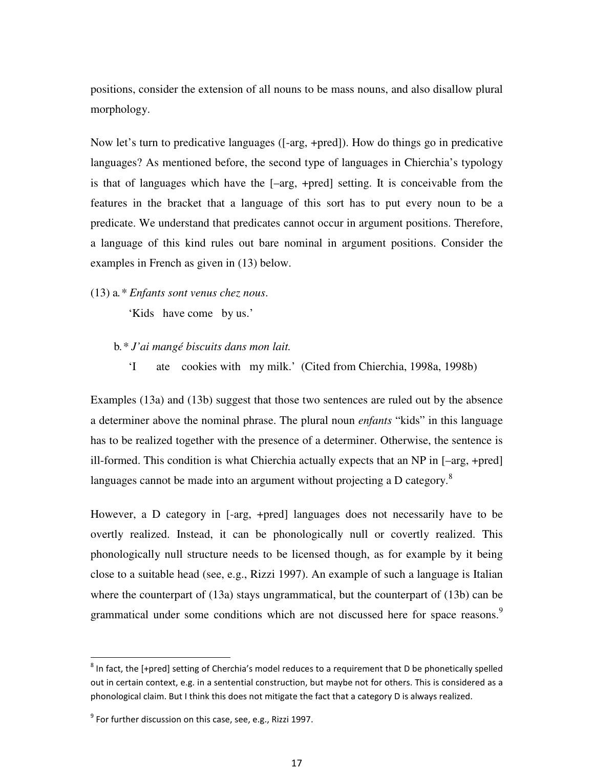positions, consider the extension of all nouns to be mass nouns, and also disallow plural morphology.

Now let's turn to predicative languages ([-arg, +pred]). How do things go in predicative languages? As mentioned before, the second type of languages in Chierchia's typology is that of languages which have the [–arg, +pred] setting. It is conceivable from the features in the bracket that a language of this sort has to put every noun to be a predicate. We understand that predicates cannot occur in argument positions. Therefore, a language of this kind rules out bare nominal in argument positions. Consider the examples in French as given in (13) below.

(13) a. * *Enfants sont venus chez nous*.
   'Kids have come by us.'

   b. * *J'ai mangé biscuits dans mon lait.*
   'I ate cookies with my milk.' (Cited from Chierchia, 1998a, 1998b)

Examples (13a) and (13b) suggest that those two sentences are ruled out by the absence a determiner above the nominal phrase. The plural noun *enfants* "kids" in this language has to be realized together with the presence of a determiner. Otherwise, the sentence is ill-formed. This condition is what Chierchia actually expects that an NP in [–arg, +pred] languages cannot be made into an argument without projecting a D category.[8]

However, a D category in [-arg, +pred] languages does not necessarily have to be overtly realized. Instead, it can be phonologically null or covertly realized. This phonologically null structure needs to be licensed though, as for example by it being close to a suitable head (see, e.g., Rizzi 1997). An example of such a language is Italian where the counterpart of (13a) stays ungrammatical, but the counterpart of (13b) can be grammatical under some conditions which are not discussed here for space reasons.[9]

---

[8] In fact, the [+pred] setting of Cherchia's model reduces to a requirement that D be phonetically spelled out in certain context, e.g. in a sentential construction, but maybe not for others. This is considered as a phonological claim. But I think this does not mitigate the fact that a category D is always realized.

[9] For further discussion on this case, see, e.g., Rizzi 1997.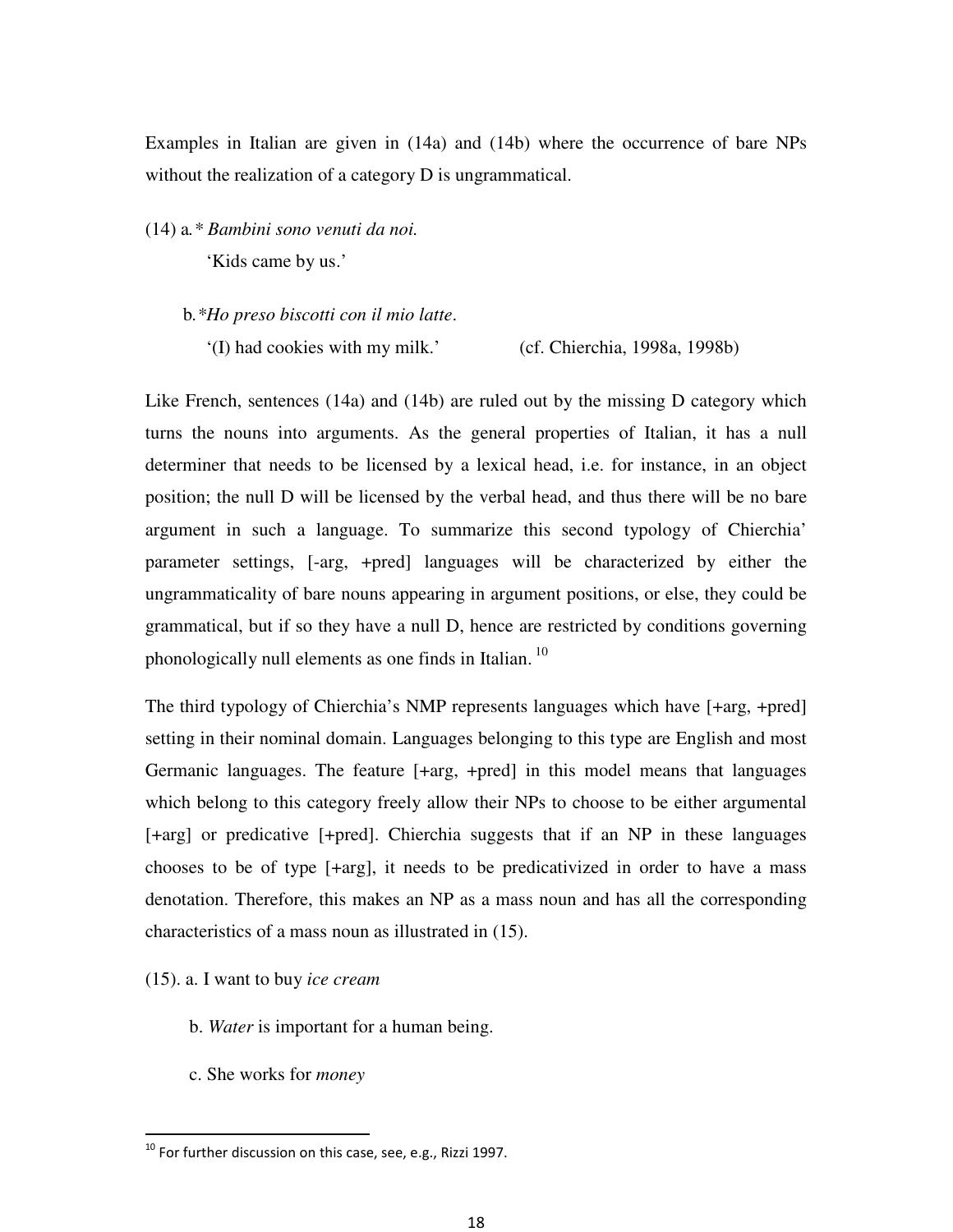Examples in Italian are given in (14a) and (14b) where the occurrence of bare NPs without the realization of a category D is ungrammatical.

(14) a.* *Bambini sono venuti da noi.*

'Kids came by us.'

b.**Ho preso biscotti con il mio latte*.

'(I) had cookies with my milk.' (cf. Chierchia, 1998a, 1998b)

Like French, sentences (14a) and (14b) are ruled out by the missing D category which turns the nouns into arguments. As the general properties of Italian, it has a null determiner that needs to be licensed by a lexical head, i.e. for instance, in an object position; the null D will be licensed by the verbal head, and thus there will be no bare argument in such a language. To summarize this second typology of Chierchia' parameter settings, [-arg, +pred] languages will be characterized by either the ungrammaticality of bare nouns appearing in argument positions, or else, they could be grammatical, but if so they have a null D, hence are restricted by conditions governing phonologically null elements as one finds in Italian. [10]

The third typology of Chierchia's NMP represents languages which have [+arg, +pred] setting in their nominal domain. Languages belonging to this type are English and most Germanic languages. The feature [+arg, +pred] in this model means that languages which belong to this category freely allow their NPs to choose to be either argumental [+arg] or predicative [+pred]. Chierchia suggests that if an NP in these languages chooses to be of type [+arg], it needs to be predicativized in order to have a mass denotation. Therefore, this makes an NP as a mass noun and has all the corresponding characteristics of a mass noun as illustrated in (15).

(15). a. I want to buy *ice cream*

b. *Water* is important for a human being.

c. She works for *money*

[10] For further discussion on this case, see, e.g., Rizzi 1997.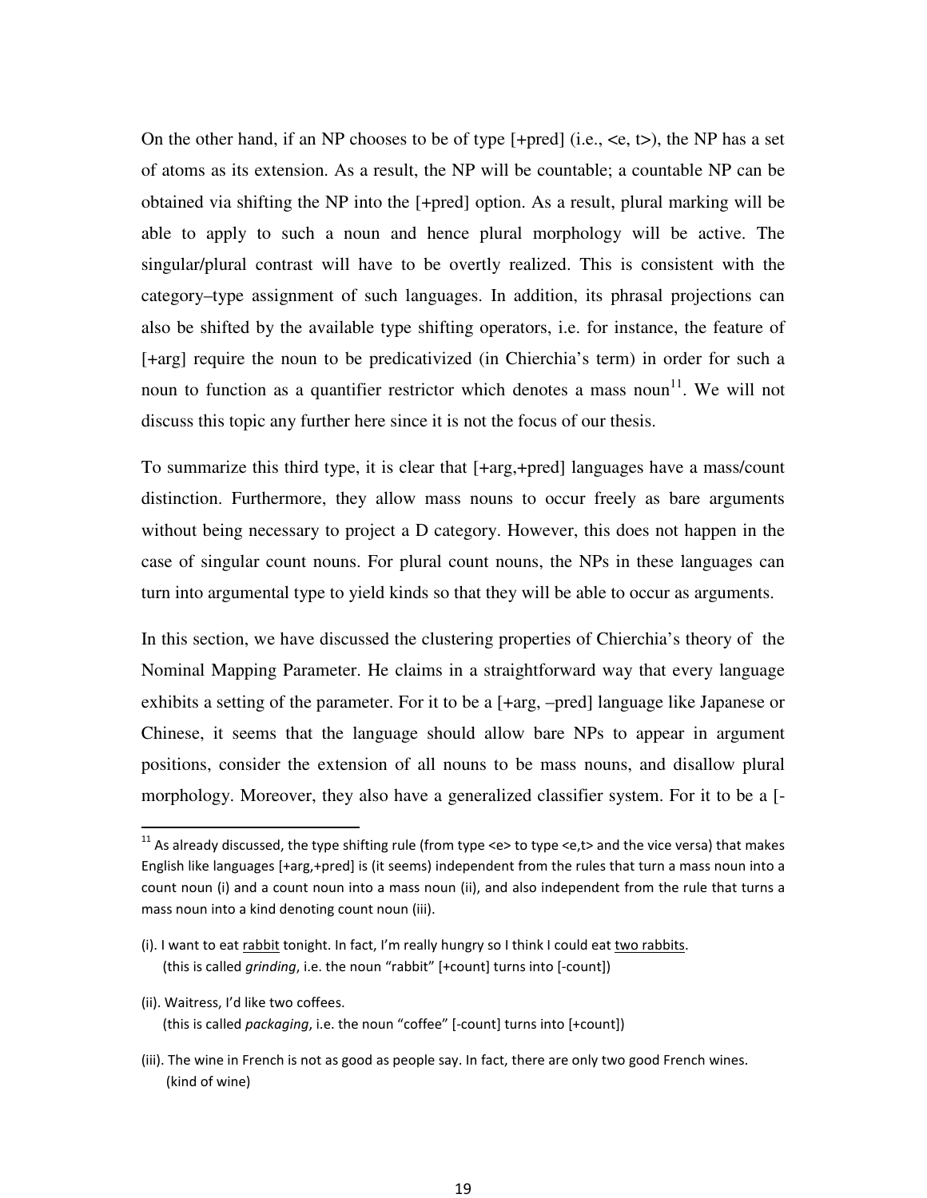On the other hand, if an NP chooses to be of type [+pred] (i.e., <e, t>), the NP has a set of atoms as its extension. As a result, the NP will be countable; a countable NP can be obtained via shifting the NP into the [+pred] option. As a result, plural marking will be able to apply to such a noun and hence plural morphology will be active. The singular/plural contrast will have to be overtly realized. This is consistent with the category–type assignment of such languages. In addition, its phrasal projections can also be shifted by the available type shifting operators, i.e. for instance, the feature of [+arg] require the noun to be predicativized (in Chierchia's term) in order for such a noun to function as a quantifier restrictor which denotes a mass noun[11]. We will not discuss this topic any further here since it is not the focus of our thesis.

To summarize this third type, it is clear that [+arg,+pred] languages have a mass/count distinction. Furthermore, they allow mass nouns to occur freely as bare arguments without being necessary to project a D category. However, this does not happen in the case of singular count nouns. For plural count nouns, the NPs in these languages can turn into argumental type to yield kinds so that they will be able to occur as arguments.

In this section, we have discussed the clustering properties of Chierchia's theory of the Nominal Mapping Parameter. He claims in a straightforward way that every language exhibits a setting of the parameter. For it to be a [+arg, –pred] language like Japanese or Chinese, it seems that the language should allow bare NPs to appear in argument positions, consider the extension of all nouns to be mass nouns, and disallow plural morphology. Moreover, they also have a generalized classifier system. For it to be a [-

---

[11] As already discussed, the type shifting rule (from type <e> to type <e,t> and the vice versa) that makes English like languages [+arg,+pred] is (it seems) independent from the rules that turn a mass noun into a count noun (i) and a count noun into a mass noun (ii), and also independent from the rule that turns a mass noun into a kind denoting count noun (iii).

(i). I want to eat rabbit tonight. In fact, I'm really hungry so I think I could eat two rabbits.
(this is called *grinding*, i.e. the noun "rabbit" [+count] turns into [-count])

(ii). Waitress, I'd like two coffees.
(this is called *packaging*, i.e. the noun "coffee" [-count] turns into [+count])

(iii). The wine in French is not as good as people say. In fact, there are only two good French wines.
(kind of wine)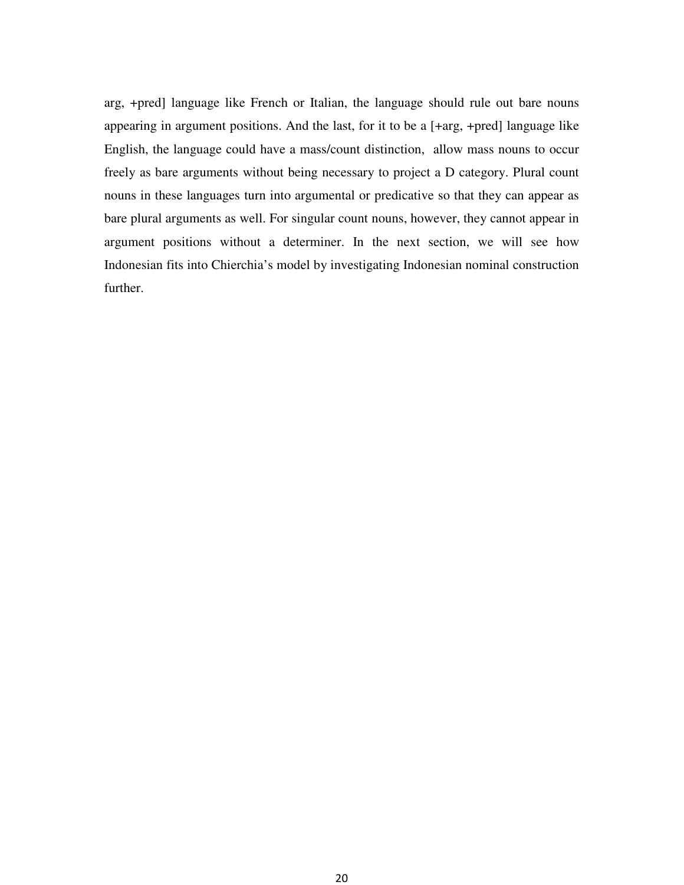arg, +pred] language like French or Italian, the language should rule out bare nouns appearing in argument positions. And the last, for it to be a [+arg, +pred] language like English, the language could have a mass/count distinction, allow mass nouns to occur freely as bare arguments without being necessary to project a D category. Plural count nouns in these languages turn into argumental or predicative so that they can appear as bare plural arguments as well. For singular count nouns, however, they cannot appear in argument positions without a determiner. In the next section, we will see how Indonesian fits into Chierchia's model by investigating Indonesian nominal construction further.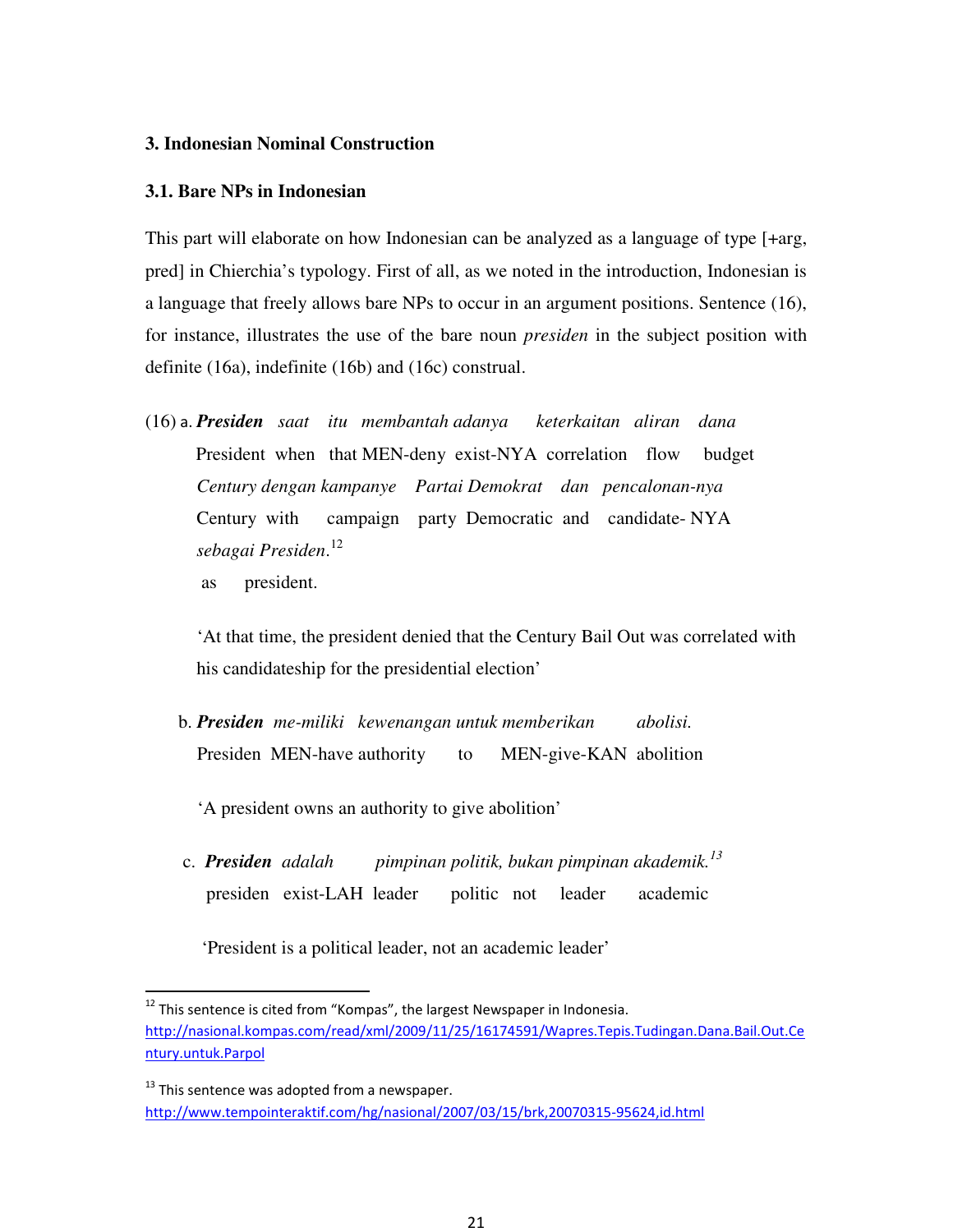### 3. Indonesian Nominal Construction

### 3.1. Bare NPs in Indonesian

This part will elaborate on how Indonesian can be analyzed as a language of type [+arg, pred] in Chierchia's typology. First of all, as we noted in the introduction, Indonesian is a language that freely allows bare NPs to occur in an argument positions. Sentence (16), for instance, illustrates the use of the bare noun *presiden* in the subject position with definite (16a), indefinite (16b) and (16c) construal.

(16) a. ***Presiden*** *saat itu membantah adanya keterkaitan aliran dana*
President when that MEN-deny exist-NYA correlation flow budget
*Century dengan kampanye Partai Demokrat dan pencalonan-nya*
Century with campaign party Democratic and candidate- NYA
*sebagai Presiden.*[12]
as president.

'At that time, the president denied that the Century Bail Out was correlated with his candidateship for the presidential election'

b. ***Presiden*** *me-miliki kewenangan untuk memberikan abolisi.*
Presiden MEN-have authority to MEN-give-KAN abolition

'A president owns an authority to give abolition'

c. ***Presiden*** *adalah pimpinan politik, bukan pimpinan akademik.*[13]
presiden exist-LAH leader politic not leader academic

'President is a political leader, not an academic leader'

---

[12] This sentence is cited from "Kompas", the largest Newspaper in Indonesia. http://nasional.kompas.com/read/xml/2009/11/25/16174591/Wapres.Tepis.Tudingan.Dana.Bail.Out.Century.untuk.Parpol

[13] This sentence was adopted from a newspaper. http://www.tempointeraktif.com/hg/nasional/2007/03/15/brk,20070315-95624,id.html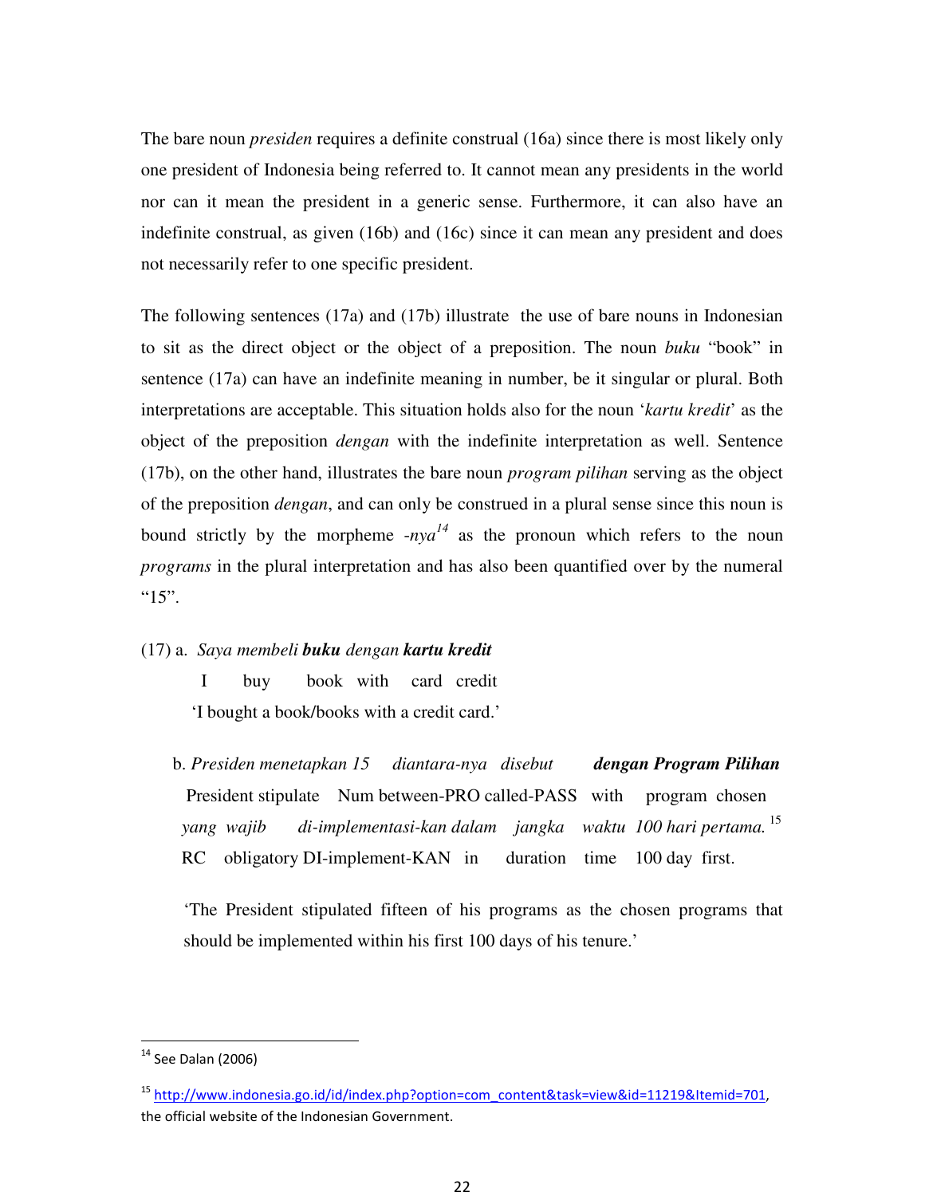The bare noun *presiden* requires a definite construal (16a) since there is most likely only one president of Indonesia being referred to. It cannot mean any presidents in the world nor can it mean the president in a generic sense. Furthermore, it can also have an indefinite construal, as given (16b) and (16c) since it can mean any president and does not necessarily refer to one specific president.

The following sentences (17a) and (17b) illustrate the use of bare nouns in Indonesian to sit as the direct object or the object of a preposition. The noun *buku* "book" in sentence (17a) can have an indefinite meaning in number, be it singular or plural. Both interpretations are acceptable. This situation holds also for the noun '*kartu kredit*' as the object of the preposition *dengan* with the indefinite interpretation as well. Sentence (17b), on the other hand, illustrates the bare noun *program pilihan* serving as the object of the preposition *dengan*, and can only be construed in a plural sense since this noun is bound strictly by the morpheme *-nya*[14] as the pronoun which refers to the noun *programs* in the plural interpretation and has also been quantified over by the numeral "15".

(17) a. *Saya membeli* ***buku*** *dengan* ***kartu kredit***
I buy book with card credit
'I bought a book/books with a credit card.'

b. *Presiden menetapkan 15 diantara-nya disebut* ***dengan Program Pilihan***
President stipulate Num between-PRO called-PASS with program chosen
*yang wajib di-implementasi-kan dalam jangka waktu 100 hari pertama.*[15]
RC obligatory DI-implement-KAN in duration time 100 day first.

'The President stipulated fifteen of his programs as the chosen programs that should be implemented within his first 100 days of his tenure.'

---

[14] See Dalan (2006)

[15] http://www.indonesia.go.id/id/index.php?option=com_content&task=view&id=11219&Itemid=701, the official website of the Indonesian Government.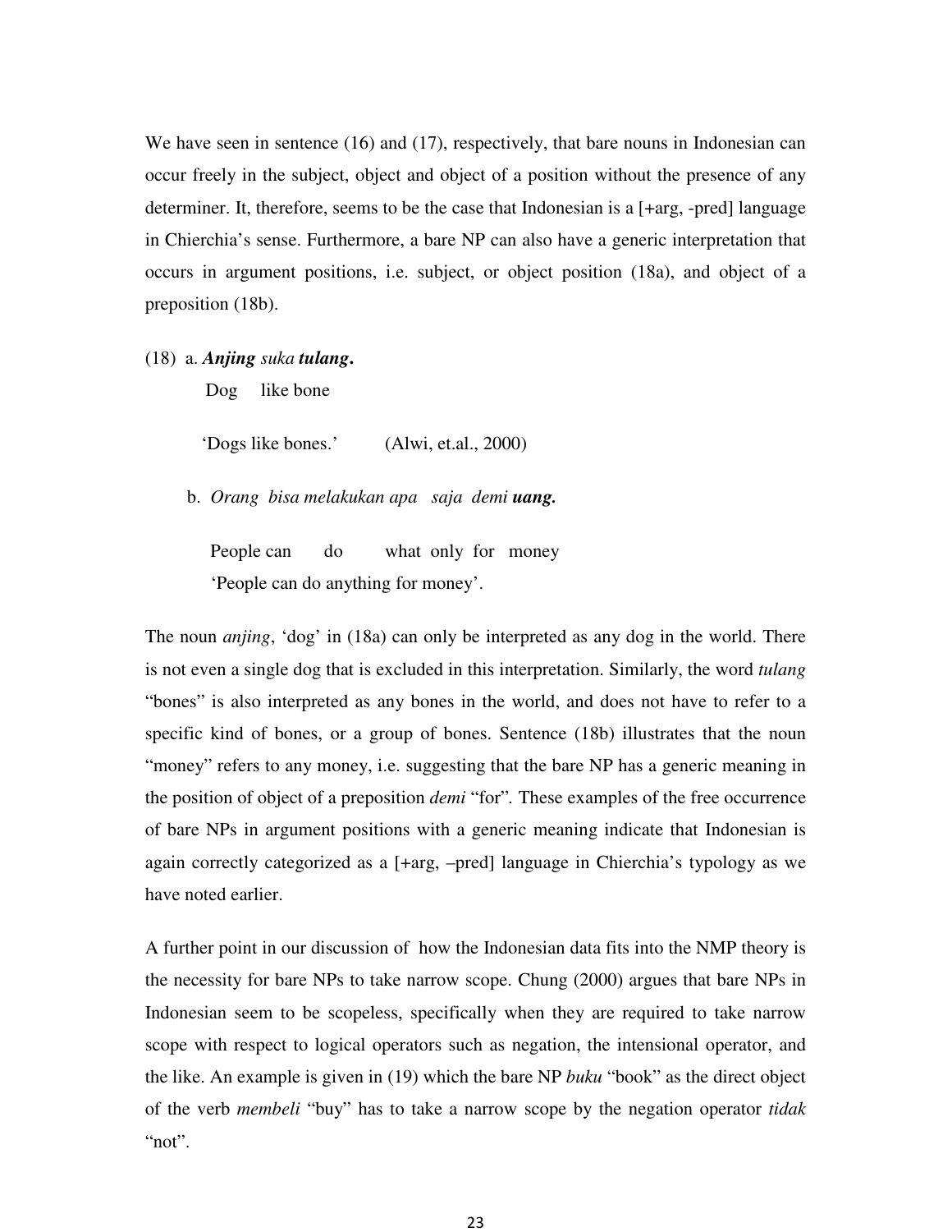We have seen in sentence (16) and (17), respectively, that bare nouns in Indonesian can occur freely in the subject, object and object of a position without the presence of any determiner. It, therefore, seems to be the case that Indonesian is a [+arg, -pred] language in Chierchia's sense. Furthermore, a bare NP can also have a generic interpretation that occurs in argument positions, i.e. subject, or object position (18a), and object of a preposition (18b).

(18) a. ***Anjing*** *suka* ***tulang*.**

Dog like bone

'Dogs like bones.' (Alwi, et.al., 2000)

b. *Orang bisa melakukan apa saja demi* ***uang.***

People can do what only for money

'People can do anything for money'.

The noun *anjing*, 'dog' in (18a) can only be interpreted as any dog in the world. There is not even a single dog that is excluded in this interpretation. Similarly, the word *tulang* "bones" is also interpreted as any bones in the world, and does not have to refer to a specific kind of bones, or a group of bones. Sentence (18b) illustrates that the noun "money" refers to any money, i.e. suggesting that the bare NP has a generic meaning in the position of object of a preposition *demi* "for". These examples of the free occurrence of bare NPs in argument positions with a generic meaning indicate that Indonesian is again correctly categorized as a [+arg, –pred] language in Chierchia's typology as we have noted earlier.

A further point in our discussion of how the Indonesian data fits into the NMP theory is the necessity for bare NPs to take narrow scope. Chung (2000) argues that bare NPs in Indonesian seem to be scopeless, specifically when they are required to take narrow scope with respect to logical operators such as negation, the intensional operator, and the like. An example is given in (19) which the bare NP *buku* "book" as the direct object of the verb *membeli* "buy" has to take a narrow scope by the negation operator *tidak* "not".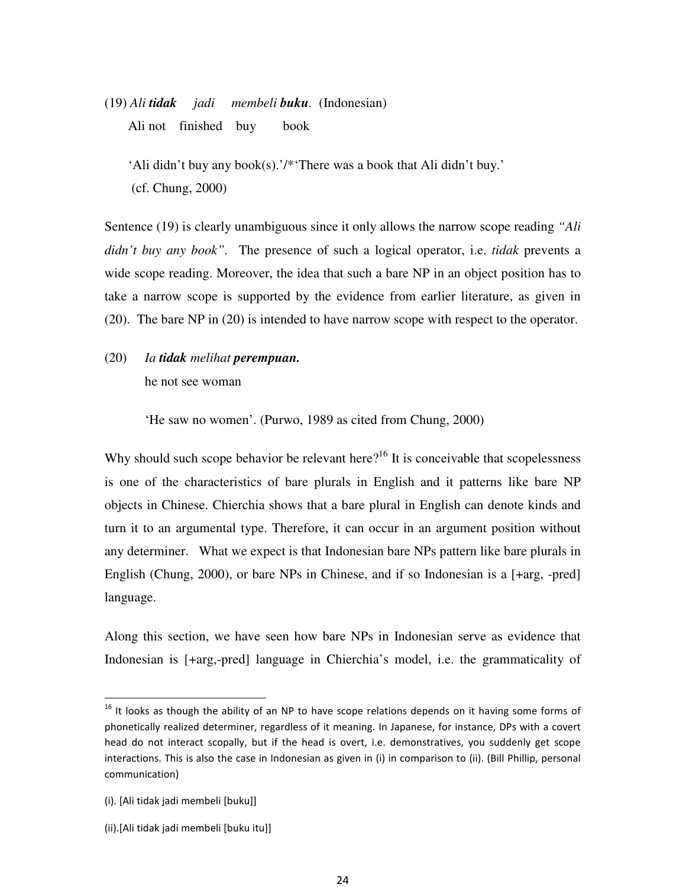(19) *Ali **tidak** jadi membeli **buku**.* (Indonesian)
Ali not finished buy book

'Ali didn't buy any book(s).'/*'There was a book that Ali didn't buy.'
(cf. Chung, 2000)

Sentence (19) is clearly unambiguous since it only allows the narrow scope reading *"Ali didn't buy any book"*. The presence of such a logical operator, i.e. *tidak* prevents a wide scope reading. Moreover, the idea that such a bare NP in an object position has to take a narrow scope is supported by the evidence from earlier literature, as given in (20). The bare NP in (20) is intended to have narrow scope with respect to the operator.

(20) *Ia **tidak** melihat **perempuan.***
he not see woman

'He saw no women'. (Purwo, 1989 as cited from Chung, 2000)

Why should such scope behavior be relevant here?[16] It is conceivable that scopelessness is one of the characteristics of bare plurals in English and it patterns like bare NP objects in Chinese. Chierchia shows that a bare plural in English can denote kinds and turn it to an argumental type. Therefore, it can occur in an argument position without any determiner. What we expect is that Indonesian bare NPs pattern like bare plurals in English (Chung, 2000), or bare NPs in Chinese, and if so Indonesian is a [+arg, -pred] language.

Along this section, we have seen how bare NPs in Indonesian serve as evidence that Indonesian is [+arg,-pred] language in Chierchia's model, i.e. the grammaticality of

---

[16] It looks as though the ability of an NP to have scope relations depends on it having some forms of phonetically realized determiner, regardless of it meaning. In Japanese, for instance, DPs with a covert head do not interact scopally, but if the head is overt, i.e. demonstratives, you suddenly get scope interactions. This is also the case in Indonesian as given in (i) in comparison to (ii). (Bill Phillip, personal communication)

(i). [Ali tidak jadi membeli [buku]]

(ii).[Ali tidak jadi membeli [buku itu]]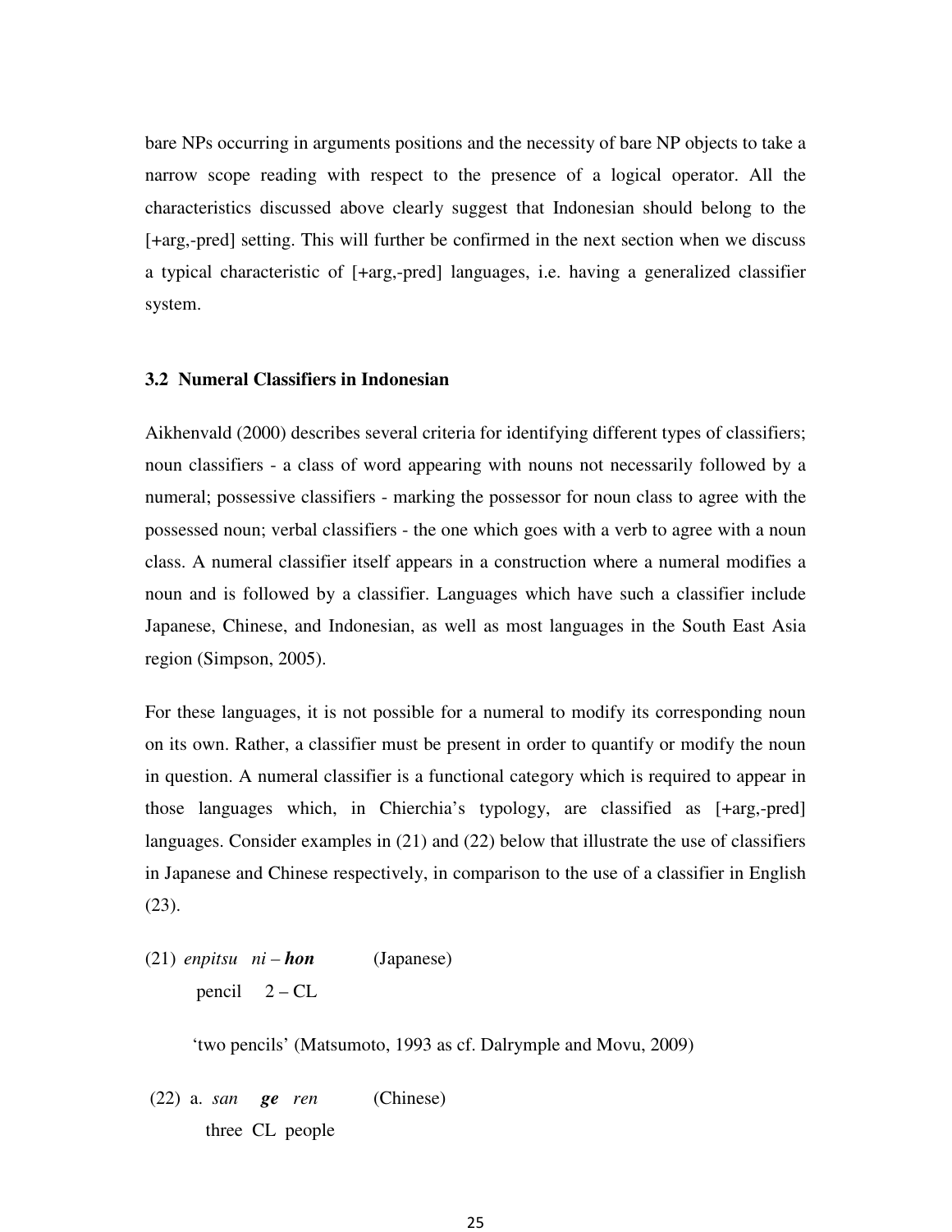bare NPs occurring in arguments positions and the necessity of bare NP objects to take a narrow scope reading with respect to the presence of a logical operator. All the characteristics discussed above clearly suggest that Indonesian should belong to the [+arg,-pred] setting. This will further be confirmed in the next section when we discuss a typical characteristic of [+arg,-pred] languages, i.e. having a generalized classifier system.

### 3.2 Numeral Classifiers in Indonesian

Aikhenvald (2000) describes several criteria for identifying different types of classifiers; noun classifiers - a class of word appearing with nouns not necessarily followed by a numeral; possessive classifiers - marking the possessor for noun class to agree with the possessed noun; verbal classifiers - the one which goes with a verb to agree with a noun class. A numeral classifier itself appears in a construction where a numeral modifies a noun and is followed by a classifier. Languages which have such a classifier include Japanese, Chinese, and Indonesian, as well as most languages in the South East Asia region (Simpson, 2005).

For these languages, it is not possible for a numeral to modify its corresponding noun on its own. Rather, a classifier must be present in order to quantify or modify the noun in question. A numeral classifier is a functional category which is required to appear in those languages which, in Chierchia's typology, are classified as [+arg,-pred] languages. Consider examples in (21) and (22) below that illustrate the use of classifiers in Japanese and Chinese respectively, in comparison to the use of a classifier in English (23).

(21) *enpitsu ni* – ***hon*** (Japanese)
pencil 2 – CL

'two pencils' (Matsumoto, 1993 as cf. Dalrymple and Movu, 2009)

(22) a. *san* ***ge*** *ren* (Chinese)
three CL people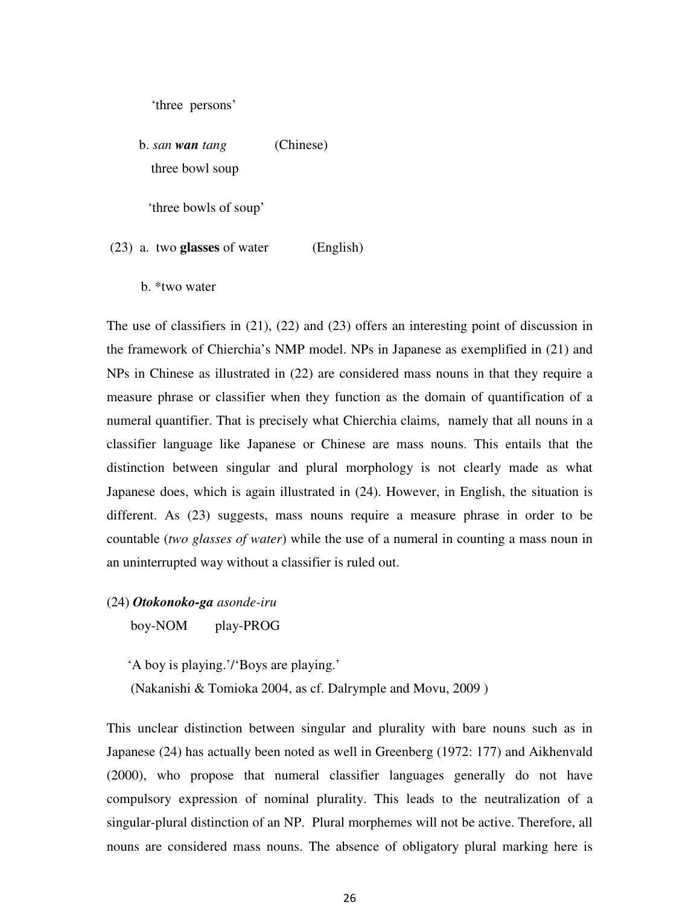'three persons'

b. *san **wan** tang* (Chinese)
three bowl soup

'three bowls of soup'

(23) a. two **glasses** of water (English)

b. *two water

The use of classifiers in (21), (22) and (23) offers an interesting point of discussion in the framework of Chierchia's NMP model. NPs in Japanese as exemplified in (21) and NPs in Chinese as illustrated in (22) are considered mass nouns in that they require a measure phrase or classifier when they function as the domain of quantification of a numeral quantifier. That is precisely what Chierchia claims, namely that all nouns in a classifier language like Japanese or Chinese are mass nouns. This entails that the distinction between singular and plural morphology is not clearly made as what Japanese does, which is again illustrated in (24). However, in English, the situation is different. As (23) suggests, mass nouns require a measure phrase in order to be countable (*two glasses of water*) while the use of a numeral in counting a mass noun in an uninterrupted way without a classifier is ruled out.

(24) ***Otokonoko-ga*** *asonde-iru*
boy-NOM play-PROG

'A boy is playing.'/'Boys are playing.'
(Nakanishi & Tomioka 2004, as cf. Dalrymple and Movu, 2009 )

This unclear distinction between singular and plurality with bare nouns such as in Japanese (24) has actually been noted as well in Greenberg (1972: 177) and Aikhenvald (2000), who propose that numeral classifier languages generally do not have compulsory expression of nominal plurality. This leads to the neutralization of a singular-plural distinction of an NP. Plural morphemes will not be active. Therefore, all nouns are considered mass nouns. The absence of obligatory plural marking here is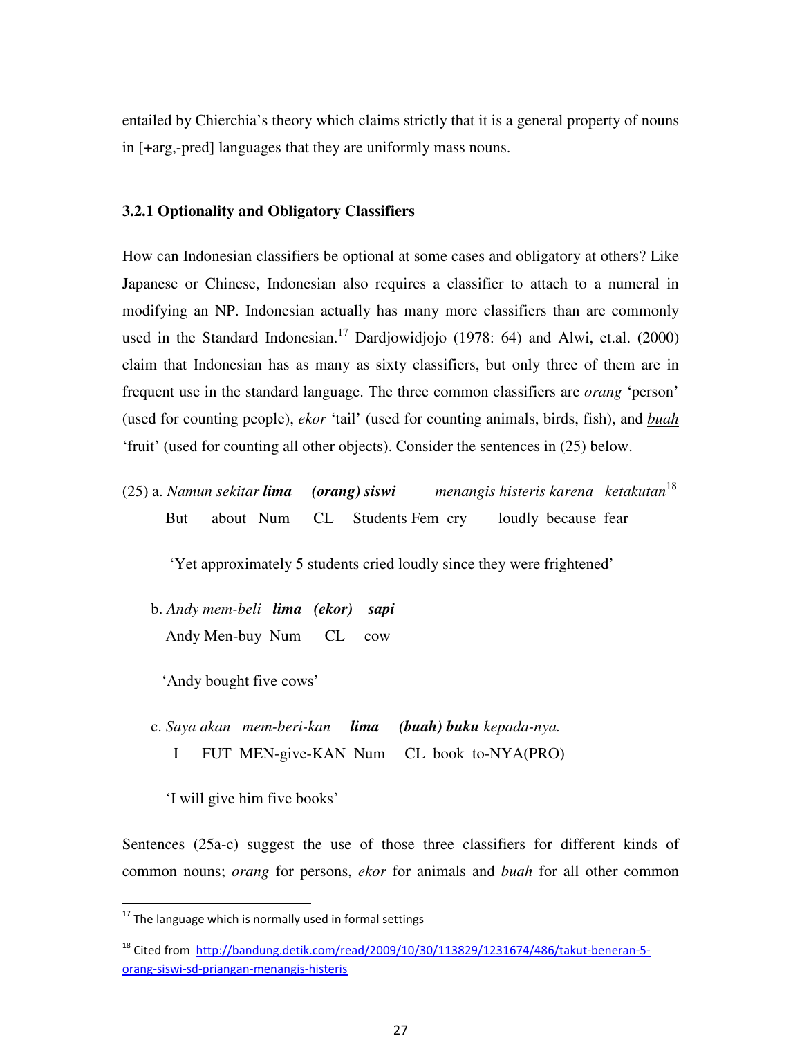entailed by Chierchia's theory which claims strictly that it is a general property of nouns in [+arg,-pred] languages that they are uniformly mass nouns.

### 3.2.1 Optionality and Obligatory Classifiers

How can Indonesian classifiers be optional at some cases and obligatory at others? Like Japanese or Chinese, Indonesian also requires a classifier to attach to a numeral in modifying an NP. Indonesian actually has many more classifiers than are commonly used in the Standard Indonesian.[17] Dardjowidjojo (1978: 64) and Alwi, et.al. (2000) claim that Indonesian has as many as sixty classifiers, but only three of them are in frequent use in the standard language. The three common classifiers are *orang* 'person' (used for counting people), *ekor* 'tail' (used for counting animals, birds, fish), and *buah* 'fruit' (used for counting all other objects). Consider the sentences in (25) below.

(25) a. *Namun sekitar* ***lima*** ***(orang) siswi*** *menangis histeris karena ketakutan*[18]
But about Num CL Students Fem cry loudly because fear

'Yet approximately 5 students cried loudly since they were frightened'

b. *Andy mem-beli* ***lima*** ***(ekor)*** ***sapi***
Andy Men-buy Num CL cow

'Andy bought five cows'

c. *Saya akan mem-beri-kan* ***lima*** ***(buah) buku*** *kepada-nya.*
I FUT MEN-give-KAN Num CL book to-NYA(PRO)

'I will give him five books'

Sentences (25a-c) suggest the use of those three classifiers for different kinds of common nouns; *orang* for persons, *ekor* for animals and *buah* for all other common

---

[17] The language which is normally used in formal settings

[18] Cited from http://bandung.detik.com/read/2009/10/30/113829/1231674/486/takut-beneran-5-orang-siswi-sd-priangan-menangis-histeris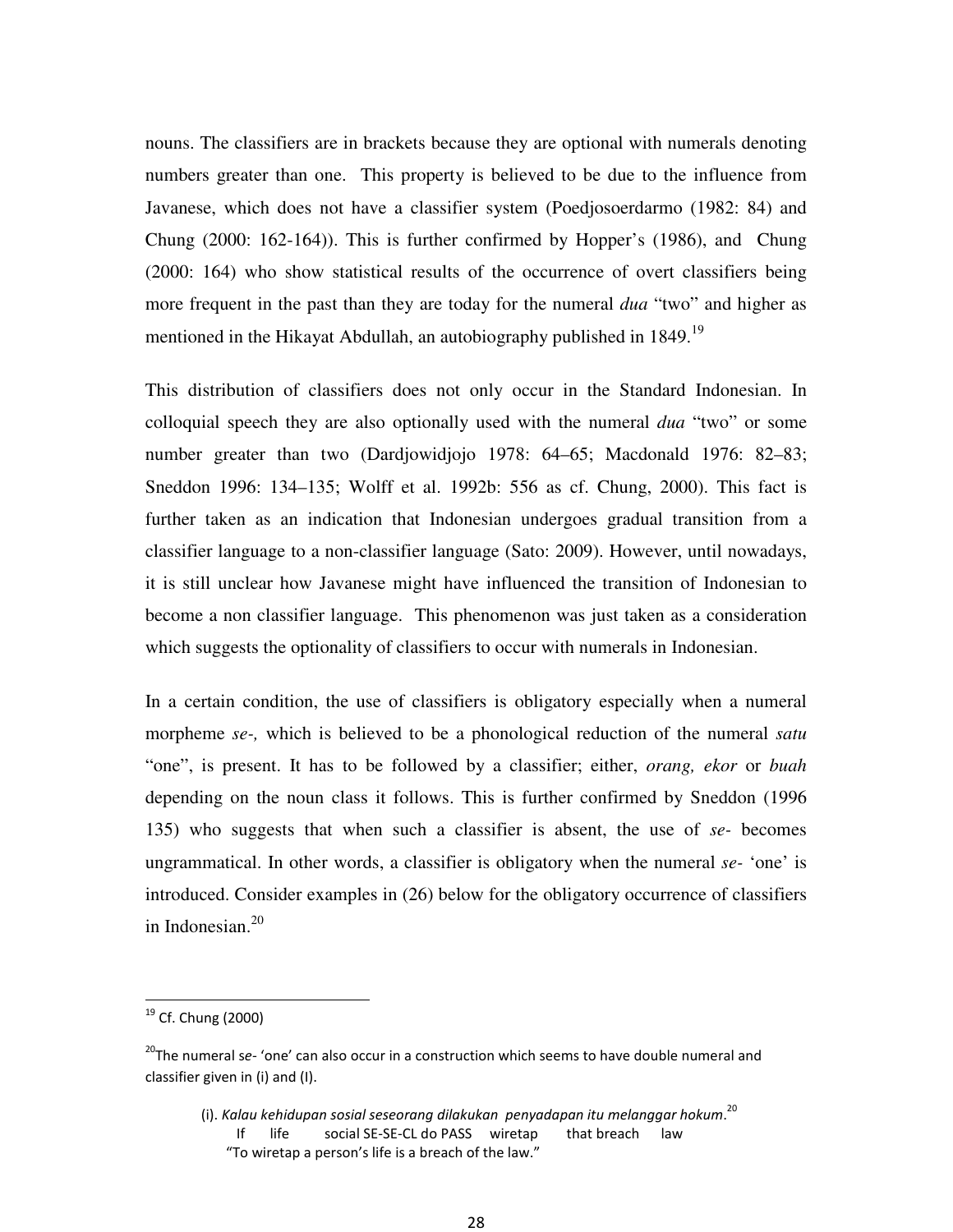nouns. The classifiers are in brackets because they are optional with numerals denoting numbers greater than one. This property is believed to be due to the influence from Javanese, which does not have a classifier system (Poedjosoerdarmo (1982: 84) and Chung (2000: 162-164)). This is further confirmed by Hopper's (1986), and Chung (2000: 164) who show statistical results of the occurrence of overt classifiers being more frequent in the past than they are today for the numeral *dua* "two" and higher as mentioned in the Hikayat Abdullah, an autobiography published in 1849.[19]

This distribution of classifiers does not only occur in the Standard Indonesian. In colloquial speech they are also optionally used with the numeral *dua* "two" or some number greater than two (Dardjowidjojo 1978: 64–65; Macdonald 1976: 82–83; Sneddon 1996: 134–135; Wolff et al. 1992b: 556 as cf. Chung, 2000). This fact is further taken as an indication that Indonesian undergoes gradual transition from a classifier language to a non-classifier language (Sato: 2009). However, until nowadays, it is still unclear how Javanese might have influenced the transition of Indonesian to become a non classifier language. This phenomenon was just taken as a consideration which suggests the optionality of classifiers to occur with numerals in Indonesian.

In a certain condition, the use of classifiers is obligatory especially when a numeral morpheme *se-,* which is believed to be a phonological reduction of the numeral *satu* "one", is present. It has to be followed by a classifier; either, *orang, ekor* or *buah* depending on the noun class it follows. This is further confirmed by Sneddon (1996 135) who suggests that when such a classifier is absent, the use of *se-* becomes ungrammatical. In other words, a classifier is obligatory when the numeral *se-* 'one' is introduced. Consider examples in (26) below for the obligatory occurrence of classifiers in Indonesian.[20]

---

[19] Cf. Chung (2000)

[20] The numeral *se-* 'one' can also occur in a construction which seems to have double numeral and classifier given in (i) and (I).

(i). *Kalau kehidupan sosial seseorang dilakukan penyadapan itu melanggar hokum*.[20]
If life social SE-SE-CL do PASS wiretap that breach law
"To wiretap a person's life is a breach of the law."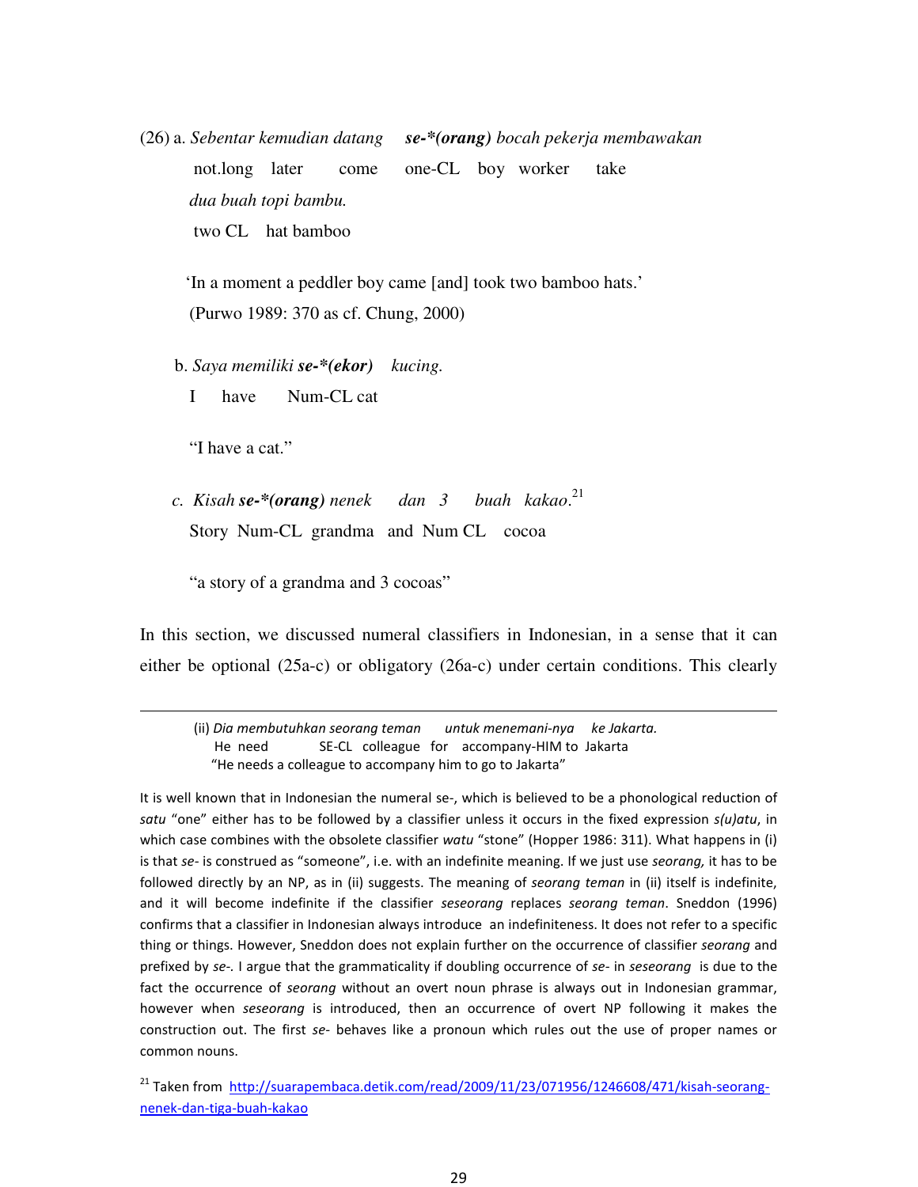(26) a. *Sebentar kemudian datang* ***se-\*(orang)*** *bocah pekerja membawakan*
not.long later come one-CL boy worker take
*dua buah topi bambu.*
two CL hat bamboo

'In a moment a peddler boy came [and] took two bamboo hats.'
(Purwo 1989: 370 as cf. Chung, 2000)

b. *Saya memiliki* ***se-\*(ekor)*** *kucing.*
I have Num-CL cat

"I have a cat."

c. *Kisah* ***se-\*(orang)*** *nenek dan 3 buah kakao.*[21]
Story Num-CL grandma and Num CL cocoa

"a story of a grandma and 3 cocoas"

In this section, we discussed numeral classifiers in Indonesian, in a sense that it can either be optional (25a-c) or obligatory (26a-c) under certain conditions. This clearly

---

(ii) *Dia membutuhkan seorang teman untuk menemani-nya ke Jakarta.*
He need SE-CL colleague for accompany-HIM to Jakarta
"He needs a colleague to accompany him to go to Jakarta"

It is well known that in Indonesian the numeral se-, which is believed to be a phonological reduction of *satu* "one" either has to be followed by a classifier unless it occurs in the fixed expression *s(u)atu*, in which case combines with the obsolete classifier *watu* "stone" (Hopper 1986: 311). What happens in (i) is that *se-* is construed as "someone", i.e. with an indefinite meaning. If we just use *seorang,* it has to be followed directly by an NP, as in (ii) suggests. The meaning of *seorang teman* in (ii) itself is indefinite, and it will become indefinite if the classifier *seseorang* replaces *seorang teman*. Sneddon (1996) confirms that a classifier in Indonesian always introduce an indefiniteness. It does not refer to a specific thing or things. However, Sneddon does not explain further on the occurrence of classifier *seorang* and prefixed by *se-*. I argue that the grammaticality if doubling occurrence of *se-* in *seseorang* is due to the fact the occurrence of *seorang* without an overt noun phrase is always out in Indonesian grammar, however when *seseorang* is introduced, then an occurrence of overt NP following it makes the construction out. The first *se-* behaves like a pronoun which rules out the use of proper names or common nouns.

[21] Taken from http://suarapembaca.detik.com/read/2009/11/23/071956/1246608/471/kisah-seorang-nenek-dan-tiga-buah-kakao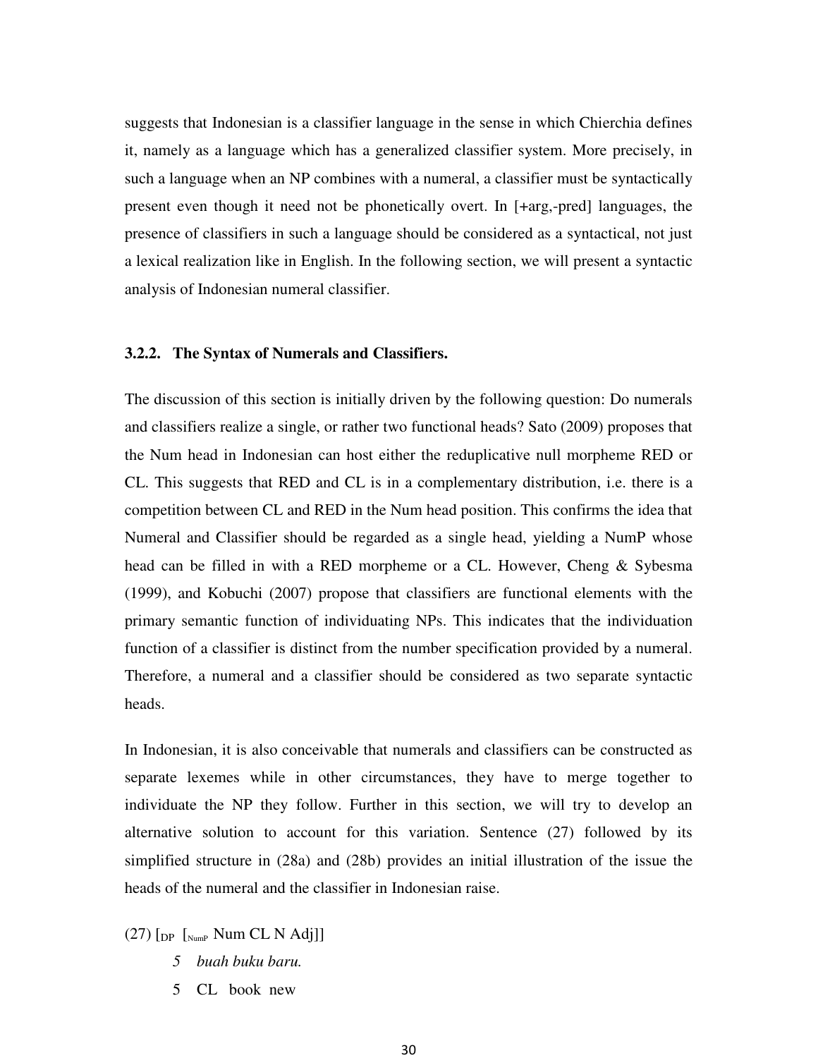suggests that Indonesian is a classifier language in the sense in which Chierchia defines it, namely as a language which has a generalized classifier system. More precisely, in such a language when an NP combines with a numeral, a classifier must be syntactically present even though it need not be phonetically overt. In [+arg,-pred] languages, the presence of classifiers in such a language should be considered as a syntactical, not just a lexical realization like in English. In the following section, we will present a syntactic analysis of Indonesian numeral classifier.

### 3.2.2. The Syntax of Numerals and Classifiers.

The discussion of this section is initially driven by the following question: Do numerals and classifiers realize a single, or rather two functional heads? Sato (2009) proposes that the Num head in Indonesian can host either the reduplicative null morpheme RED or CL. This suggests that RED and CL is in a complementary distribution, i.e. there is a competition between CL and RED in the Num head position. This confirms the idea that Numeral and Classifier should be regarded as a single head, yielding a NumP whose head can be filled in with a RED morpheme or a CL. However, Cheng & Sybesma (1999), and Kobuchi (2007) propose that classifiers are functional elements with the primary semantic function of individuating NPs. This indicates that the individuation function of a classifier is distinct from the number specification provided by a numeral. Therefore, a numeral and a classifier should be considered as two separate syntactic heads.

In Indonesian, it is also conceivable that numerals and classifiers can be constructed as separate lexemes while in other circumstances, they have to merge together to individuate the NP they follow. Further in this section, we will try to develop an alternative solution to account for this variation. Sentence (27) followed by its simplified structure in (28a) and (28b) provides an initial illustration of the issue the heads of the numeral and the classifier in Indonesian raise.

(27) [$_{DP}$ [$_{NumP}$ Num CL N Adj]]

*5 buah buku baru.*

5 CL book new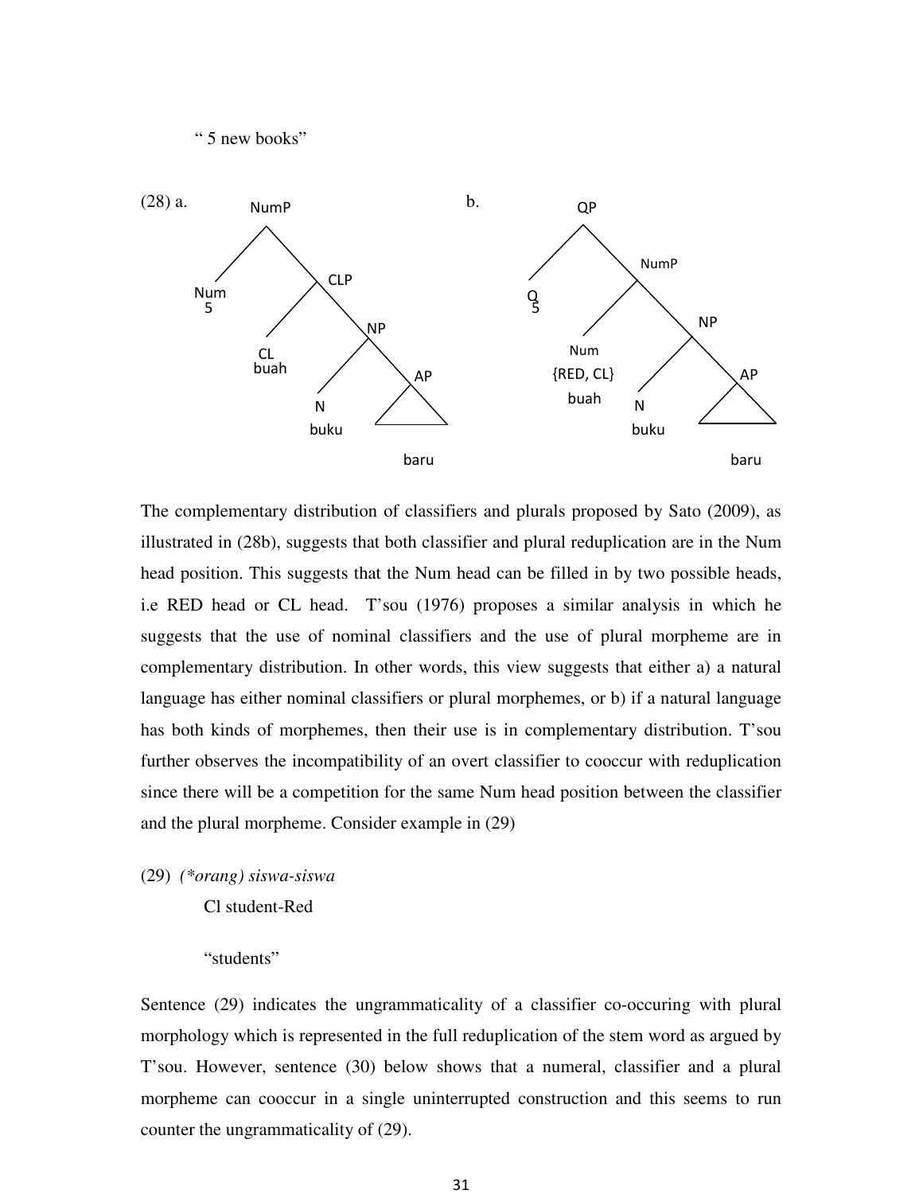" 5 new books"

(28) a.

```
NumP
├── Num
│   5
└── CLP
    ├── CL
    │   buah
    └── NP
        ├── N
        │   buku
        └── AP
            baru
```

b.

```
QP
├── Q
│   5
└── NumP
    ├── Num
    │   {RED, CL}
    │   buah
    └── NP
        ├── N
        │   buku
        └── AP
            baru
```

The complementary distribution of classifiers and plurals proposed by Sato (2009), as illustrated in (28b), suggests that both classifier and plural reduplication are in the Num head position. This suggests that the Num head can be filled in by two possible heads, i.e RED head or CL head. T'sou (1976) proposes a similar analysis in which he suggests that the use of nominal classifiers and the use of plural morpheme are in complementary distribution. In other words, this view suggests that either a) a natural language has either nominal classifiers or plural morphemes, or b) if a natural language has both kinds of morphemes, then their use is in complementary distribution. T'sou further observes the incompatibility of an overt classifier to cooccur with reduplication since there will be a competition for the same Num head position between the classifier and the plural morpheme. Consider example in (29)

(29) *(\*orang) siswa-siswa*

Cl student-Red

"students"

Sentence (29) indicates the ungrammaticality of a classifier co-occuring with plural morphology which is represented in the full reduplication of the stem word as argued by T'sou. However, sentence (30) below shows that a numeral, classifier and a plural morpheme can cooccur in a single uninterrupted construction and this seems to run counter the ungrammaticality of (29).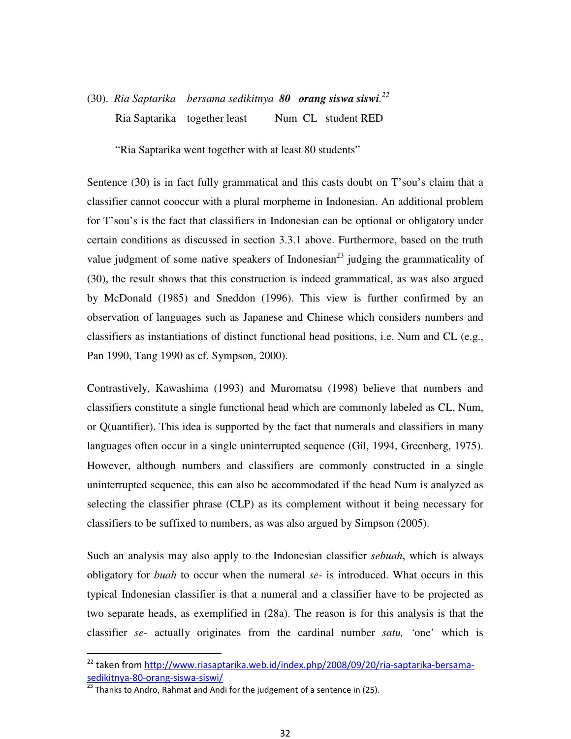(30). *Ria Saptarika bersama sedikitnya* ***80 orang siswa siswi****.*[22]

Ria Saptarika together least Num CL student RED

"Ria Saptarika went together with at least 80 students"

Sentence (30) is in fact fully grammatical and this casts doubt on T'sou's claim that a classifier cannot cooccur with a plural morpheme in Indonesian. An additional problem for T'sou's is the fact that classifiers in Indonesian can be optional or obligatory under certain conditions as discussed in section 3.3.1 above. Furthermore, based on the truth value judgment of some native speakers of Indonesian[23] judging the grammaticality of (30), the result shows that this construction is indeed grammatical, as was also argued by McDonald (1985) and Sneddon (1996). This view is further confirmed by an observation of languages such as Japanese and Chinese which considers numbers and classifiers as instantiations of distinct functional head positions, i.e. Num and CL (e.g., Pan 1990, Tang 1990 as cf. Sympson, 2000).

Contrastively, Kawashima (1993) and Muromatsu (1998) believe that numbers and classifiers constitute a single functional head which are commonly labeled as CL, Num, or Q(uantifier). This idea is supported by the fact that numerals and classifiers in many languages often occur in a single uninterrupted sequence (Gil, 1994, Greenberg, 1975). However, although numbers and classifiers are commonly constructed in a single uninterrupted sequence, this can also be accommodated if the head Num is analyzed as selecting the classifier phrase (CLP) as its complement without it being necessary for classifiers to be suffixed to numbers, as was also argued by Simpson (2005).

Such an analysis may also apply to the Indonesian classifier *sebuah*, which is always obligatory for *buah* to occur when the numeral *se-* is introduced. What occurs in this typical Indonesian classifier is that a numeral and a classifier have to be projected as two separate heads, as exemplified in (28a). The reason is for this analysis is that the classifier *se-* actually originates from the cardinal number *satu,* 'one' which is

---

[22] taken from http://www.riasaptarika.web.id/index.php/2008/09/20/ria-saptarika-bersama-sedikitnya-80-orang-siswa-siswi/

[23] Thanks to Andro, Rahmat and Andi for the judgement of a sentence in (25).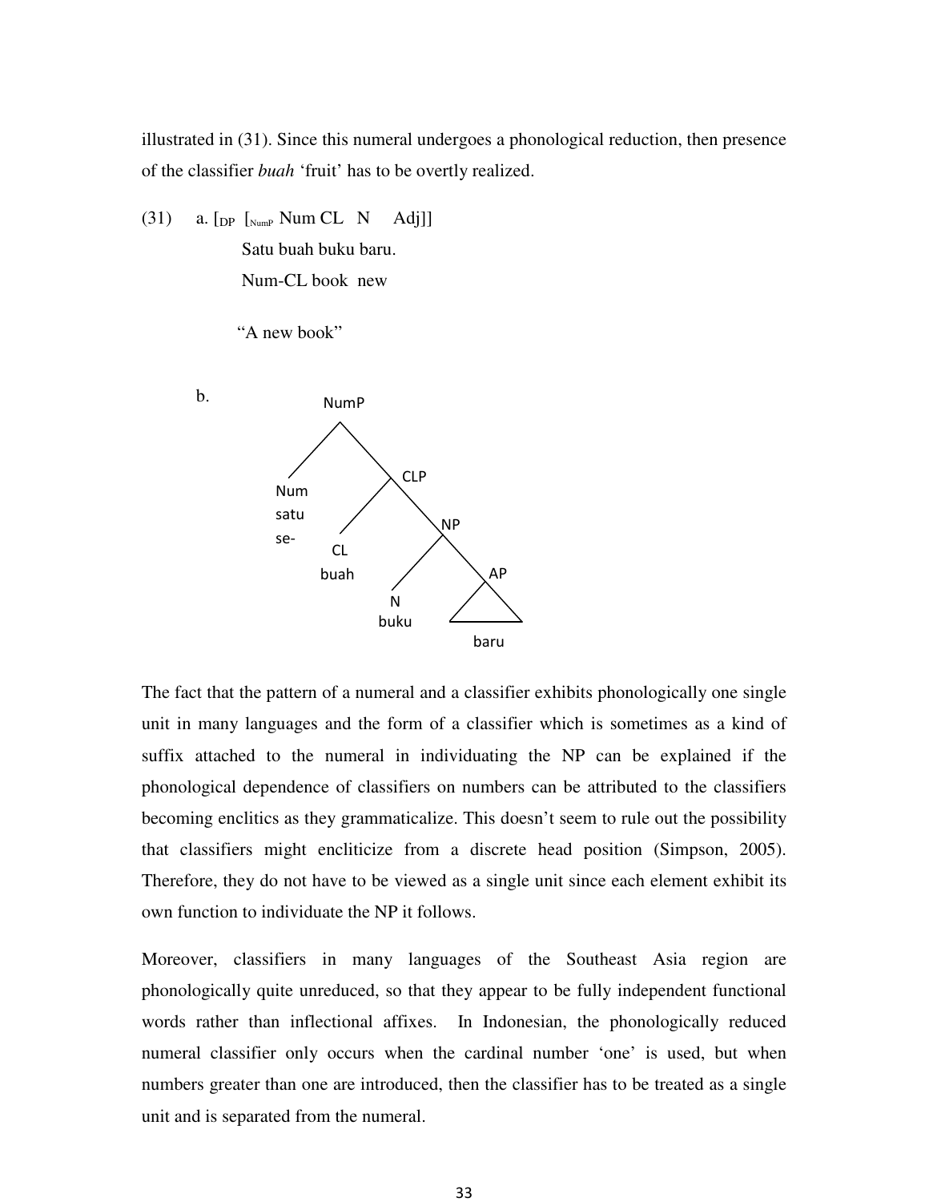illustrated in (31). Since this numeral undergoes a phonological reduction, then presence of the classifier *buah* 'fruit' has to be overtly realized.

(31) a. [$_{DP}$ [$_{NumP}$ Num CL N Adj]]

Satu buah buku baru.

Num-CL book new

"A new book"

b.

```
NumP
├── Num
│   satu
│   se-
└── CLP
    ├── CL
    │   buah
    └── NP
        ├── N
        │   buku
        └── AP
            baru
```

The fact that the pattern of a numeral and a classifier exhibits phonologically one single unit in many languages and the form of a classifier which is sometimes as a kind of suffix attached to the numeral in individuating the NP can be explained if the phonological dependence of classifiers on numbers can be attributed to the classifiers becoming enclitics as they grammaticalize. This doesn't seem to rule out the possibility that classifiers might encliticize from a discrete head position (Simpson, 2005). Therefore, they do not have to be viewed as a single unit since each element exhibit its own function to individuate the NP it follows.

Moreover, classifiers in many languages of the Southeast Asia region are phonologically quite unreduced, so that they appear to be fully independent functional words rather than inflectional affixes. In Indonesian, the phonologically reduced numeral classifier only occurs when the cardinal number 'one' is used, but when numbers greater than one are introduced, then the classifier has to be treated as a single unit and is separated from the numeral.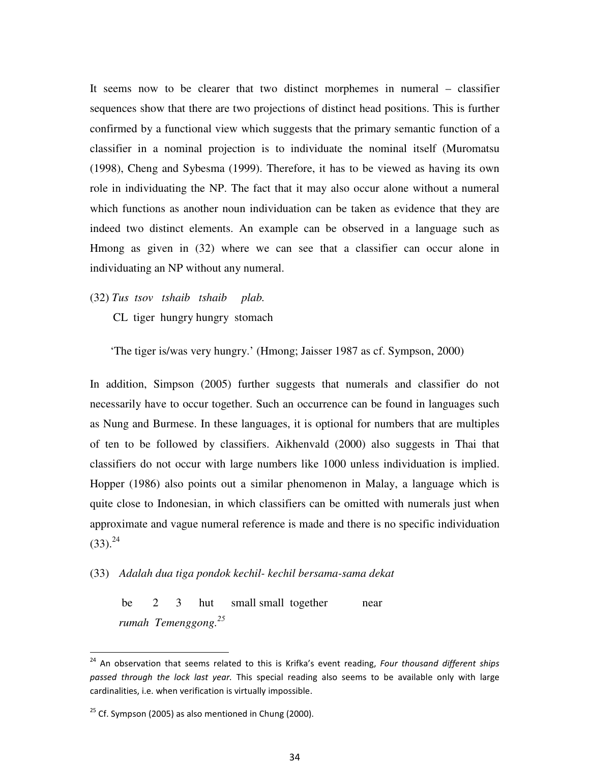It seems now to be clearer that two distinct morphemes in numeral – classifier sequences show that there are two projections of distinct head positions. This is further confirmed by a functional view which suggests that the primary semantic function of a classifier in a nominal projection is to individuate the nominal itself (Muromatsu (1998), Cheng and Sybesma (1999). Therefore, it has to be viewed as having its own role in individuating the NP. The fact that it may also occur alone without a numeral which functions as another noun individuation can be taken as evidence that they are indeed two distinct elements. An example can be observed in a language such as Hmong as given in (32) where we can see that a classifier can occur alone in individuating an NP without any numeral.

(32) *Tus tsov tshaib tshaib plab.*
CL tiger hungry hungry stomach

'The tiger is/was very hungry.' (Hmong; Jaisser 1987 as cf. Sympson, 2000)

In addition, Simpson (2005) further suggests that numerals and classifier do not necessarily have to occur together. Such an occurrence can be found in languages such as Nung and Burmese. In these languages, it is optional for numbers that are multiples of ten to be followed by classifiers. Aikhenvald (2000) also suggests in Thai that classifiers do not occur with large numbers like 1000 unless individuation is implied. Hopper (1986) also points out a similar phenomenon in Malay, a language which is quite close to Indonesian, in which classifiers can be omitted with numerals just when approximate and vague numeral reference is made and there is no specific individuation (33).[24]

(33) *Adalah dua tiga pondok kechil- kechil bersama-sama dekat*
be 2 3 hut small small together near
*rumah Temenggong.*[25]

---

[24] An observation that seems related to this is Krifka's event reading, *Four thousand different ships passed through the lock last year.* This special reading also seems to be available only with large cardinalities, i.e. when verification is virtually impossible.

[25] Cf. Sympson (2005) as also mentioned in Chung (2000).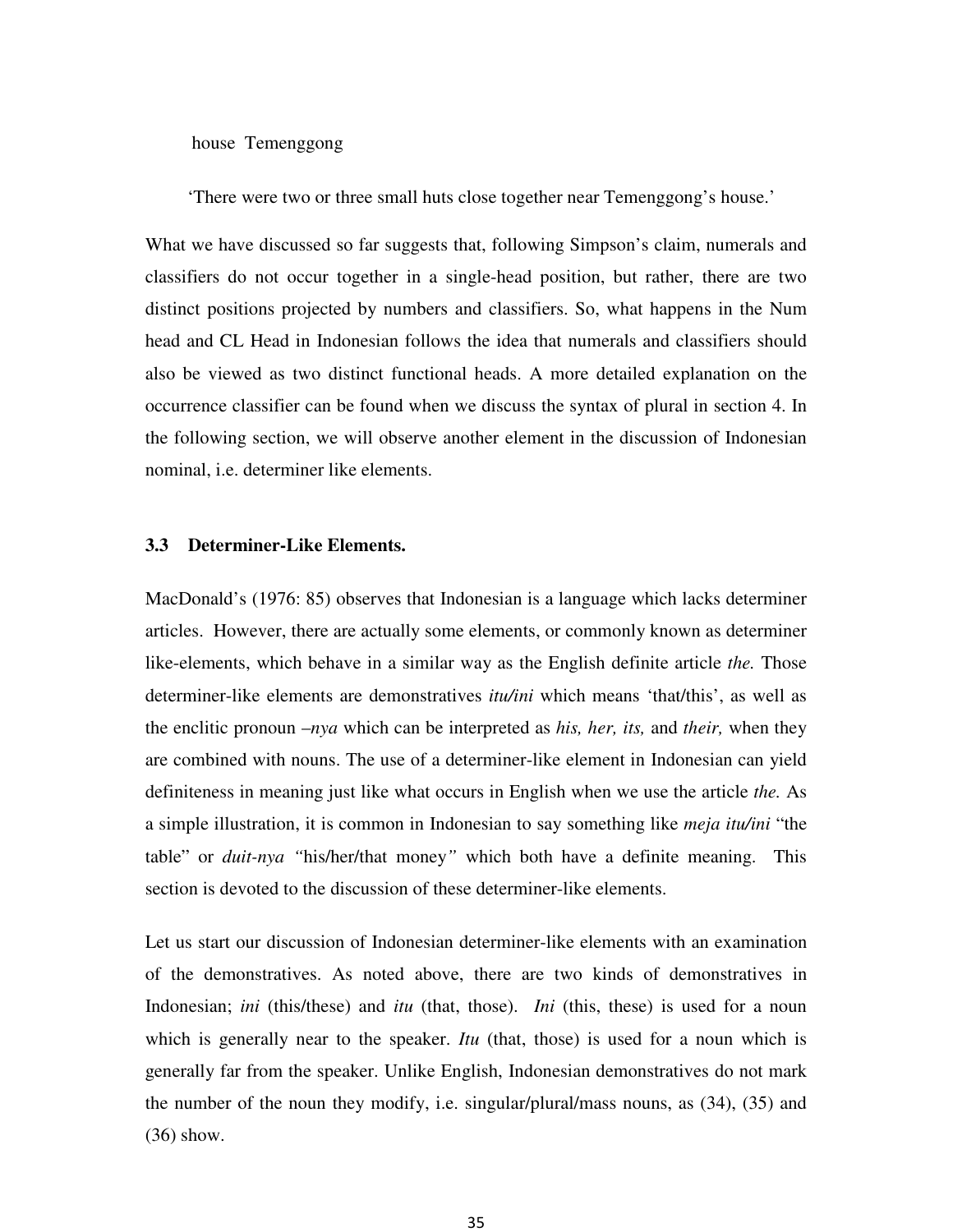house Temenggong

'There were two or three small huts close together near Temenggong's house.'

What we have discussed so far suggests that, following Simpson's claim, numerals and classifiers do not occur together in a single-head position, but rather, there are two distinct positions projected by numbers and classifiers. So, what happens in the Num head and CL Head in Indonesian follows the idea that numerals and classifiers should also be viewed as two distinct functional heads. A more detailed explanation on the occurrence classifier can be found when we discuss the syntax of plural in section 4. In the following section, we will observe another element in the discussion of Indonesian nominal, i.e. determiner like elements.

### 3.3 Determiner-Like Elements.

MacDonald's (1976: 85) observes that Indonesian is a language which lacks determiner articles. However, there are actually some elements, or commonly known as determiner like-elements, which behave in a similar way as the English definite article *the.* Those determiner-like elements are demonstratives *itu/ini* which means 'that/this', as well as the enclitic pronoun *–nya* which can be interpreted as *his, her, its,* and *their,* when they are combined with nouns. The use of a determiner-like element in Indonesian can yield definiteness in meaning just like what occurs in English when we use the article *the.* As a simple illustration, it is common in Indonesian to say something like *meja itu/ini* "the table" or *duit-nya* "his/her/that money" which both have a definite meaning. This section is devoted to the discussion of these determiner-like elements.

Let us start our discussion of Indonesian determiner-like elements with an examination of the demonstratives. As noted above, there are two kinds of demonstratives in Indonesian; *ini* (this/these) and *itu* (that, those). *Ini* (this, these) is used for a noun which is generally near to the speaker. *Itu* (that, those) is used for a noun which is generally far from the speaker. Unlike English, Indonesian demonstratives do not mark the number of the noun they modify, i.e. singular/plural/mass nouns, as (34), (35) and (36) show.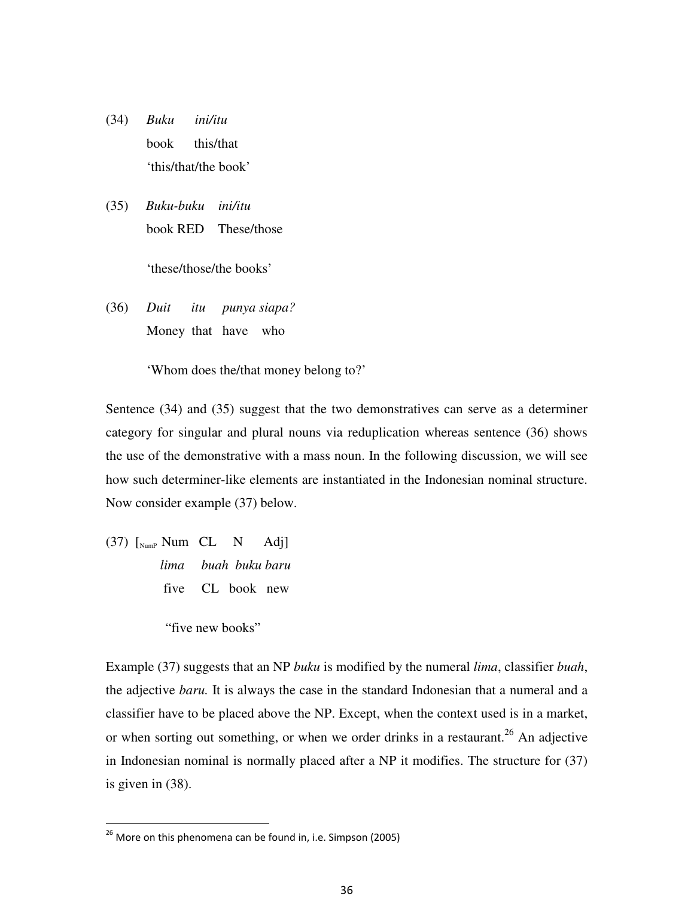(34) *Buku ini/itu*
book this/that
'this/that/the book'

(35) *Buku-buku ini/itu*
book RED These/those

'these/those/the books'

(36) *Duit itu punya siapa?*
Money that have who

'Whom does the/that money belong to?'

Sentence (34) and (35) suggest that the two demonstratives can serve as a determiner category for singular and plural nouns via reduplication whereas sentence (36) shows the use of the demonstrative with a mass noun. In the following discussion, we will see how such determiner-like elements are instantiated in the Indonesian nominal structure. Now consider example (37) below.

(37) [$_{\text{NumP}}$ Num CL N Adj]
*lima buah buku baru*
five CL book new

"five new books"

Example (37) suggests that an NP *buku* is modified by the numeral *lima*, classifier *buah*, the adjective *baru.* It is always the case in the standard Indonesian that a numeral and a classifier have to be placed above the NP. Except, when the context used is in a market, or when sorting out something, or when we order drinks in a restaurant.[26] An adjective in Indonesian nominal is normally placed after a NP it modifies. The structure for (37) is given in (38).

[26] More on this phenomena can be found in, i.e. Simpson (2005)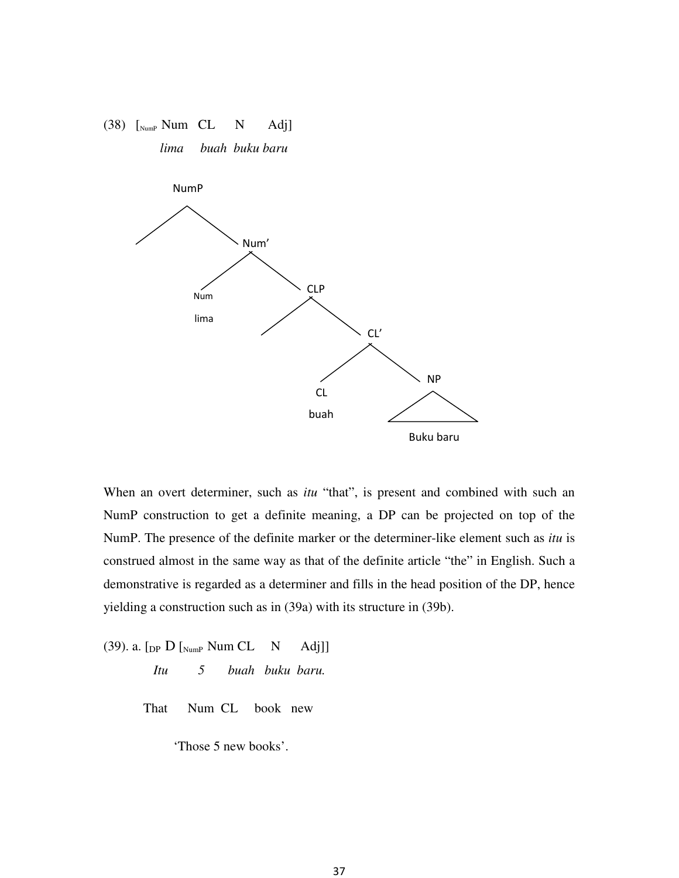(38) [$_{NumP}$ Num CL N Adj]

*lima buah buku baru*

```
NumP
├── (spec)
└── Num'
    ├── Num
    │   lima
    └── CLP
        ├── (spec)
        └── CL'
            ├── CL
            │   buah
            └── NP
                Buku baru
```

When an overt determiner, such as *itu* "that", is present and combined with such an NumP construction to get a definite meaning, a DP can be projected on top of the NumP. The presence of the definite marker or the determiner-like element such as *itu* is construed almost in the same way as that of the definite article "the" in English. Such a demonstrative is regarded as a determiner and fills in the head position of the DP, hence yielding a construction such as in (39a) with its structure in (39b).

(39). a. [$_{DP}$ D [$_{NumP}$ Num CL N Adj]]

*Itu 5 buah buku baru.*

That Num CL book new

'Those 5 new books'.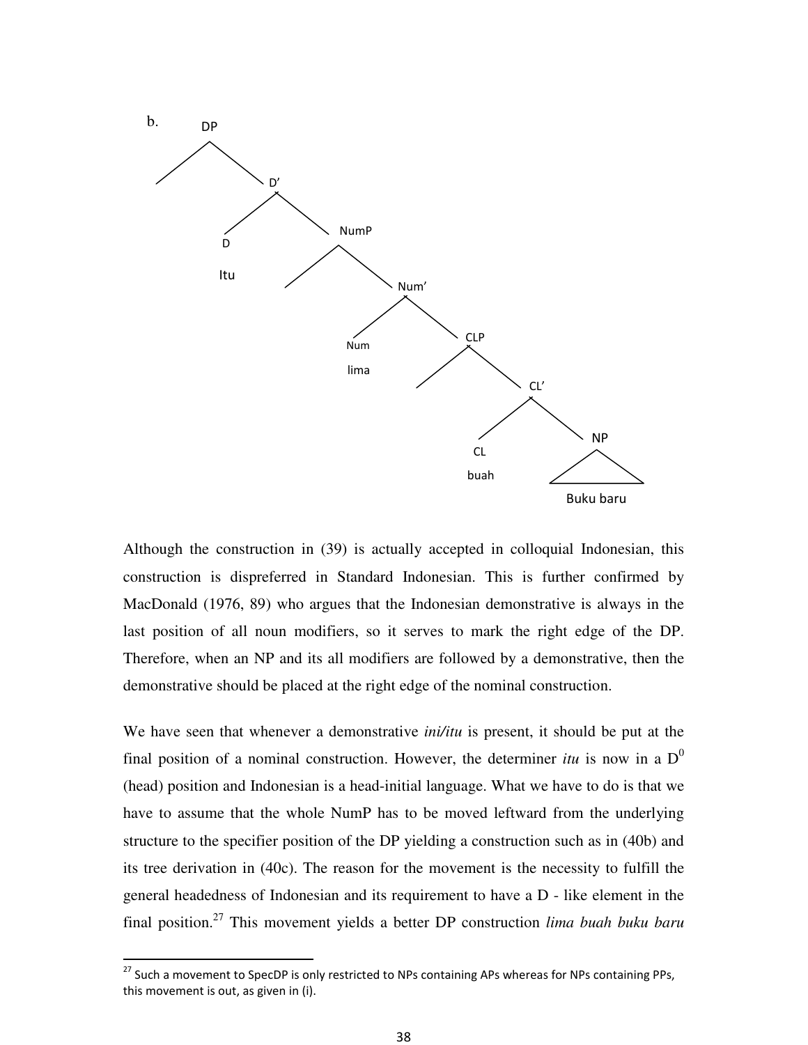b.

```
DP
├── (empty)
└── D'
    ├── D
    │   Itu
    └── NumP
        ├── (empty)
        └── Num'
            ├── Num
            │   lima
            └── CLP
                ├── (empty)
                └── CL'
                    ├── CL
                    │   buah
                    └── NP
                        Buku baru
```

Although the construction in (39) is actually accepted in colloquial Indonesian, this construction is dispreferred in Standard Indonesian. This is further confirmed by MacDonald (1976, 89) who argues that the Indonesian demonstrative is always in the last position of all noun modifiers, so it serves to mark the right edge of the DP. Therefore, when an NP and its all modifiers are followed by a demonstrative, then the demonstrative should be placed at the right edge of the nominal construction.

We have seen that whenever a demonstrative *ini/itu* is present, it should be put at the final position of a nominal construction. However, the determiner *itu* is now in a $D^0$ (head) position and Indonesian is a head-initial language. What we have to do is that we have to assume that the whole NumP has to be moved leftward from the underlying structure to the specifier position of the DP yielding a construction such as in (40b) and its tree derivation in (40c). The reason for the movement is the necessity to fulfill the general headedness of Indonesian and its requirement to have a D - like element in the final position.[27] This movement yields a better DP construction *lima buah buku baru*

[27] Such a movement to SpecDP is only restricted to NPs containing APs whereas for NPs containing PPs, this movement is out, as given in (i).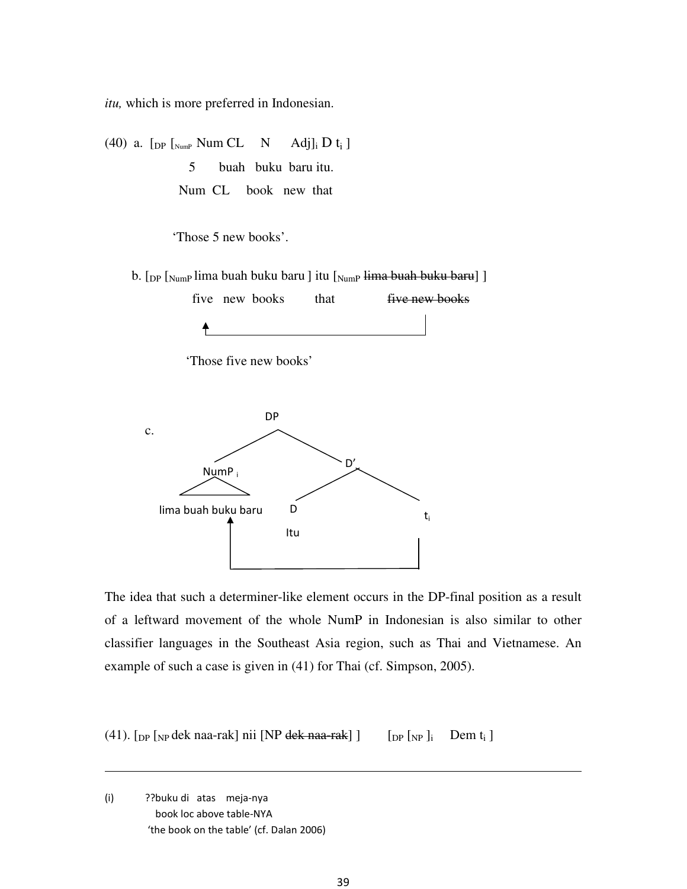*itu,* which is more preferred in Indonesian.

(40) a. [$_{DP}$ [$_{NumP}$ Num CL N Adj]$_i$ D t$_i$ ]

5 buah buku baru itu.

Num CL book new that

'Those 5 new books'.

b. [$_{DP}$ [$_{NumP}$ lima buah buku baru ] itu [$_{NumP}$ ~~lima buah buku baru~~] ]

five new books that ~~five new books~~

'Those five new books'

c. [DP [NumP$_i$ lima buah buku baru] [D' [D Itu] t$_i$]]

The idea that such a determiner-like element occurs in the DP-final position as a result of a leftward movement of the whole NumP in Indonesian is also similar to other classifier languages in the Southeast Asia region, such as Thai and Vietnamese. An example of such a case is given in (41) for Thai (cf. Simpson, 2005).

(41). [$_{DP}$ [$_{NP}$ dek naa-rak] nii [NP ~~dek naa-rak~~] ] [$_{DP}$ [$_{NP}$ ]$_i$ Dem t$_i$ ]

---

(i) ??buku di atas meja-nya

book loc above table-NYA

'the book on the table' (cf. Dalan 2006)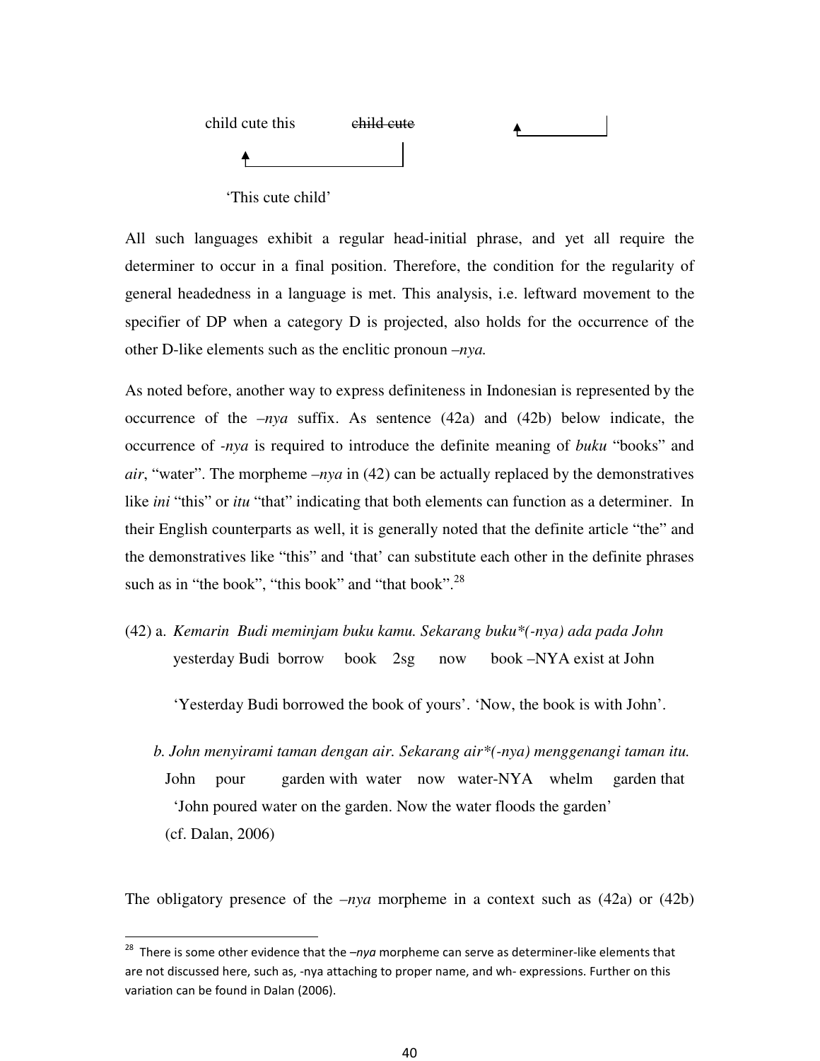child cute this ~~child cute~~

'This cute child'

All such languages exhibit a regular head-initial phrase, and yet all require the determiner to occur in a final position. Therefore, the condition for the regularity of general headedness in a language is met. This analysis, i.e. leftward movement to the specifier of DP when a category D is projected, also holds for the occurrence of the other D-like elements such as the enclitic pronoun *–nya.*

As noted before, another way to express definiteness in Indonesian is represented by the occurrence of the *–nya* suffix. As sentence (42a) and (42b) below indicate, the occurrence of *-nya* is required to introduce the definite meaning of *buku* "books" and *air*, "water". The morpheme *–nya* in (42) can be actually replaced by the demonstratives like *ini* "this" or *itu* "that" indicating that both elements can function as a determiner. In their English counterparts as well, it is generally noted that the definite article "the" and the demonstratives like "this" and 'that' can substitute each other in the definite phrases such as in "the book", "this book" and "that book".[28]

(42) a. *Kemarin Budi meminjam buku kamu. Sekarang buku*(-nya) ada pada John*
yesterday Budi borrow book 2sg now book –NYA exist at John

'Yesterday Budi borrowed the book of yours'. 'Now, the book is with John'.

b. *John menyirami taman dengan air. Sekarang air*(-nya) menggenangi taman itu.*
John pour garden with water now water-NYA whelm garden that
'John poured water on the garden. Now the water floods the garden'
(cf. Dalan, 2006)

The obligatory presence of the *–nya* morpheme in a context such as (42a) or (42b)

[28] There is some other evidence that the *–nya* morpheme can serve as determiner-like elements that are not discussed here, such as, -nya attaching to proper name, and wh- expressions. Further on this variation can be found in Dalan (2006).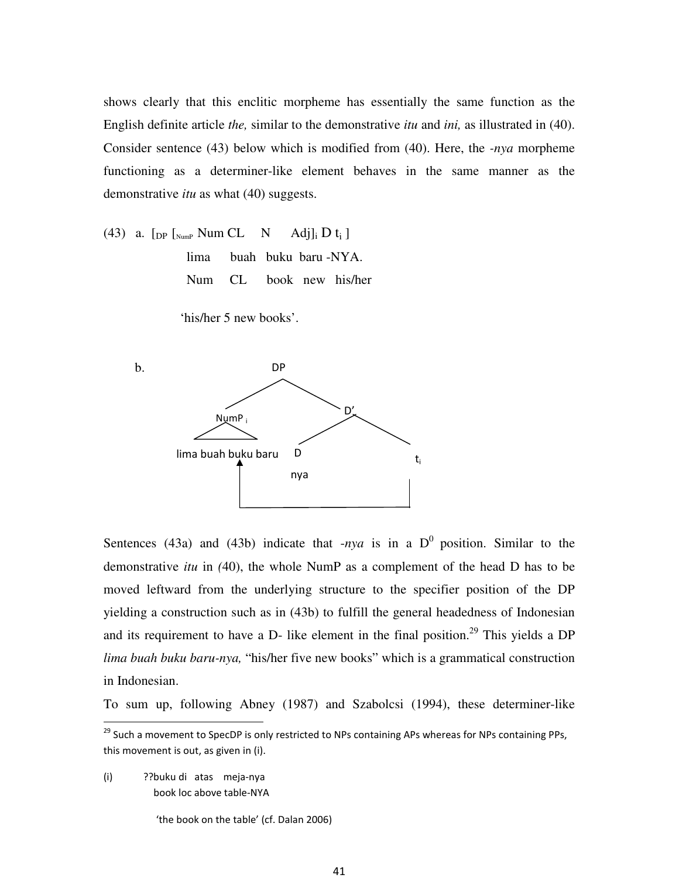shows clearly that this enclitic morpheme has essentially the same function as the English definite article *the,* similar to the demonstrative *itu* and *ini,* as illustrated in (40). Consider sentence (43) below which is modified from (40). Here, the *-nya* morpheme functioning as a determiner-like element behaves in the same manner as the demonstrative *itu* as what (40) suggests.

(43) a. $[_{DP}$ $[_{NumP}$ Num CL N Adj$]_i$ D $t_i$ ]

lima buah buku baru -NYA.

Num CL book new his/her

'his/her 5 new books'.

b.

```
                DP
              /    \
        NumP_i      D'
         /\        /  \
lima buah buku baru D    t_i
         ↑          nya   |
         |________________|
```

Sentences (43a) and (43b) indicate that *-nya* is in a $D^0$ position. Similar to the demonstrative *itu* in *(*40), the whole NumP as a complement of the head D has to be moved leftward from the underlying structure to the specifier position of the DP yielding a construction such as in (43b) to fulfill the general headedness of Indonesian and its requirement to have a D- like element in the final position.[29] This yields a DP *lima buah buku baru-nya,* "his/her five new books" which is a grammatical construction in Indonesian.

To sum up, following Abney (1987) and Szabolcsi (1994), these determiner-like

---

[29] Such a movement to SpecDP is only restricted to NPs containing APs whereas for NPs containing PPs, this movement is out, as given in (i).

(i) ??buku di atas meja-nya

book loc above table-NYA

'the book on the table' (cf. Dalan 2006)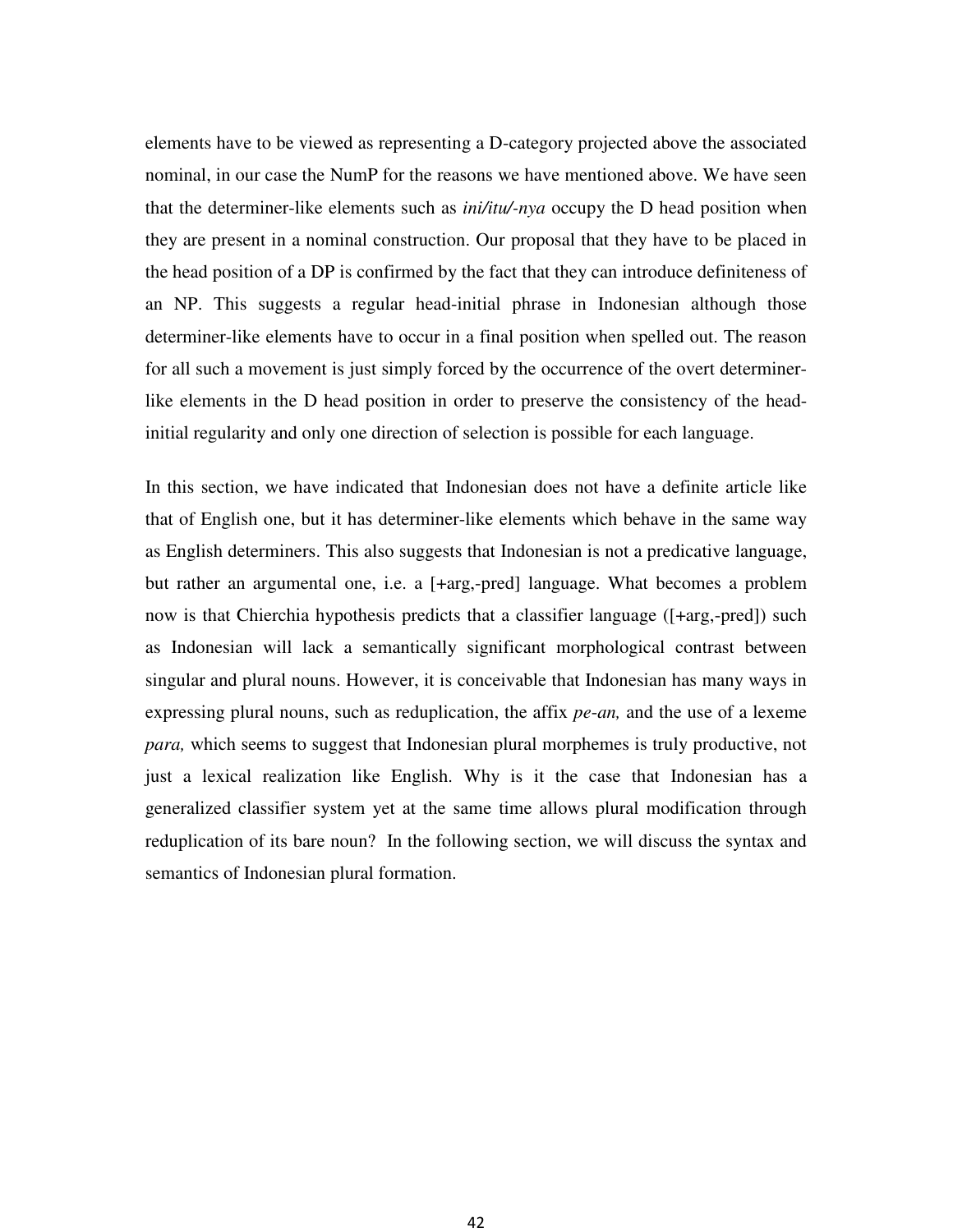elements have to be viewed as representing a D-category projected above the associated nominal, in our case the NumP for the reasons we have mentioned above. We have seen that the determiner-like elements such as *ini/itu/-nya* occupy the D head position when they are present in a nominal construction. Our proposal that they have to be placed in the head position of a DP is confirmed by the fact that they can introduce definiteness of an NP. This suggests a regular head-initial phrase in Indonesian although those determiner-like elements have to occur in a final position when spelled out. The reason for all such a movement is just simply forced by the occurrence of the overt determiner-like elements in the D head position in order to preserve the consistency of the head-initial regularity and only one direction of selection is possible for each language.

In this section, we have indicated that Indonesian does not have a definite article like that of English one, but it has determiner-like elements which behave in the same way as English determiners. This also suggests that Indonesian is not a predicative language, but rather an argumental one, i.e. a [+arg,-pred] language. What becomes a problem now is that Chierchia hypothesis predicts that a classifier language ([+arg,-pred]) such as Indonesian will lack a semantically significant morphological contrast between singular and plural nouns. However, it is conceivable that Indonesian has many ways in expressing plural nouns, such as reduplication, the affix *pe-an,* and the use of a lexeme *para,* which seems to suggest that Indonesian plural morphemes is truly productive, not just a lexical realization like English. Why is it the case that Indonesian has a generalized classifier system yet at the same time allows plural modification through reduplication of its bare noun? In the following section, we will discuss the syntax and semantics of Indonesian plural formation.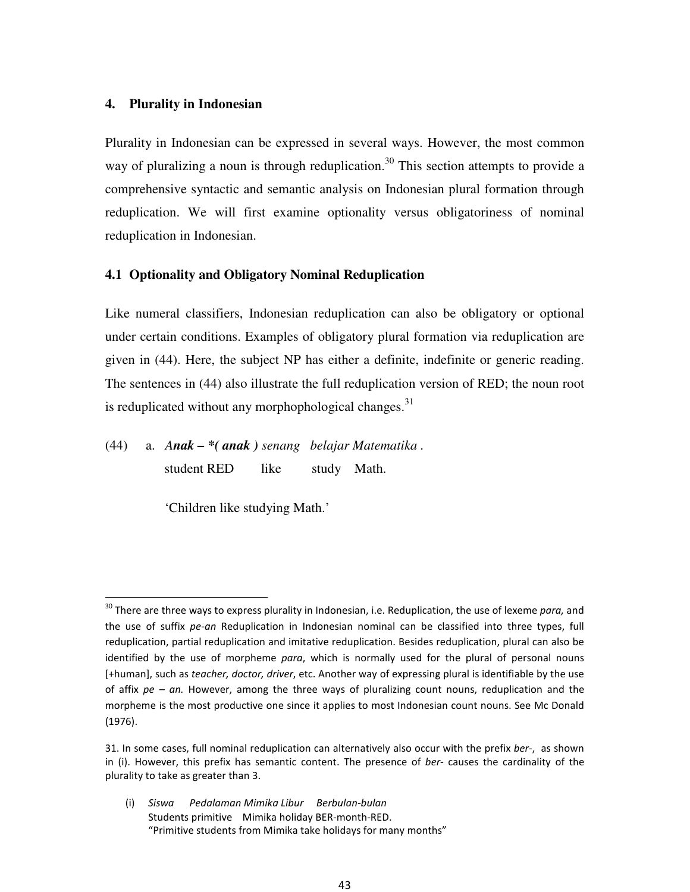## 4. Plurality in Indonesian

Plurality in Indonesian can be expressed in several ways. However, the most common way of pluralizing a noun is through reduplication.[30] This section attempts to provide a comprehensive syntactic and semantic analysis on Indonesian plural formation through reduplication. We will first examine optionality versus obligatoriness of nominal reduplication in Indonesian.

### 4.1 Optionality and Obligatory Nominal Reduplication

Like numeral classifiers, Indonesian reduplication can also be obligatory or optional under certain conditions. Examples of obligatory plural formation via reduplication are given in (44). Here, the subject NP has either a definite, indefinite or generic reading. The sentences in (44) also illustrate the full reduplication version of RED; the noun root is reduplicated without any morphophological changes.[31]

(44) a. *A**nak – *( anak )** senang belajar Matematika* .
student RED like study Math.

'Children like studying Math.'

---

[30] There are three ways to express plurality in Indonesian, i.e. Reduplication, the use of lexeme *para,* and the use of suffix *pe-an* Reduplication in Indonesian nominal can be classified into three types, full reduplication, partial reduplication and imitative reduplication. Besides reduplication, plural can also be identified by the use of morpheme *para*, which is normally used for the plural of personal nouns [+human], such as *teacher, doctor, driver*, etc. Another way of expressing plural is identifiable by the use of affix *pe – an.* However, among the three ways of pluralizing count nouns, reduplication and the morpheme is the most productive one since it applies to most Indonesian count nouns. See Mc Donald (1976).

31. In some cases, full nominal reduplication can alternatively also occur with the prefix *ber-*, as shown in (i). However, this prefix has semantic content. The presence of *ber-* causes the cardinality of the plurality to take as greater than 3.

(i) *Siswa Pedalaman Mimika Libur Berbulan-bulan*
Students primitive Mimika holiday BER-month-RED.
"Primitive students from Mimika take holidays for many months"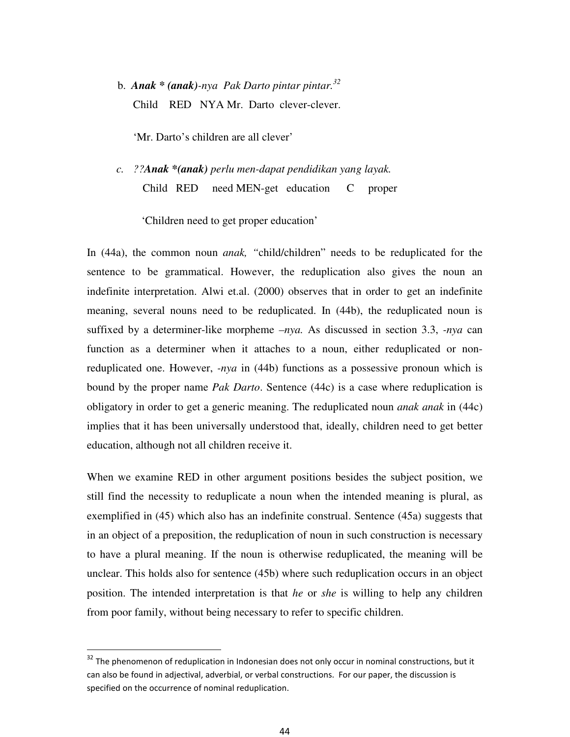b. ***Anak * (anak)****-nya Pak Darto pintar pintar.*[32]
   Child RED NYA Mr. Darto clever-clever.

   'Mr. Darto's children are all clever'

*c. ??**Anak *(anak)** perlu men-dapat pendidikan yang layak.*
   Child RED need MEN-get education C proper

   'Children need to get proper education'

In (44a), the common noun *anak,* "child/children" needs to be reduplicated for the sentence to be grammatical. However, the reduplication also gives the noun an indefinite interpretation. Alwi et.al. (2000) observes that in order to get an indefinite meaning, several nouns need to be reduplicated. In (44b), the reduplicated noun is suffixed by a determiner-like morpheme *–nya.* As discussed in section 3.3, *-nya* can function as a determiner when it attaches to a noun, either reduplicated or non-reduplicated one. However, *-nya* in (44b) functions as a possessive pronoun which is bound by the proper name *Pak Darto*. Sentence (44c) is a case where reduplication is obligatory in order to get a generic meaning. The reduplicated noun *anak anak* in (44c) implies that it has been universally understood that, ideally, children need to get better education, although not all children receive it.

When we examine RED in other argument positions besides the subject position, we still find the necessity to reduplicate a noun when the intended meaning is plural, as exemplified in (45) which also has an indefinite construal. Sentence (45a) suggests that in an object of a preposition, the reduplication of noun in such construction is necessary to have a plural meaning. If the noun is otherwise reduplicated, the meaning will be unclear. This holds also for sentence (45b) where such reduplication occurs in an object position. The intended interpretation is that *he* or *she* is willing to help any children from poor family, without being necessary to refer to specific children.

---

[32] The phenomenon of reduplication in Indonesian does not only occur in nominal constructions, but it can also be found in adjectival, adverbial, or verbal constructions. For our paper, the discussion is specified on the occurrence of nominal reduplication.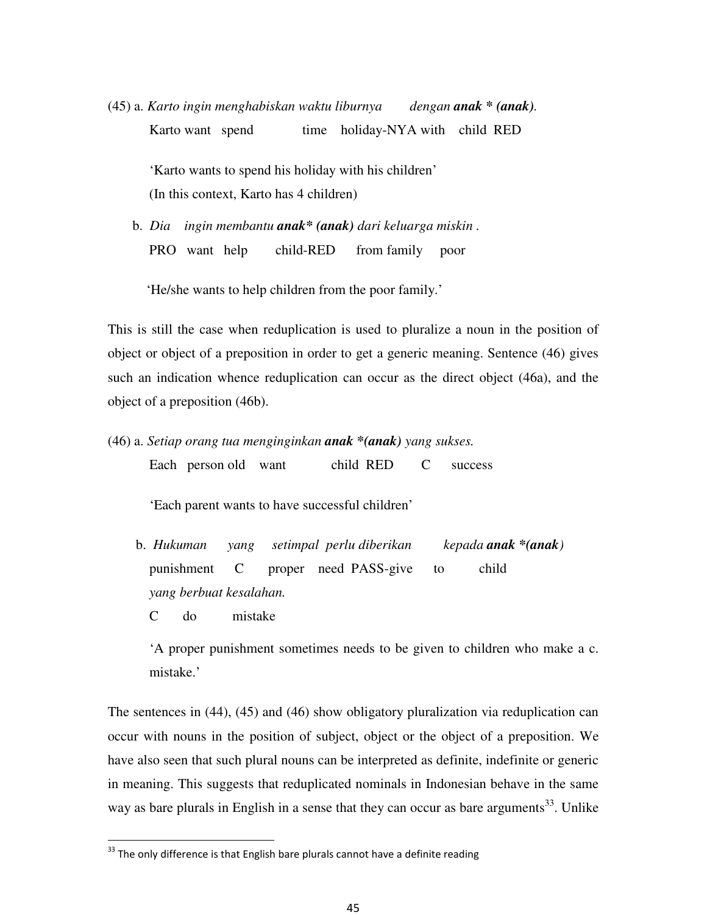(45) a. *Karto ingin menghabiskan waktu liburnya dengan **anak * (anak)**.*
Karto want spend time holiday-NYA with child RED

'Karto wants to spend his holiday with his children'
(In this context, Karto has 4 children)

b. *Dia ingin membantu **anak* (anak)** dari keluarga miskin .*
PRO want help child-RED from family poor

'He/she wants to help children from the poor family.'

This is still the case when reduplication is used to pluralize a noun in the position of object or object of a preposition in order to get a generic meaning. Sentence (46) gives such an indication whence reduplication can occur as the direct object (46a), and the object of a preposition (46b).

(46) a. *Setiap orang tua menginginkan **anak *(anak)** yang sukses.*
Each person old want child RED C success

'Each parent wants to have successful children'

b. *Hukuman yang setimpal perlu diberikan kepada **anak *(anak**)*
punishment C proper need PASS-give to child
*yang berbuat kesalahan.*
C do mistake

'A proper punishment sometimes needs to be given to children who make a c. mistake.'

The sentences in (44), (45) and (46) show obligatory pluralization via reduplication can occur with nouns in the position of subject, object or the object of a preposition. We have also seen that such plural nouns can be interpreted as definite, indefinite or generic in meaning. This suggests that reduplicated nominals in Indonesian behave in the same way as bare plurals in English in a sense that they can occur as bare arguments[33]. Unlike

[33] The only difference is that English bare plurals cannot have a definite reading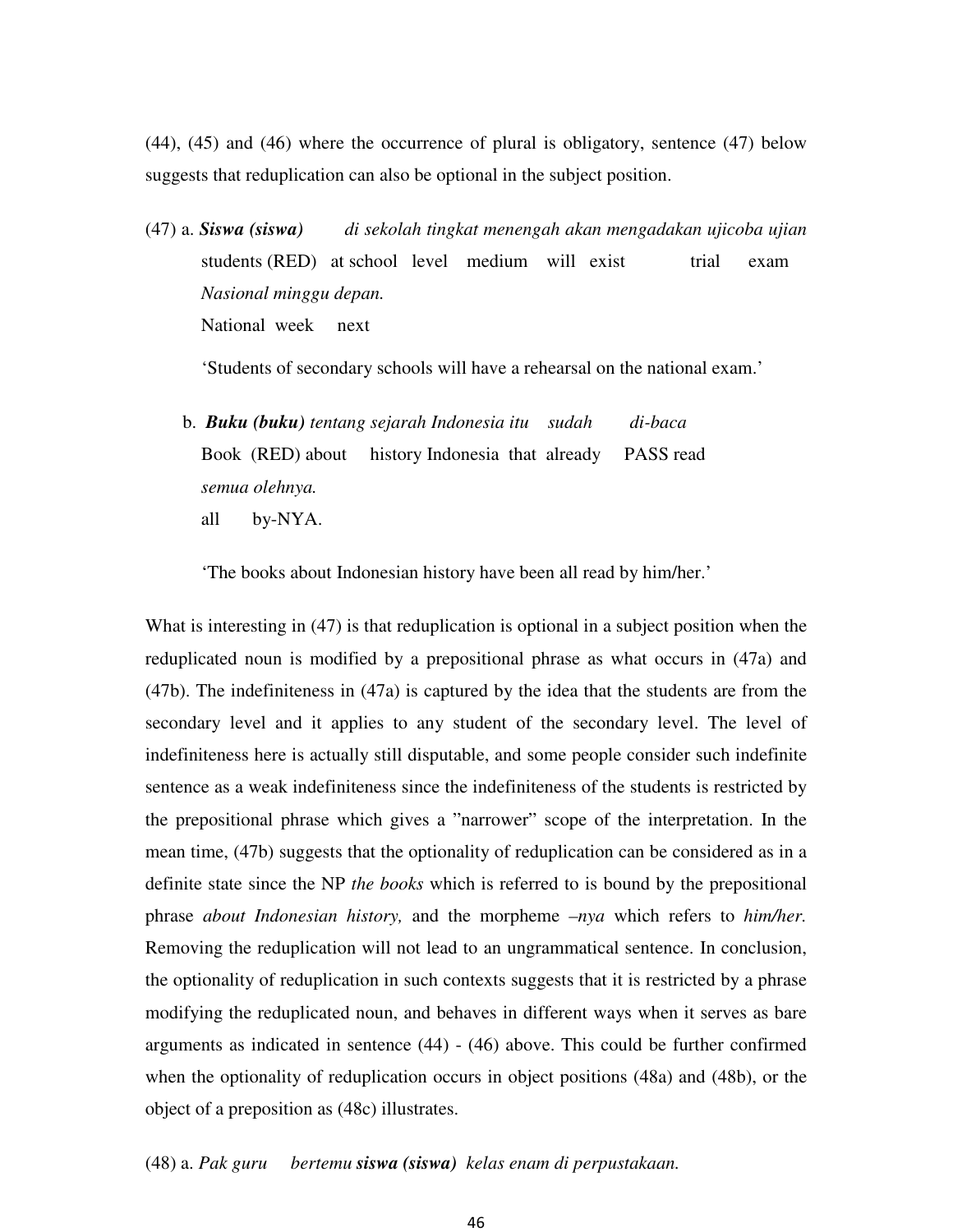(44), (45) and (46) where the occurrence of plural is obligatory, sentence (47) below suggests that reduplication can also be optional in the subject position.

(47) a. ***Siswa (siswa)*** *di sekolah tingkat menengah akan mengadakan ujicoba ujian*
students (RED) at school level medium will exist trial exam
*Nasional minggu depan.*
National week next

'Students of secondary schools will have a rehearsal on the national exam.'

b. ***Buku (buku)*** *tentang sejarah Indonesia itu sudah di-baca*
Book (RED) about history Indonesia that already PASS read
*semua olehnya.*
all by-NYA.

'The books about Indonesian history have been all read by him/her.'

What is interesting in (47) is that reduplication is optional in a subject position when the reduplicated noun is modified by a prepositional phrase as what occurs in (47a) and (47b). The indefiniteness in (47a) is captured by the idea that the students are from the secondary level and it applies to any student of the secondary level. The level of indefiniteness here is actually still disputable, and some people consider such indefinite sentence as a weak indefiniteness since the indefiniteness of the students is restricted by the prepositional phrase which gives a "narrower" scope of the interpretation. In the mean time, (47b) suggests that the optionality of reduplication can be considered as in a definite state since the NP *the books* which is referred to is bound by the prepositional phrase *about Indonesian history,* and the morpheme *–nya* which refers to *him/her.* Removing the reduplication will not lead to an ungrammatical sentence. In conclusion, the optionality of reduplication in such contexts suggests that it is restricted by a phrase modifying the reduplicated noun, and behaves in different ways when it serves as bare arguments as indicated in sentence (44) - (46) above. This could be further confirmed when the optionality of reduplication occurs in object positions (48a) and (48b), or the object of a preposition as (48c) illustrates.

(48) a. *Pak guru bertemu* ***siswa (siswa)*** *kelas enam di perpustakaan.*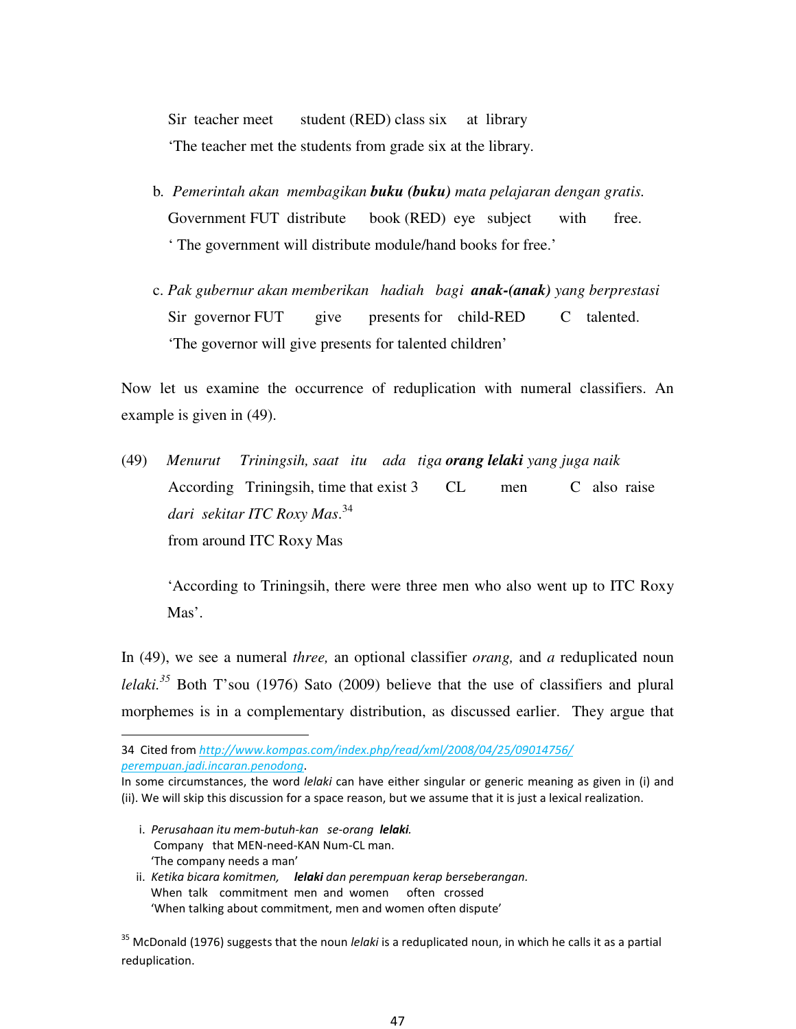Sir teacher meet student (RED) class six at library
'The teacher met the students from grade six at the library.

b. *Pemerintah akan membagikan **buku (buku)** mata pelajaran dengan gratis.*
Government FUT distribute book (RED) eye subject with free.
' The government will distribute module/hand books for free.'

c. *Pak gubernur akan memberikan hadiah bagi **anak-(anak)** yang berprestasi*
Sir governor FUT give presents for child-RED C talented.
'The governor will give presents for talented children'

Now let us examine the occurrence of reduplication with numeral classifiers. An example is given in (49).

(49) *Menurut Triningsih, saat itu ada tiga **orang lelaki** yang juga naik*
According Triningsih, time that exist 3 CL men C also raise
*dari sekitar ITC Roxy Mas.*[34]
from around ITC Roxy Mas

'According to Triningsih, there were three men who also went up to ITC Roxy Mas'.

In (49), we see a numeral *three,* an optional classifier *orang,* and *a* reduplicated noun *lelaki.*[35] Both T'sou (1976) Sato (2009) believe that the use of classifiers and plural morphemes is in a complementary distribution, as discussed earlier. They argue that

---

34 Cited from *http://www.kompas.com/index.php/read/xml/2008/04/25/09014756/perempuan.jadi.incaran.penodong*.
In some circumstances, the word *lelaki* can have either singular or generic meaning as given in (i) and (ii). We will skip this discussion for a space reason, but we assume that it is just a lexical realization.

i. *Perusahaan itu mem-butuh-kan se-orang **lelaki**.*
Company that MEN-need-KAN Num-CL man.
'The company needs a man'

ii. *Ketika bicara komitmen, **lelaki** dan perempuan kerap berseberangan.*
When talk commitment men and women often crossed
'When talking about commitment, men and women often dispute'

35 McDonald (1976) suggests that the noun *lelaki* is a reduplicated noun, in which he calls it as a partial reduplication.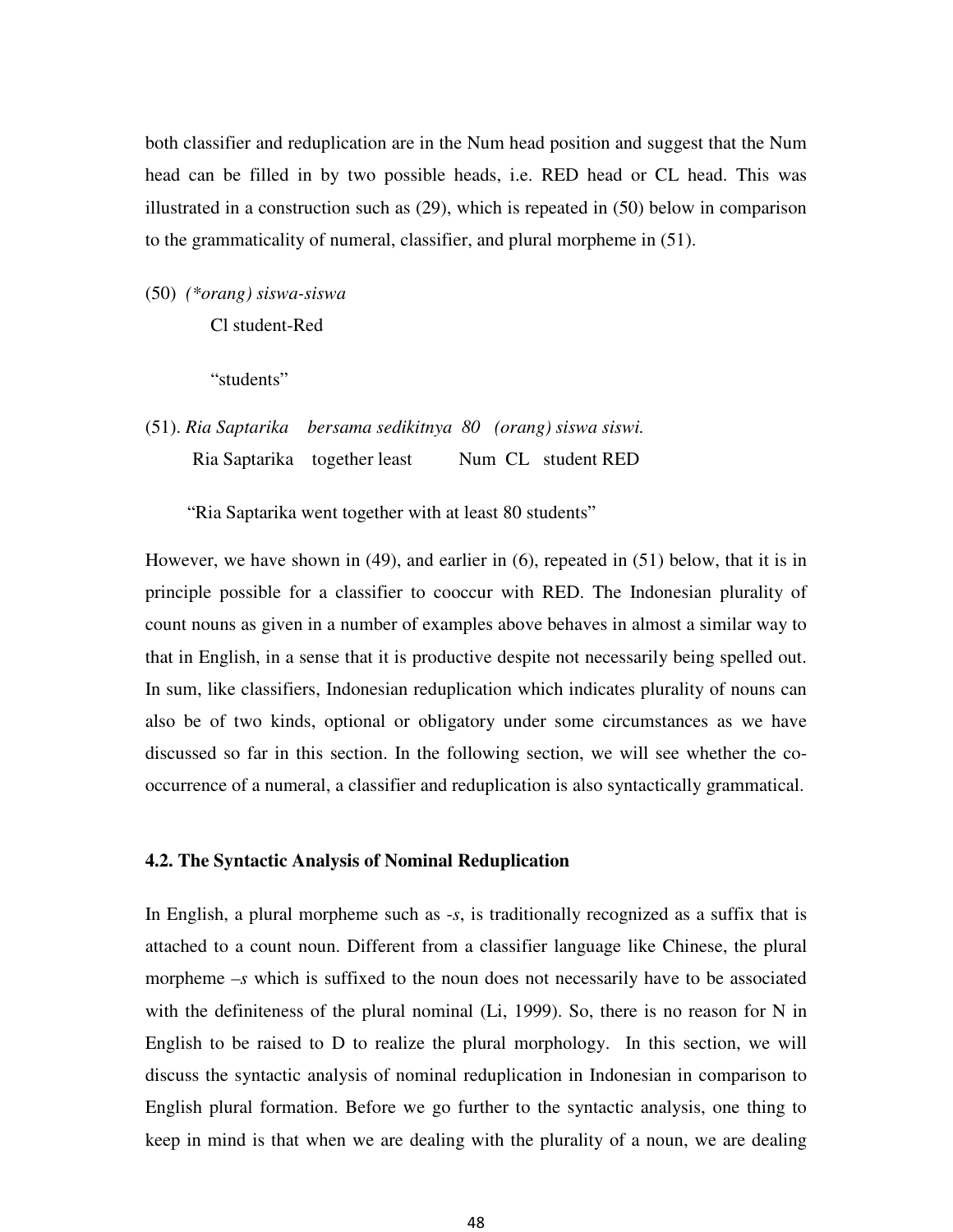both classifier and reduplication are in the Num head position and suggest that the Num head can be filled in by two possible heads, i.e. RED head or CL head. This was illustrated in a construction such as (29), which is repeated in (50) below in comparison to the grammaticality of numeral, classifier, and plural morpheme in (51).

(50) *(*orang) siswa-siswa*
 Cl student-Red

 "students"

(51). *Ria Saptarika bersama sedikitnya 80 (orang) siswa siswi.*
 Ria Saptarika together least Num CL student RED

 "Ria Saptarika went together with at least 80 students"

However, we have shown in (49), and earlier in (6), repeated in (51) below, that it is in principle possible for a classifier to cooccur with RED. The Indonesian plurality of count nouns as given in a number of examples above behaves in almost a similar way to that in English, in a sense that it is productive despite not necessarily being spelled out. In sum, like classifiers, Indonesian reduplication which indicates plurality of nouns can also be of two kinds, optional or obligatory under some circumstances as we have discussed so far in this section. In the following section, we will see whether the co-occurrence of a numeral, a classifier and reduplication is also syntactically grammatical.

### 4.2. The Syntactic Analysis of Nominal Reduplication

In English, a plural morpheme such as *-s*, is traditionally recognized as a suffix that is attached to a count noun. Different from a classifier language like Chinese, the plural morpheme *–s* which is suffixed to the noun does not necessarily have to be associated with the definiteness of the plural nominal (Li, 1999). So, there is no reason for N in English to be raised to D to realize the plural morphology. In this section, we will discuss the syntactic analysis of nominal reduplication in Indonesian in comparison to English plural formation. Before we go further to the syntactic analysis, one thing to keep in mind is that when we are dealing with the plurality of a noun, we are dealing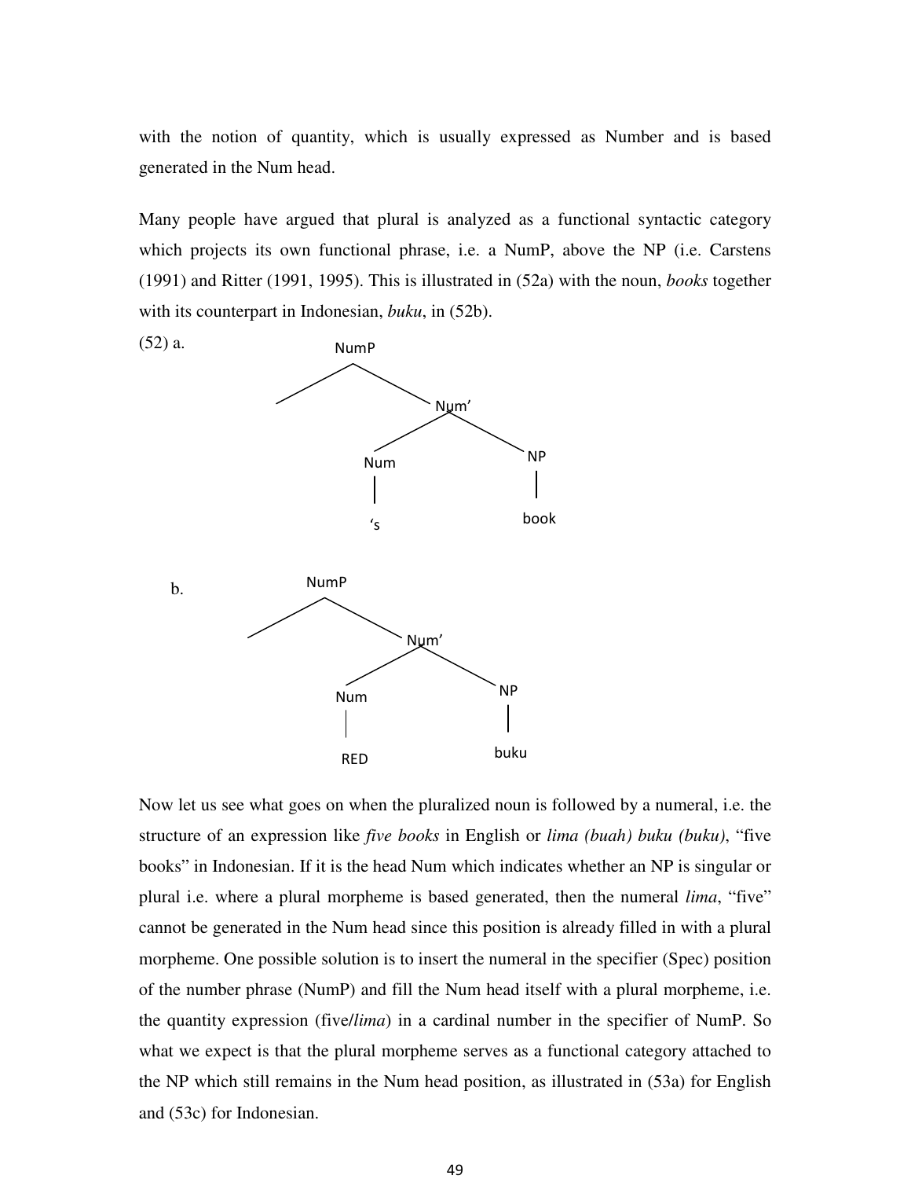with the notion of quantity, which is usually expressed as Number and is based generated in the Num head.

Many people have argued that plural is analyzed as a functional syntactic category which projects its own functional phrase, i.e. a NumP, above the NP (i.e. Carstens (1991) and Ritter (1991, 1995). This is illustrated in (52a) with the noun, *books* together with its counterpart in Indonesian, *buku*, in (52b).

(52) a.

```
        NumP
       /    \
            Num'
           /    \
         Num     NP
          |       |
         's      book
```

b.

```
        NumP
       /    \
            Num'
           /    \
         Num     NP
          |       |
         RED     buku
```

Now let us see what goes on when the pluralized noun is followed by a numeral, i.e. the structure of an expression like *five books* in English or *lima (buah) buku (buku)*, "five books" in Indonesian. If it is the head Num which indicates whether an NP is singular or plural i.e. where a plural morpheme is based generated, then the numeral *lima*, "five" cannot be generated in the Num head since this position is already filled in with a plural morpheme. One possible solution is to insert the numeral in the specifier (Spec) position of the number phrase (NumP) and fill the Num head itself with a plural morpheme, i.e. the quantity expression (five/*lima*) in a cardinal number in the specifier of NumP. So what we expect is that the plural morpheme serves as a functional category attached to the NP which still remains in the Num head position, as illustrated in (53a) for English and (53c) for Indonesian.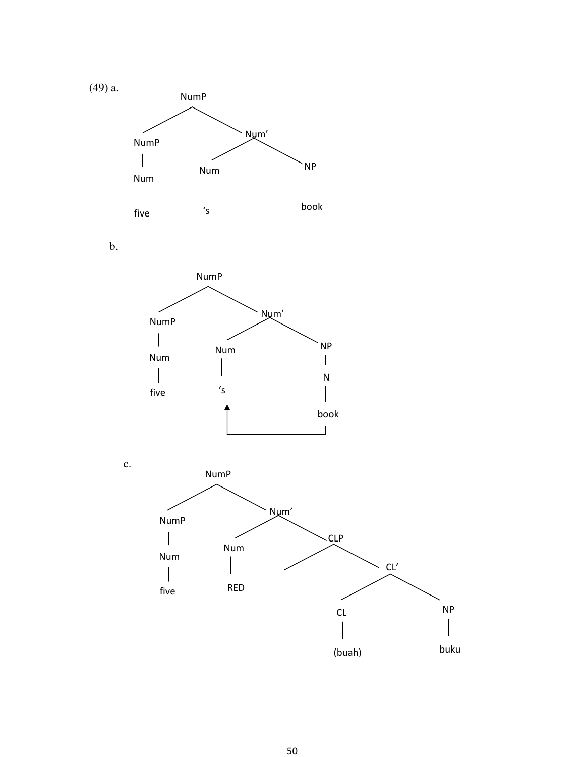(49) a.

```
              NumP
            /      \
        NumP        Num'
         |         /     \
        Num      Num      NP
         |        |        |
        five     'S       book
```

b.

```
              NumP
            /      \
        NumP        Num'
         |         /     \
        Num      Num      NP
         |        |        |
        five     'S        N
                  ^        |
                  |       book
                  |________|
```

c.

```
              NumP
            /      \
        NumP        Num'
         |         /     \
        Num      Num      CLP
         |        |      /    \
        five     RED         CL'
                            /    \
                          CL      NP
                           |       |
                        (buah)   buku
```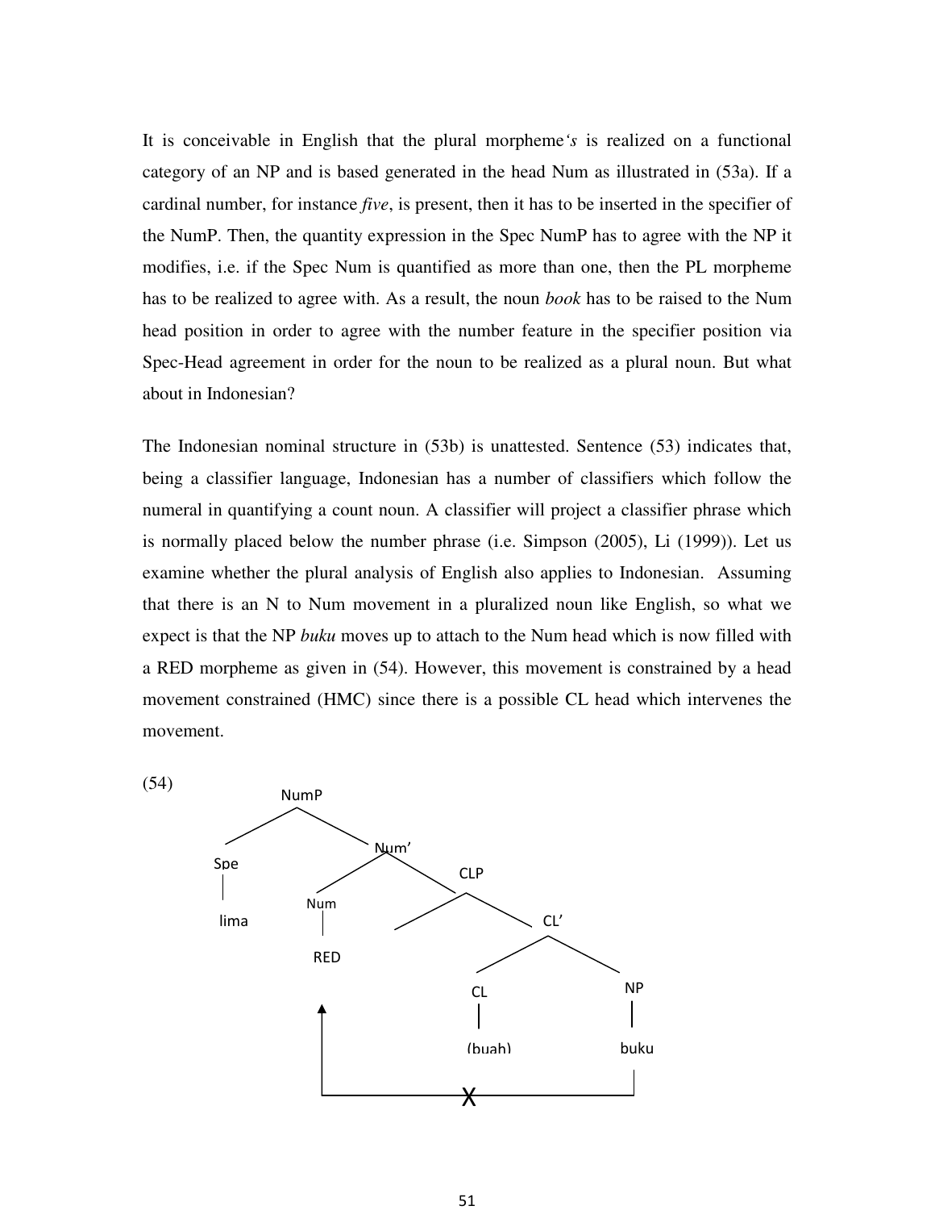It is conceivable in English that the plural morpheme*'s* is realized on a functional category of an NP and is based generated in the head Num as illustrated in (53a). If a cardinal number, for instance *five*, is present, then it has to be inserted in the specifier of the NumP. Then, the quantity expression in the Spec NumP has to agree with the NP it modifies, i.e. if the Spec Num is quantified as more than one, then the PL morpheme has to be realized to agree with. As a result, the noun *book* has to be raised to the Num head position in order to agree with the number feature in the specifier position via Spec-Head agreement in order for the noun to be realized as a plural noun. But what about in Indonesian?

The Indonesian nominal structure in (53b) is unattested. Sentence (53) indicates that, being a classifier language, Indonesian has a number of classifiers which follow the numeral in quantifying a count noun. A classifier will project a classifier phrase which is normally placed below the number phrase (i.e. Simpson (2005), Li (1999)). Let us examine whether the plural analysis of English also applies to Indonesian. Assuming that there is an N to Num movement in a pluralized noun like English, so what we expect is that the NP *buku* moves up to attach to the Num head which is now filled with a RED morpheme as given in (54). However, this movement is constrained by a head movement constrained (HMC) since there is a possible CL head which intervenes the movement.

(54)

```
                NumP
              /      \
           Spe        Num'
            |        /    \
          lima     Num     CLP
                    |     /   \
                   RED        CL'
                    ^        /   \
                    |      CL     NP
                    |       |      |
                    |    (buah)   buku
                    |              |
                    +------X-------+
```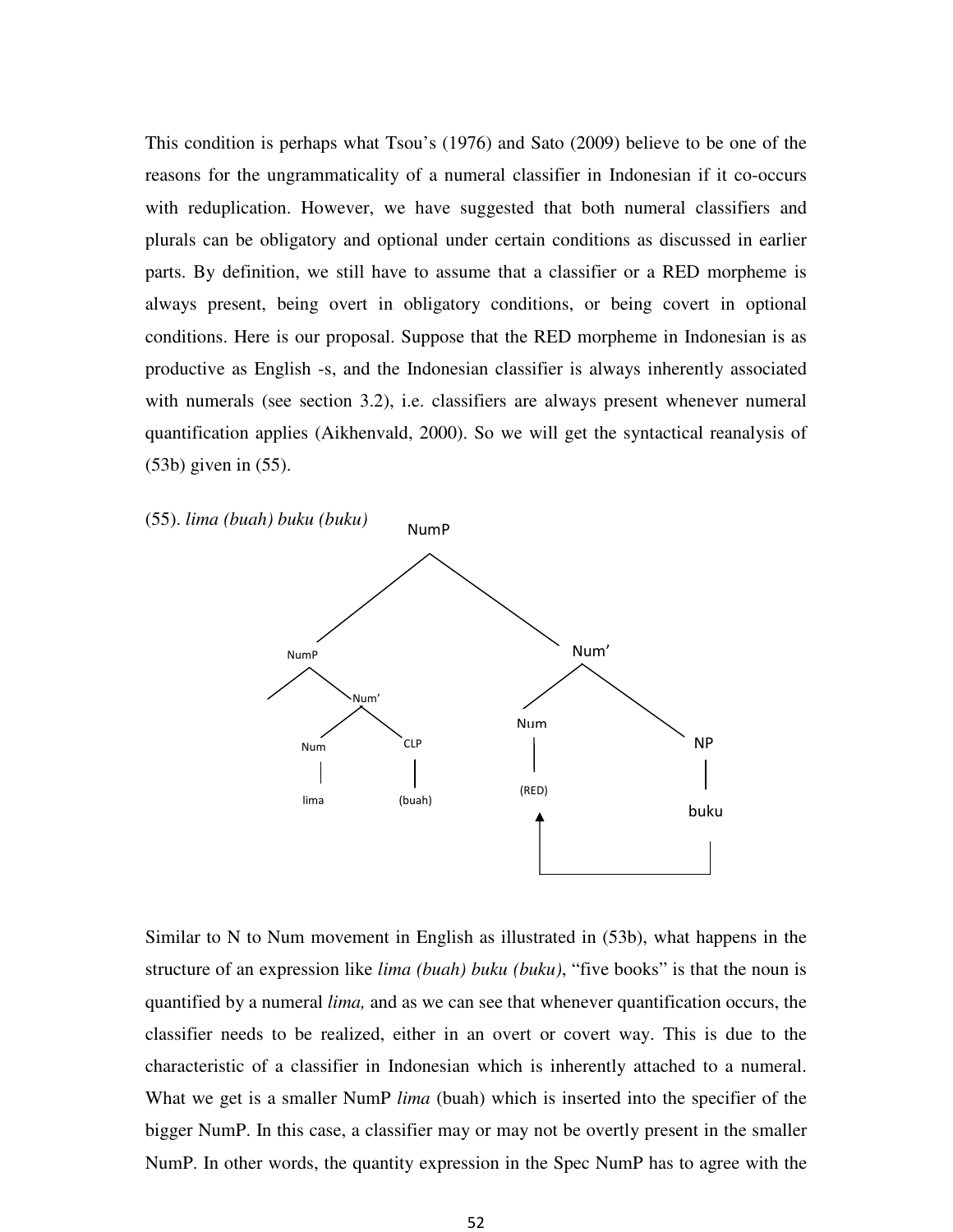This condition is perhaps what Tsou's (1976) and Sato (2009) believe to be one of the reasons for the ungrammaticality of a numeral classifier in Indonesian if it co-occurs with reduplication. However, we have suggested that both numeral classifiers and plurals can be obligatory and optional under certain conditions as discussed in earlier parts. By definition, we still have to assume that a classifier or a RED morpheme is always present, being overt in obligatory conditions, or being covert in optional conditions. Here is our proposal. Suppose that the RED morpheme in Indonesian is as productive as English -s, and the Indonesian classifier is always inherently associated with numerals (see section 3.2), i.e. classifiers are always present whenever numeral quantification applies (Aikhenvald, 2000). So we will get the syntactical reanalysis of (53b) given in (55).

(55). *lima (buah) buku (buku)*

```
                    NumP
                  /      \
             NumP          Num'
            /    \        /    \
                 Num'   Num     NP
                /   \    |       |
              Num   CLP (RED)   buku
               |     |    ^       |
             lima (buah)  |_______|
```

Similar to N to Num movement in English as illustrated in (53b), what happens in the structure of an expression like *lima (buah) buku (buku)*, "five books" is that the noun is quantified by a numeral *lima,* and as we can see that whenever quantification occurs, the classifier needs to be realized, either in an overt or covert way. This is due to the characteristic of a classifier in Indonesian which is inherently attached to a numeral. What we get is a smaller NumP *lima* (buah) which is inserted into the specifier of the bigger NumP. In this case, a classifier may or may not be overtly present in the smaller NumP. In other words, the quantity expression in the Spec NumP has to agree with the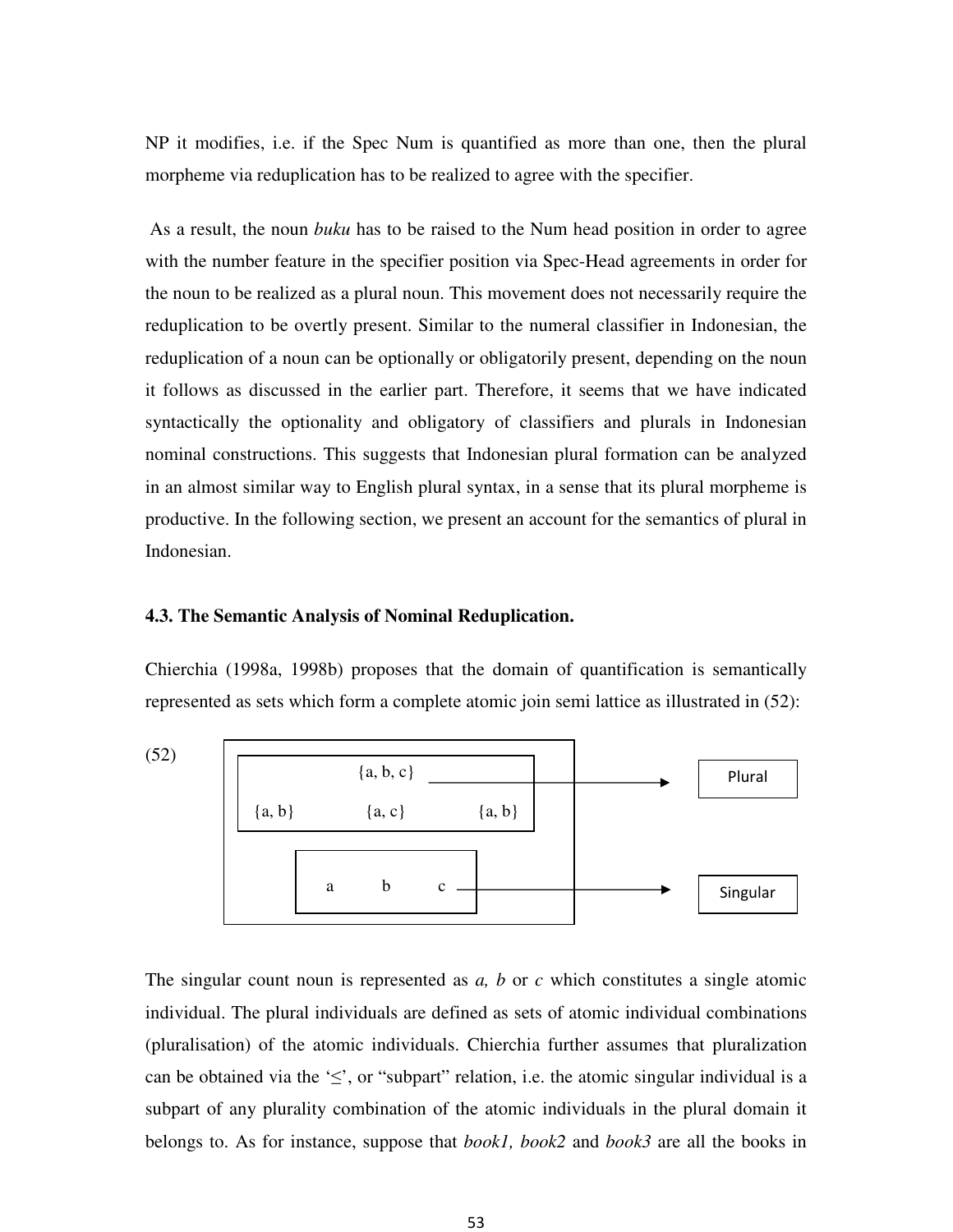NP it modifies, i.e. if the Spec Num is quantified as more than one, then the plural morpheme via reduplication has to be realized to agree with the specifier.

As a result, the noun *buku* has to be raised to the Num head position in order to agree with the number feature in the specifier position via Spec-Head agreements in order for the noun to be realized as a plural noun. This movement does not necessarily require the reduplication to be overtly present. Similar to the numeral classifier in Indonesian, the reduplication of a noun can be optionally or obligatorily present, depending on the noun it follows as discussed in the earlier part. Therefore, it seems that we have indicated syntactically the optionality and obligatory of classifiers and plurals in Indonesian nominal constructions. This suggests that Indonesian plural formation can be analyzed in an almost similar way to English plural syntax, in a sense that its plural morpheme is productive. In the following section, we present an account for the semantics of plural in Indonesian.

### 4.3. The Semantic Analysis of Nominal Reduplication.

Chierchia (1998a, 1998b) proposes that the domain of quantification is semantically represented as sets which form a complete atomic join semi lattice as illustrated in (52):

(52)

```
 ------------------------------------------
| ---------------------------------------- |
| |            {a, b, c}  ----------------|-------->  [ Plural ]
| | {a, b}       {a, c}         {a, b}    | |
| ---------------------------------------- |
|        -------------------------         |
|        |   a     b     c  ------|--------|-------->  [ Singular ]
|        -------------------------         |
 ------------------------------------------
```

The singular count noun is represented as *a, b* or *c* which constitutes a single atomic individual. The plural individuals are defined as sets of atomic individual combinations (pluralisation) of the atomic individuals. Chierchia further assumes that pluralization can be obtained via the '$\leq$', or "subpart" relation, i.e. the atomic singular individual is a subpart of any plurality combination of the atomic individuals in the plural domain it belongs to. As for instance, suppose that *book1, book2* and *book3* are all the books in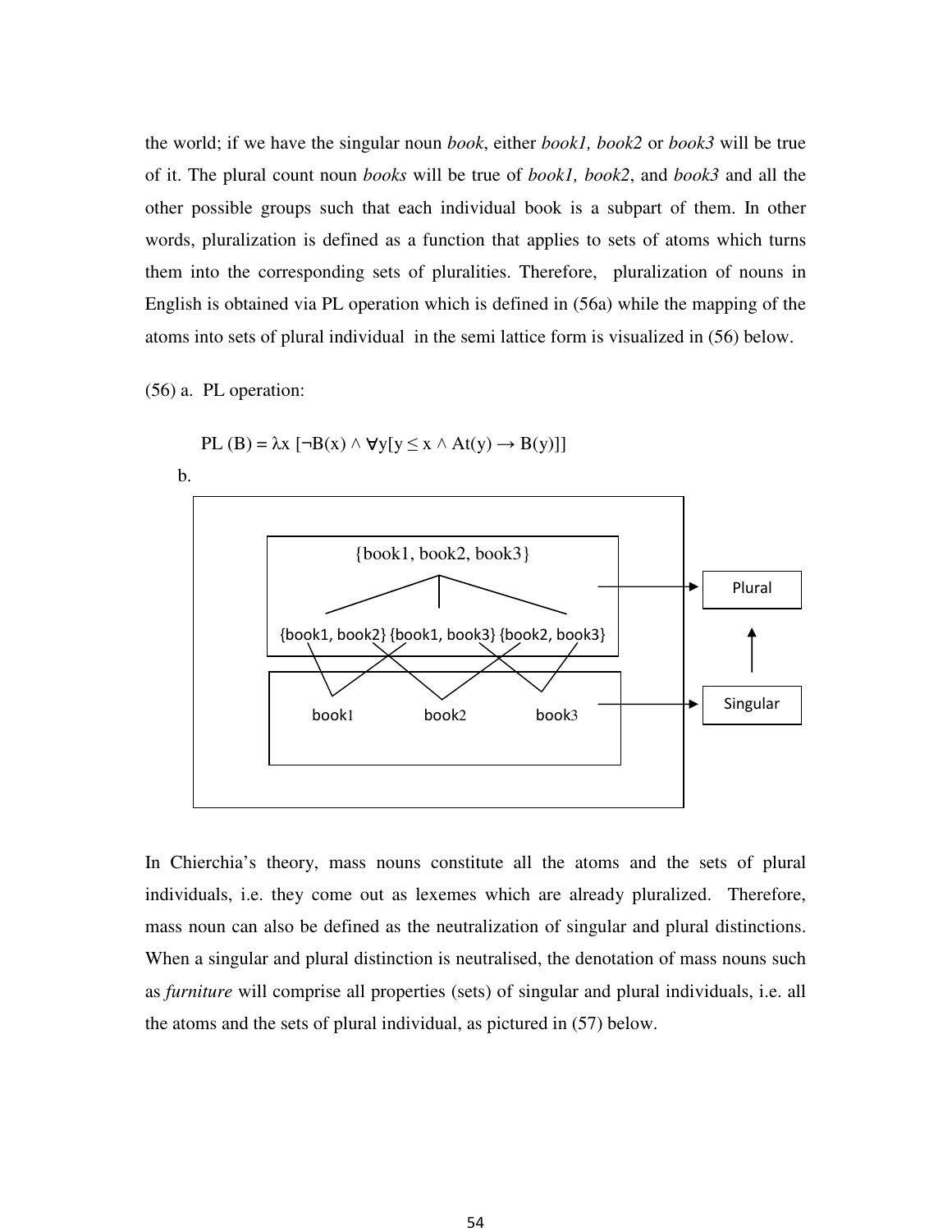the world; if we have the singular noun *book*, either *book1, book2* or *book3* will be true of it. The plural count noun *books* will be true of *book1, book2*, and *book3* and all the other possible groups such that each individual book is a subpart of them. In other words, pluralization is defined as a function that applies to sets of atoms which turns them into the corresponding sets of pluralities. Therefore, pluralization of nouns in English is obtained via PL operation which is defined in (56a) while the mapping of the atoms into sets of plural individual in the semi lattice form is visualized in (56) below.

(56) a. PL operation:

$$PL\ (B) = \lambda x\ [\neg B(x) \wedge \forall y[y \leq x \wedge At(y) \rightarrow B(y)]]$$

b.

{book1, book2, book3}

{book1, book2} {book1, book3} {book2, book3}

book1 book2 book3

Plural

Singular

In Chierchia's theory, mass nouns constitute all the atoms and the sets of plural individuals, i.e. they come out as lexemes which are already pluralized. Therefore, mass noun can also be defined as the neutralization of singular and plural distinctions. When a singular and plural distinction is neutralised, the denotation of mass nouns such as *furniture* will comprise all properties (sets) of singular and plural individuals, i.e. all the atoms and the sets of plural individual, as pictured in (57) below.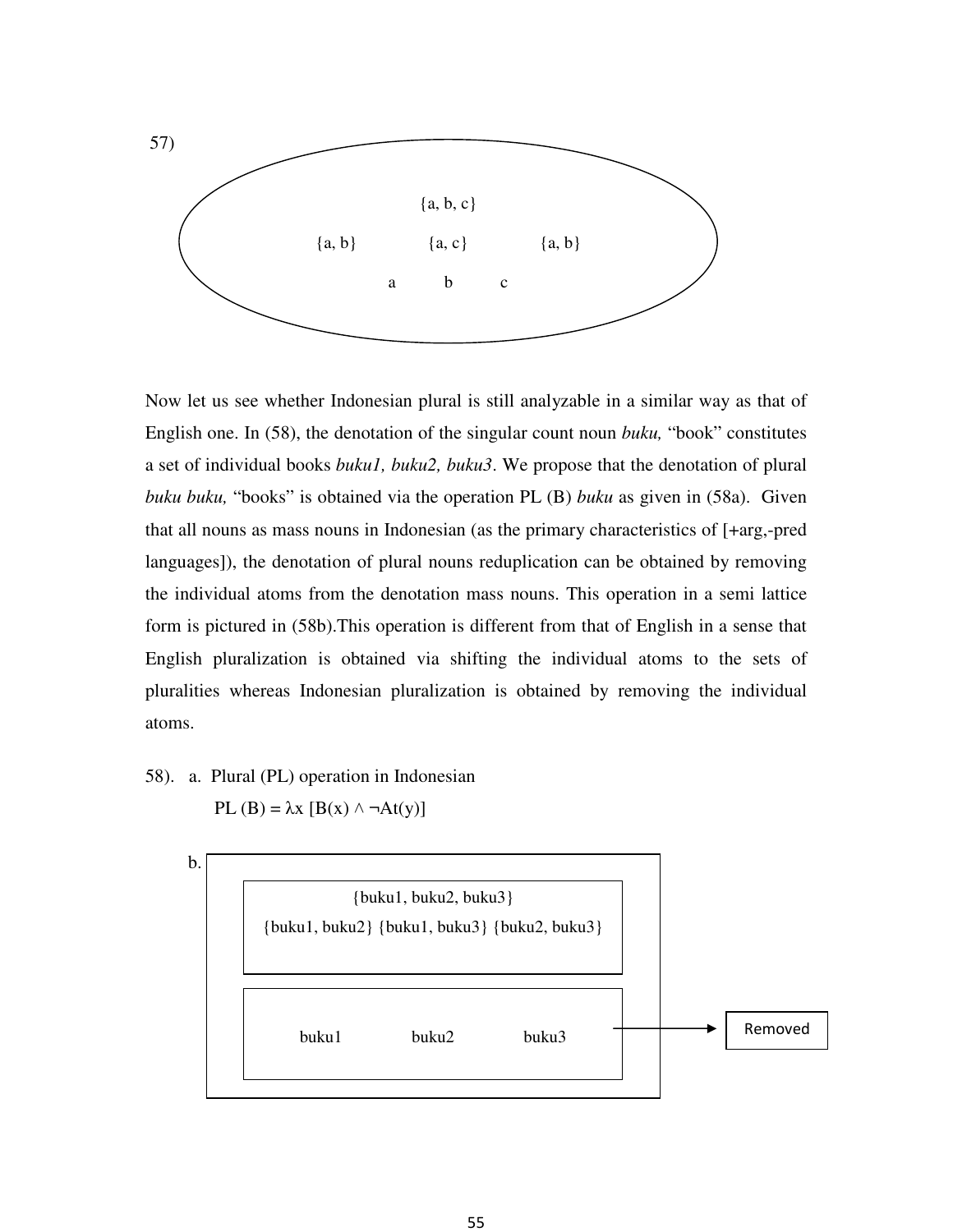57)

{a, b, c}

{a, b} {a, c} {a, b}

a b c

Now let us see whether Indonesian plural is still analyzable in a similar way as that of English one. In (58), the denotation of the singular count noun *buku,* "book" constitutes a set of individual books *buku1, buku2, buku3*. We propose that the denotation of plural *buku buku,* "books" is obtained via the operation PL (B) *buku* as given in (58a). Given that all nouns as mass nouns in Indonesian (as the primary characteristics of [+arg,-pred languages]), the denotation of plural nouns reduplication can be obtained by removing the individual atoms from the denotation mass nouns. This operation in a semi lattice form is pictured in (58b).This operation is different from that of English in a sense that English pluralization is obtained via shifting the individual atoms to the sets of pluralities whereas Indonesian pluralization is obtained by removing the individual atoms.

58). a. Plural (PL) operation in Indonesian

$$PL(B) = \lambda x\, [B(x) \wedge \neg At(y)]$$

b.

{buku1, buku2, buku3}

{buku1, buku2} {buku1, buku3} {buku2, buku3}

buku1 buku2 buku3 → Removed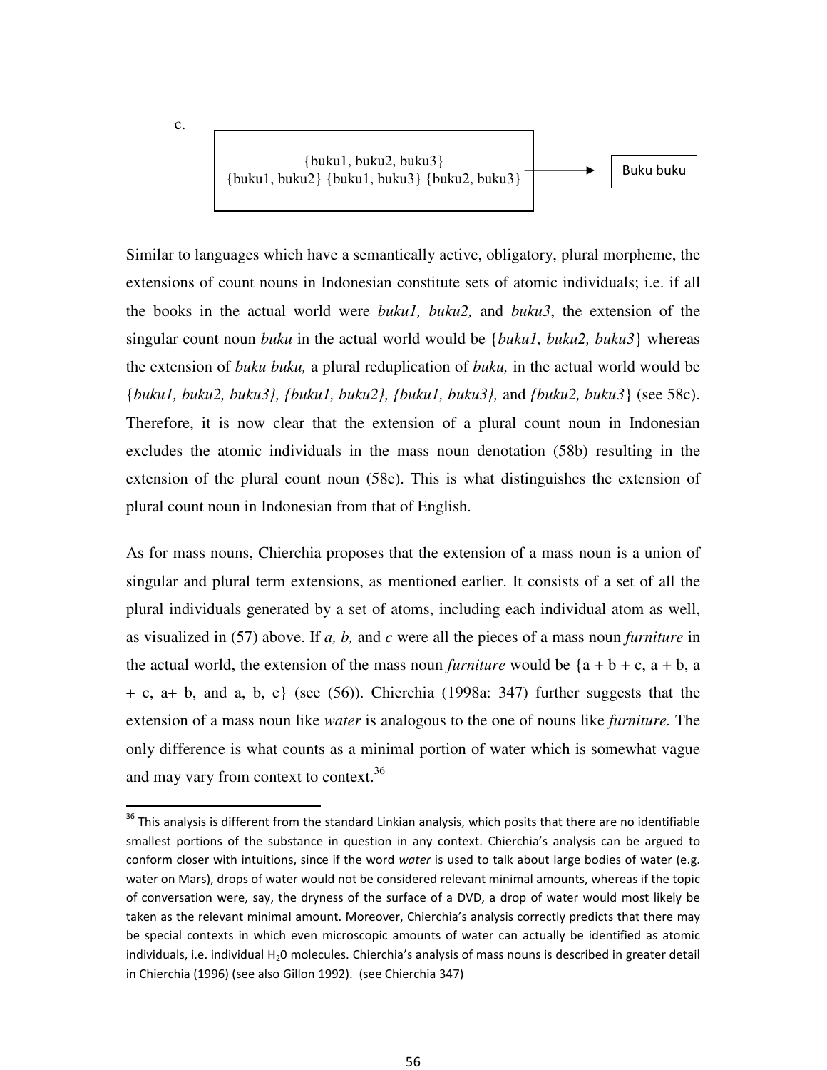c.

| {buku1, buku2, buku3} {buku1, buku2} {buku1, buku3} {buku2, buku3} | → | Buku buku |
|---|---|---|

Similar to languages which have a semantically active, obligatory, plural morpheme, the extensions of count nouns in Indonesian constitute sets of atomic individuals; i.e. if all the books in the actual world were *buku1, buku2,* and *buku3*, the extension of the singular count noun *buku* in the actual world would be {*buku1, buku2, buku3*} whereas the extension of *buku buku,* a plural reduplication of *buku,* in the actual world would be {*buku1, buku2, buku3}, {buku1, buku2}, {buku1, buku3},* and *{buku2, buku3*} (see 58c). Therefore, it is now clear that the extension of a plural count noun in Indonesian excludes the atomic individuals in the mass noun denotation (58b) resulting in the extension of the plural count noun (58c). This is what distinguishes the extension of plural count noun in Indonesian from that of English.

As for mass nouns, Chierchia proposes that the extension of a mass noun is a union of singular and plural term extensions, as mentioned earlier. It consists of a set of all the plural individuals generated by a set of atoms, including each individual atom as well, as visualized in (57) above. If *a, b,* and *c* were all the pieces of a mass noun *furniture* in the actual world, the extension of the mass noun *furniture* would be {a + b + c, a + b, a + c, a+ b, and a, b, c} (see (56)). Chierchia (1998a: 347) further suggests that the extension of a mass noun like *water* is analogous to the one of nouns like *furniture.* The only difference is what counts as a minimal portion of water which is somewhat vague and may vary from context to context.[36]

[36] This analysis is different from the standard Linkian analysis, which posits that there are no identifiable smallest portions of the substance in question in any context. Chierchia's analysis can be argued to conform closer with intuitions, since if the word *water* is used to talk about large bodies of water (e.g. water on Mars), drops of water would not be considered relevant minimal amounts, whereas if the topic of conversation were, say, the dryness of the surface of a DVD, a drop of water would most likely be taken as the relevant minimal amount. Moreover, Chierchia's analysis correctly predicts that there may be special contexts in which even microscopic amounts of water can actually be identified as atomic individuals, i.e. individual $H_20$ molecules. Chierchia's analysis of mass nouns is described in greater detail in Chierchia (1996) (see also Gillon 1992). (see Chierchia 347)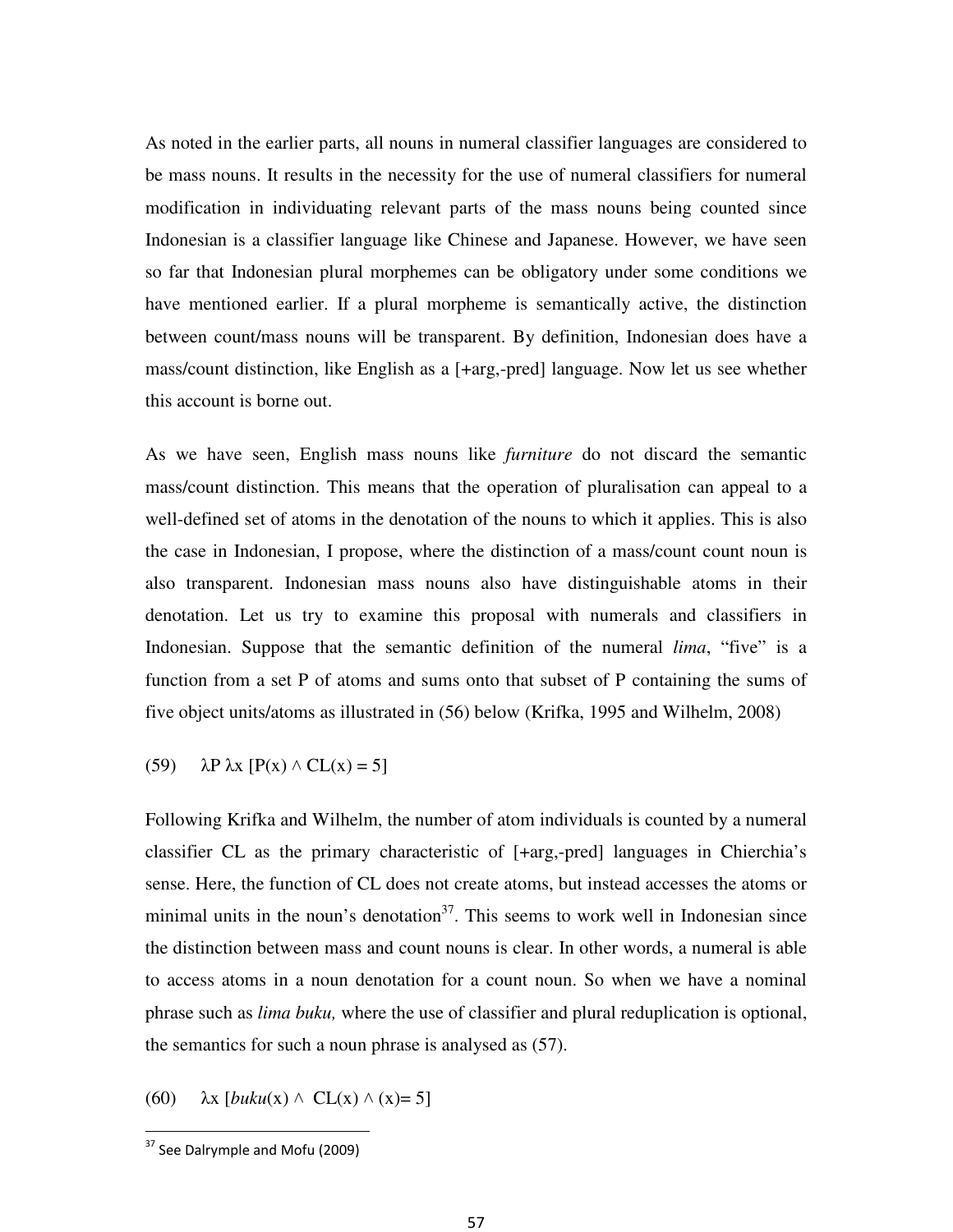As noted in the earlier parts, all nouns in numeral classifier languages are considered to be mass nouns. It results in the necessity for the use of numeral classifiers for numeral modification in individuating relevant parts of the mass nouns being counted since Indonesian is a classifier language like Chinese and Japanese. However, we have seen so far that Indonesian plural morphemes can be obligatory under some conditions we have mentioned earlier. If a plural morpheme is semantically active, the distinction between count/mass nouns will be transparent. By definition, Indonesian does have a mass/count distinction, like English as a [+arg,-pred] language. Now let us see whether this account is borne out.

As we have seen, English mass nouns like *furniture* do not discard the semantic mass/count distinction. This means that the operation of pluralisation can appeal to a well-defined set of atoms in the denotation of the nouns to which it applies. This is also the case in Indonesian, I propose, where the distinction of a mass/count count noun is also transparent. Indonesian mass nouns also have distinguishable atoms in their denotation. Let us try to examine this proposal with numerals and classifiers in Indonesian. Suppose that the semantic definition of the numeral *lima*, "five" is a function from a set P of atoms and sums onto that subset of P containing the sums of five object units/atoms as illustrated in (56) below (Krifka, 1995 and Wilhelm, 2008)

(59) $\lambda P\ \lambda x\ [P(x) \wedge CL(x) = 5]$

Following Krifka and Wilhelm, the number of atom individuals is counted by a numeral classifier CL as the primary characteristic of [+arg,-pred] languages in Chierchia's sense. Here, the function of CL does not create atoms, but instead accesses the atoms or minimal units in the noun's denotation[37]. This seems to work well in Indonesian since the distinction between mass and count nouns is clear. In other words, a numeral is able to access atoms in a noun denotation for a count noun. So when we have a nominal phrase such as *lima buku,* where the use of classifier and plural reduplication is optional, the semantics for such a noun phrase is analysed as (57).

(60) $\lambda x\ [\textit{buku}(x) \wedge\ CL(x) \wedge (x)= 5]$

[37] See Dalrymple and Mofu (2009)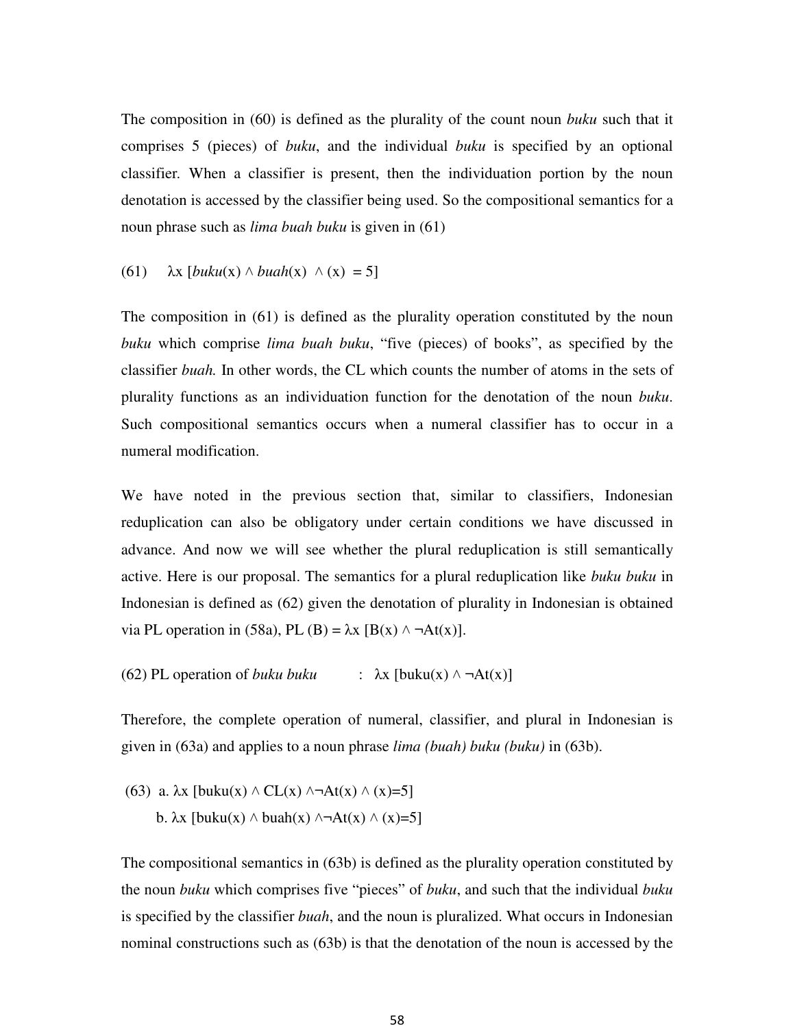The composition in (60) is defined as the plurality of the count noun *buku* such that it comprises 5 (pieces) of *buku*, and the individual *buku* is specified by an optional classifier. When a classifier is present, then the individuation portion by the noun denotation is accessed by the classifier being used. So the compositional semantics for a noun phrase such as *lima buah buku* is given in (61)

(61) $\lambda x\ [\textit{buku}(x) \wedge \textit{buah}(x)\ \wedge (x) = 5]$

The composition in (61) is defined as the plurality operation constituted by the noun *buku* which comprise *lima buah buku*, "five (pieces) of books", as specified by the classifier *buah.* In other words, the CL which counts the number of atoms in the sets of plurality functions as an individuation function for the denotation of the noun *buku*. Such compositional semantics occurs when a numeral classifier has to occur in a numeral modification.

We have noted in the previous section that, similar to classifiers, Indonesian reduplication can also be obligatory under certain conditions we have discussed in advance. And now we will see whether the plural reduplication is still semantically active. Here is our proposal. The semantics for a plural reduplication like *buku buku* in Indonesian is defined as (62) given the denotation of plurality in Indonesian is obtained via PL operation in (58a), $\text{PL}(B) = \lambda x\ [B(x) \wedge \neg At(x)]$.

(62) PL operation of *buku buku* : $\lambda x\ [\text{buku}(x) \wedge \neg At(x)]$

Therefore, the complete operation of numeral, classifier, and plural in Indonesian is given in (63a) and applies to a noun phrase *lima (buah) buku (buku)* in (63b).

(63) a. $\lambda x\ [\text{buku}(x) \wedge CL(x) \wedge \neg At(x) \wedge (x)=5]$

b. $\lambda x\ [\text{buku}(x) \wedge \text{buah}(x) \wedge \neg At(x) \wedge (x)=5]$

The compositional semantics in (63b) is defined as the plurality operation constituted by the noun *buku* which comprises five "pieces" of *buku*, and such that the individual *buku* is specified by the classifier *buah*, and the noun is pluralized. What occurs in Indonesian nominal constructions such as (63b) is that the denotation of the noun is accessed by the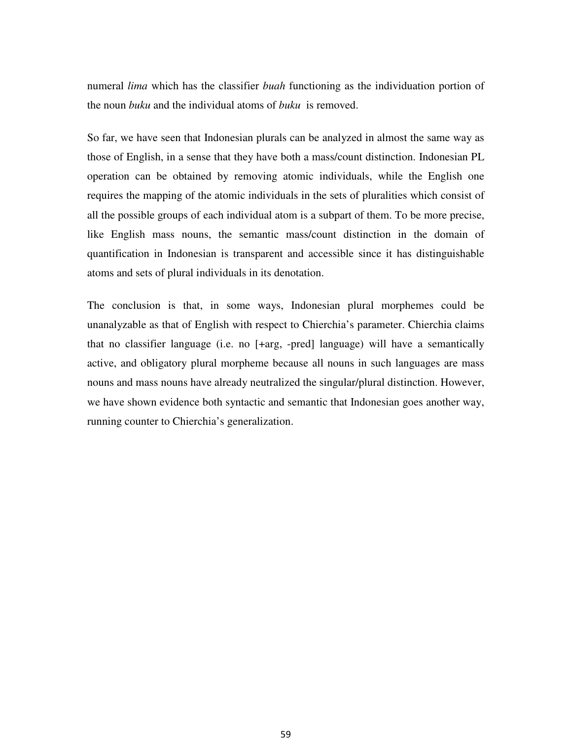numeral *lima* which has the classifier *buah* functioning as the individuation portion of the noun *buku* and the individual atoms of *buku* is removed.

So far, we have seen that Indonesian plurals can be analyzed in almost the same way as those of English, in a sense that they have both a mass/count distinction. Indonesian PL operation can be obtained by removing atomic individuals, while the English one requires the mapping of the atomic individuals in the sets of pluralities which consist of all the possible groups of each individual atom is a subpart of them. To be more precise, like English mass nouns, the semantic mass/count distinction in the domain of quantification in Indonesian is transparent and accessible since it has distinguishable atoms and sets of plural individuals in its denotation.

The conclusion is that, in some ways, Indonesian plural morphemes could be unanalyzable as that of English with respect to Chierchia's parameter. Chierchia claims that no classifier language (i.e. no [+arg, -pred] language) will have a semantically active, and obligatory plural morpheme because all nouns in such languages are mass nouns and mass nouns have already neutralized the singular/plural distinction. However, we have shown evidence both syntactic and semantic that Indonesian goes another way, running counter to Chierchia's generalization.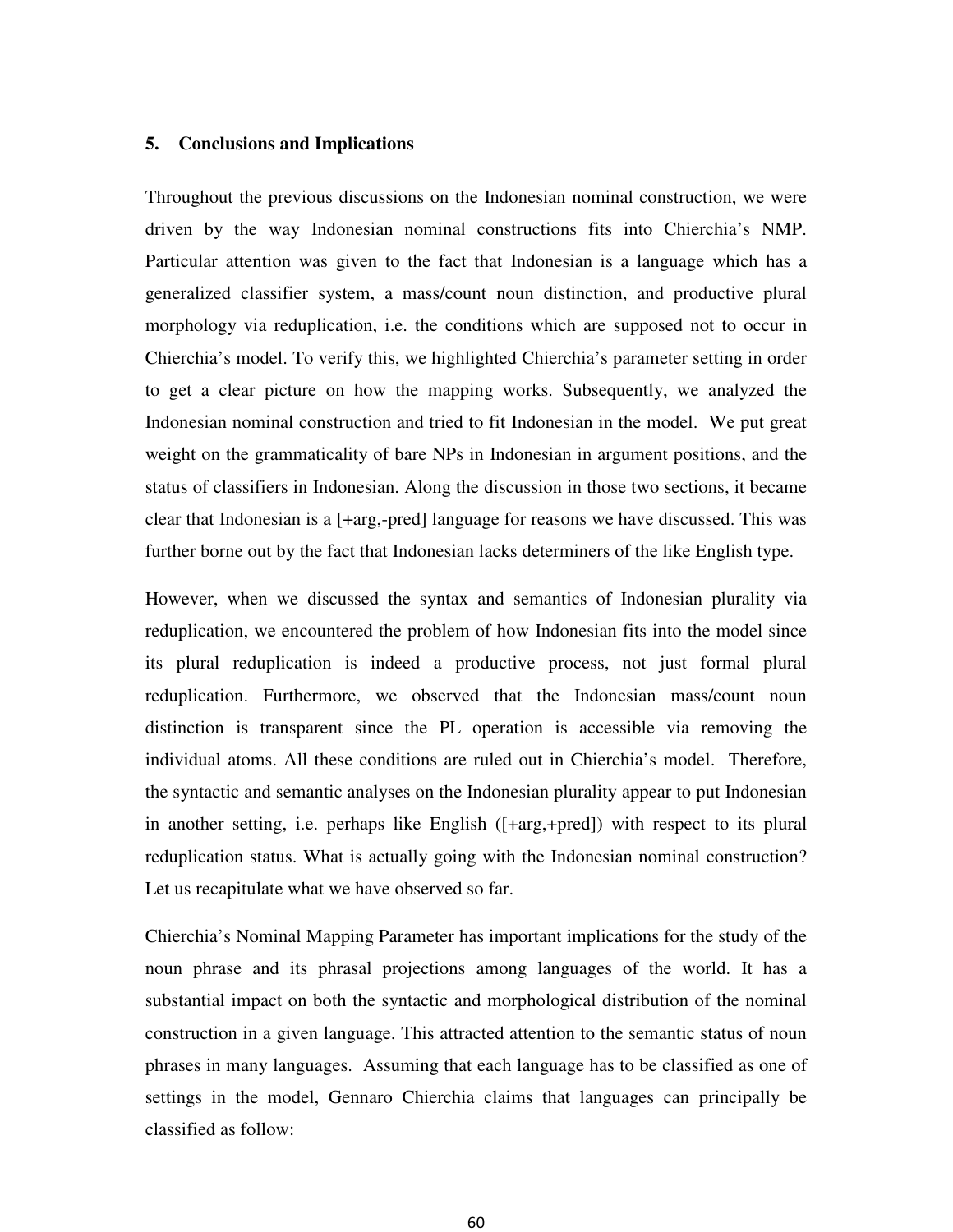## 5. Conclusions and Implications

Throughout the previous discussions on the Indonesian nominal construction, we were driven by the way Indonesian nominal constructions fits into Chierchia's NMP. Particular attention was given to the fact that Indonesian is a language which has a generalized classifier system, a mass/count noun distinction, and productive plural morphology via reduplication, i.e. the conditions which are supposed not to occur in Chierchia's model. To verify this, we highlighted Chierchia's parameter setting in order to get a clear picture on how the mapping works. Subsequently, we analyzed the Indonesian nominal construction and tried to fit Indonesian in the model. We put great weight on the grammaticality of bare NPs in Indonesian in argument positions, and the status of classifiers in Indonesian. Along the discussion in those two sections, it became clear that Indonesian is a [+arg,-pred] language for reasons we have discussed. This was further borne out by the fact that Indonesian lacks determiners of the like English type.

However, when we discussed the syntax and semantics of Indonesian plurality via reduplication, we encountered the problem of how Indonesian fits into the model since its plural reduplication is indeed a productive process, not just formal plural reduplication. Furthermore, we observed that the Indonesian mass/count noun distinction is transparent since the PL operation is accessible via removing the individual atoms. All these conditions are ruled out in Chierchia's model. Therefore, the syntactic and semantic analyses on the Indonesian plurality appear to put Indonesian in another setting, i.e. perhaps like English ([+arg,+pred]) with respect to its plural reduplication status. What is actually going with the Indonesian nominal construction? Let us recapitulate what we have observed so far.

Chierchia's Nominal Mapping Parameter has important implications for the study of the noun phrase and its phrasal projections among languages of the world. It has a substantial impact on both the syntactic and morphological distribution of the nominal construction in a given language. This attracted attention to the semantic status of noun phrases in many languages. Assuming that each language has to be classified as one of settings in the model, Gennaro Chierchia claims that languages can principally be classified as follow: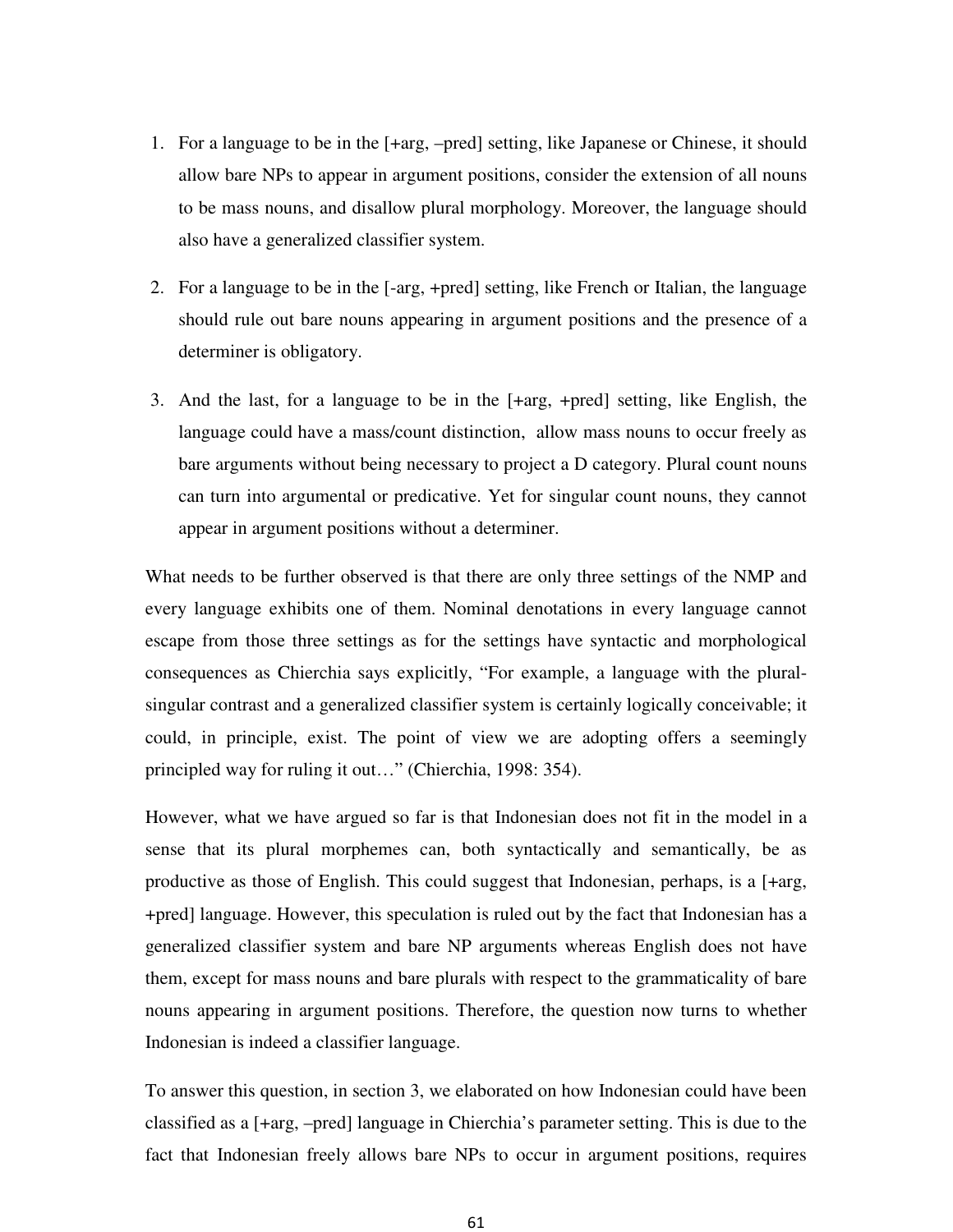1. For a language to be in the [+arg, –pred] setting, like Japanese or Chinese, it should allow bare NPs to appear in argument positions, consider the extension of all nouns to be mass nouns, and disallow plural morphology. Moreover, the language should also have a generalized classifier system.
2. For a language to be in the [-arg, +pred] setting, like French or Italian, the language should rule out bare nouns appearing in argument positions and the presence of a determiner is obligatory.
3. And the last, for a language to be in the [+arg, +pred] setting, like English, the language could have a mass/count distinction, allow mass nouns to occur freely as bare arguments without being necessary to project a D category. Plural count nouns can turn into argumental or predicative. Yet for singular count nouns, they cannot appear in argument positions without a determiner.

What needs to be further observed is that there are only three settings of the NMP and every language exhibits one of them. Nominal denotations in every language cannot escape from those three settings as for the settings have syntactic and morphological consequences as Chierchia says explicitly, "For example, a language with the plural-singular contrast and a generalized classifier system is certainly logically conceivable; it could, in principle, exist. The point of view we are adopting offers a seemingly principled way for ruling it out…" (Chierchia, 1998: 354).

However, what we have argued so far is that Indonesian does not fit in the model in a sense that its plural morphemes can, both syntactically and semantically, be as productive as those of English. This could suggest that Indonesian, perhaps, is a [+arg, +pred] language. However, this speculation is ruled out by the fact that Indonesian has a generalized classifier system and bare NP arguments whereas English does not have them, except for mass nouns and bare plurals with respect to the grammaticality of bare nouns appearing in argument positions. Therefore, the question now turns to whether Indonesian is indeed a classifier language.

To answer this question, in section 3, we elaborated on how Indonesian could have been classified as a [+arg, –pred] language in Chierchia's parameter setting. This is due to the fact that Indonesian freely allows bare NPs to occur in argument positions, requires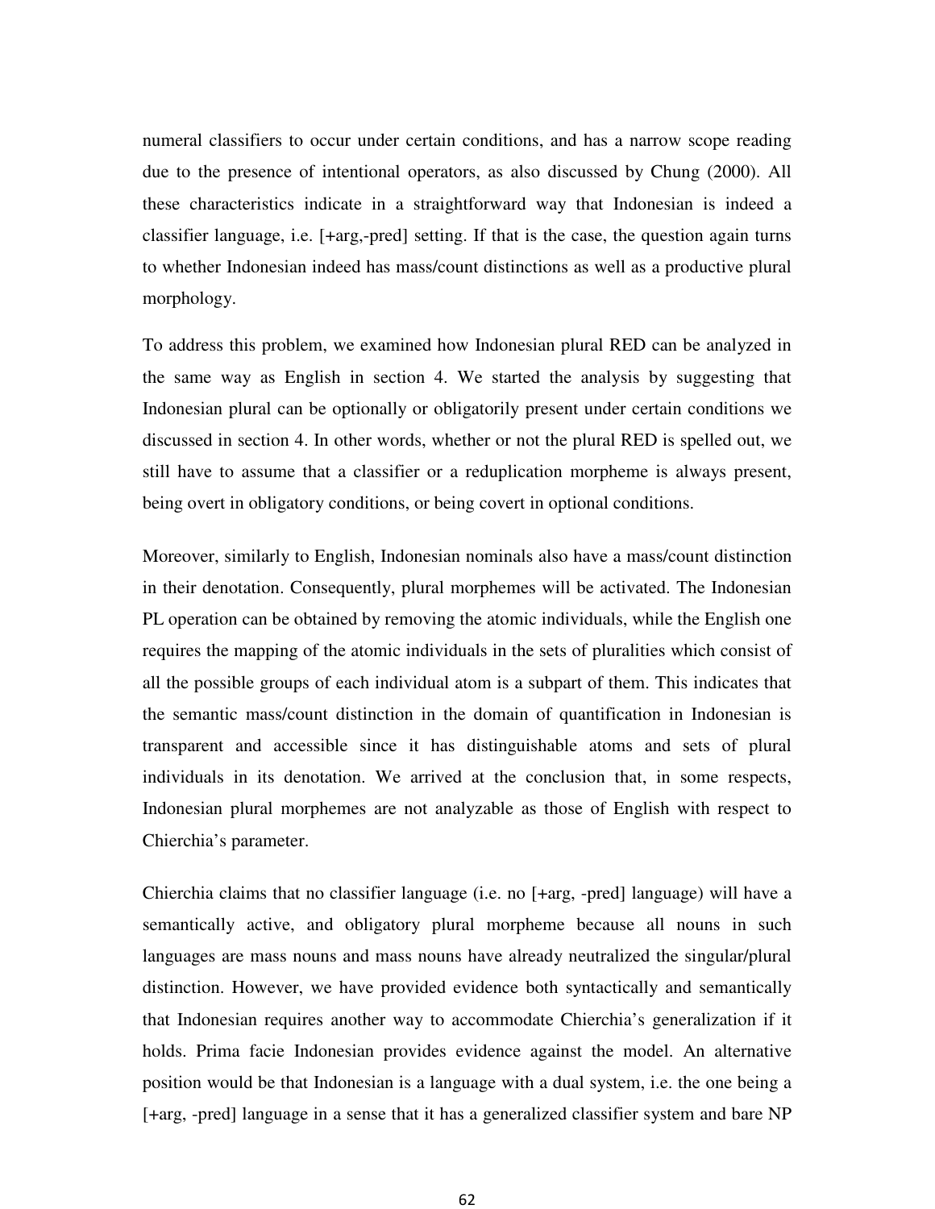numeral classifiers to occur under certain conditions, and has a narrow scope reading due to the presence of intentional operators, as also discussed by Chung (2000). All these characteristics indicate in a straightforward way that Indonesian is indeed a classifier language, i.e. [+arg,-pred] setting. If that is the case, the question again turns to whether Indonesian indeed has mass/count distinctions as well as a productive plural morphology.

To address this problem, we examined how Indonesian plural RED can be analyzed in the same way as English in section 4. We started the analysis by suggesting that Indonesian plural can be optionally or obligatorily present under certain conditions we discussed in section 4. In other words, whether or not the plural RED is spelled out, we still have to assume that a classifier or a reduplication morpheme is always present, being overt in obligatory conditions, or being covert in optional conditions.

Moreover, similarly to English, Indonesian nominals also have a mass/count distinction in their denotation. Consequently, plural morphemes will be activated. The Indonesian PL operation can be obtained by removing the atomic individuals, while the English one requires the mapping of the atomic individuals in the sets of pluralities which consist of all the possible groups of each individual atom is a subpart of them. This indicates that the semantic mass/count distinction in the domain of quantification in Indonesian is transparent and accessible since it has distinguishable atoms and sets of plural individuals in its denotation. We arrived at the conclusion that, in some respects, Indonesian plural morphemes are not analyzable as those of English with respect to Chierchia's parameter.

Chierchia claims that no classifier language (i.e. no [+arg, -pred] language) will have a semantically active, and obligatory plural morpheme because all nouns in such languages are mass nouns and mass nouns have already neutralized the singular/plural distinction. However, we have provided evidence both syntactically and semantically that Indonesian requires another way to accommodate Chierchia's generalization if it holds. Prima facie Indonesian provides evidence against the model. An alternative position would be that Indonesian is a language with a dual system, i.e. the one being a [+arg, -pred] language in a sense that it has a generalized classifier system and bare NP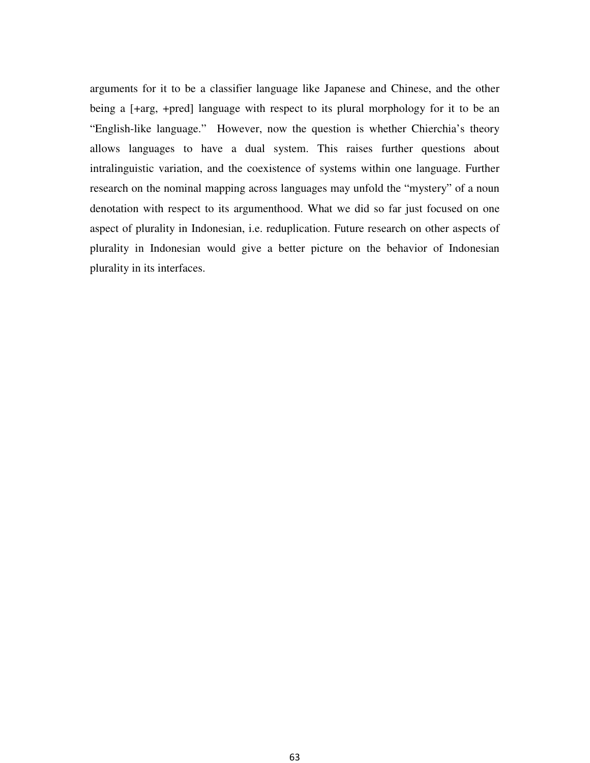arguments for it to be a classifier language like Japanese and Chinese, and the other being a [+arg, +pred] language with respect to its plural morphology for it to be an "English-like language." However, now the question is whether Chierchia's theory allows languages to have a dual system. This raises further questions about intralinguistic variation, and the coexistence of systems within one language. Further research on the nominal mapping across languages may unfold the "mystery" of a noun denotation with respect to its argumenthood. What we did so far just focused on one aspect of plurality in Indonesian, i.e. reduplication. Future research on other aspects of plurality in Indonesian would give a better picture on the behavior of Indonesian plurality in its interfaces.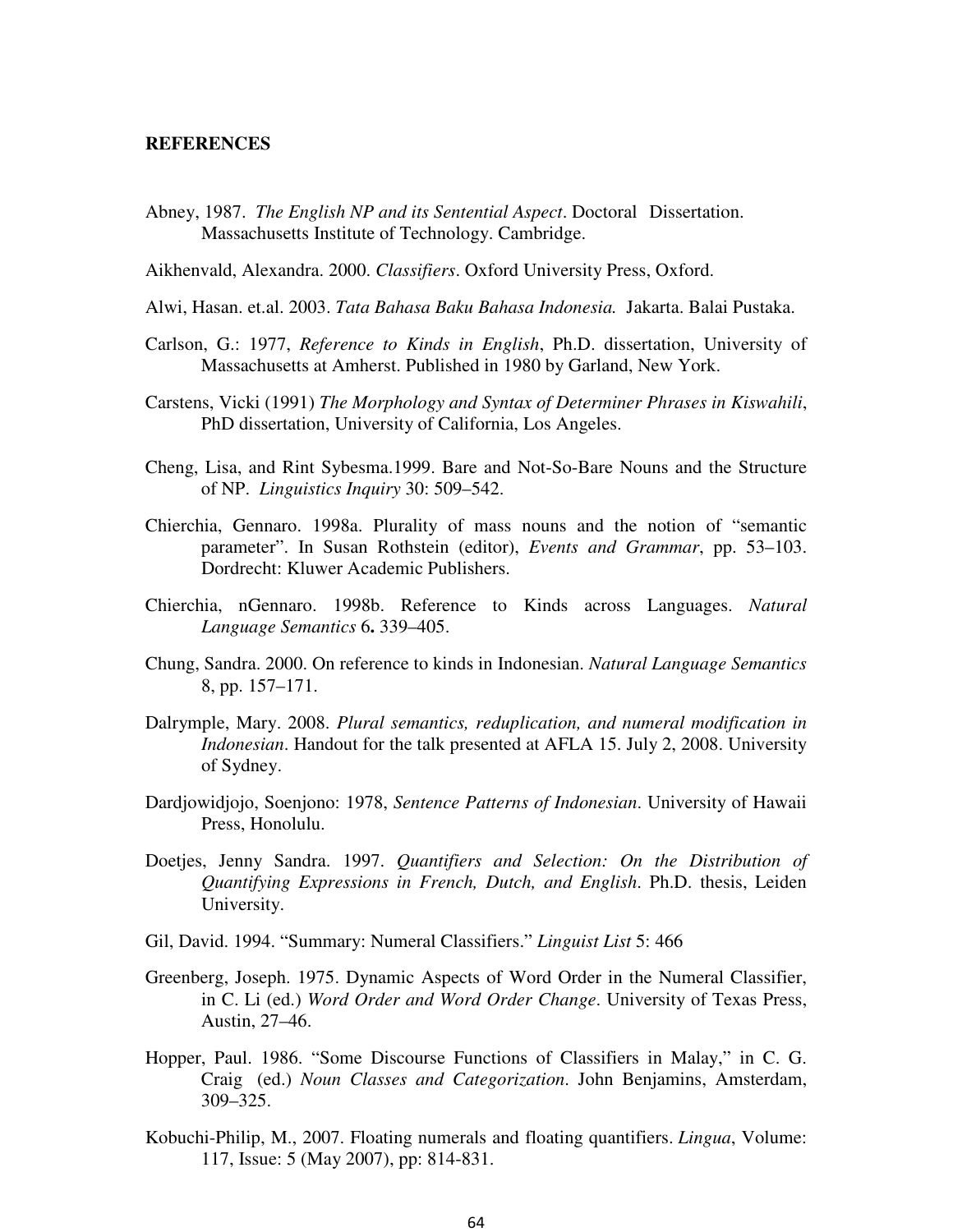**REFERENCES**

Abney, 1987. *The English NP and its Sentential Aspect*. Doctoral Dissertation. Massachusetts Institute of Technology. Cambridge.

Aikhenvald, Alexandra. 2000. *Classifiers*. Oxford University Press, Oxford.

Alwi, Hasan. et.al. 2003. *Tata Bahasa Baku Bahasa Indonesia.* Jakarta. Balai Pustaka.

Carlson, G.: 1977, *Reference to Kinds in English*, Ph.D. dissertation, University of Massachusetts at Amherst. Published in 1980 by Garland, New York.

Carstens, Vicki (1991) *The Morphology and Syntax of Determiner Phrases in Kiswahili*, PhD dissertation, University of California, Los Angeles.

Cheng, Lisa, and Rint Sybesma.1999. Bare and Not-So-Bare Nouns and the Structure of NP. *Linguistics Inquiry* 30: 509–542.

Chierchia, Gennaro. 1998a. Plurality of mass nouns and the notion of "semantic parameter". In Susan Rothstein (editor), *Events and Grammar*, pp. 53–103. Dordrecht: Kluwer Academic Publishers.

Chierchia, nGennaro. 1998b. Reference to Kinds across Languages. *Natural Language Semantics* 6**.** 339–405.

Chung, Sandra. 2000. On reference to kinds in Indonesian. *Natural Language Semantics* 8, pp. 157–171.

Dalrymple, Mary. 2008. *Plural semantics, reduplication, and numeral modification in Indonesian*. Handout for the talk presented at AFLA 15. July 2, 2008. University of Sydney.

Dardjowidjojo, Soenjono: 1978, *Sentence Patterns of Indonesian*. University of Hawaii Press, Honolulu.

Doetjes, Jenny Sandra. 1997. *Quantifiers and Selection: On the Distribution of Quantifying Expressions in French, Dutch, and English*. Ph.D. thesis, Leiden University.

Gil, David. 1994. "Summary: Numeral Classifiers." *Linguist List* 5: 466

Greenberg, Joseph. 1975. Dynamic Aspects of Word Order in the Numeral Classifier, in C. Li (ed.) *Word Order and Word Order Change*. University of Texas Press, Austin, 27–46.

Hopper, Paul. 1986. "Some Discourse Functions of Classifiers in Malay," in C. G. Craig (ed.) *Noun Classes and Categorization*. John Benjamins, Amsterdam, 309–325.

Kobuchi-Philip, M., 2007. Floating numerals and floating quantifiers. *Lingua*, Volume: 117, Issue: 5 (May 2007), pp: 814-831.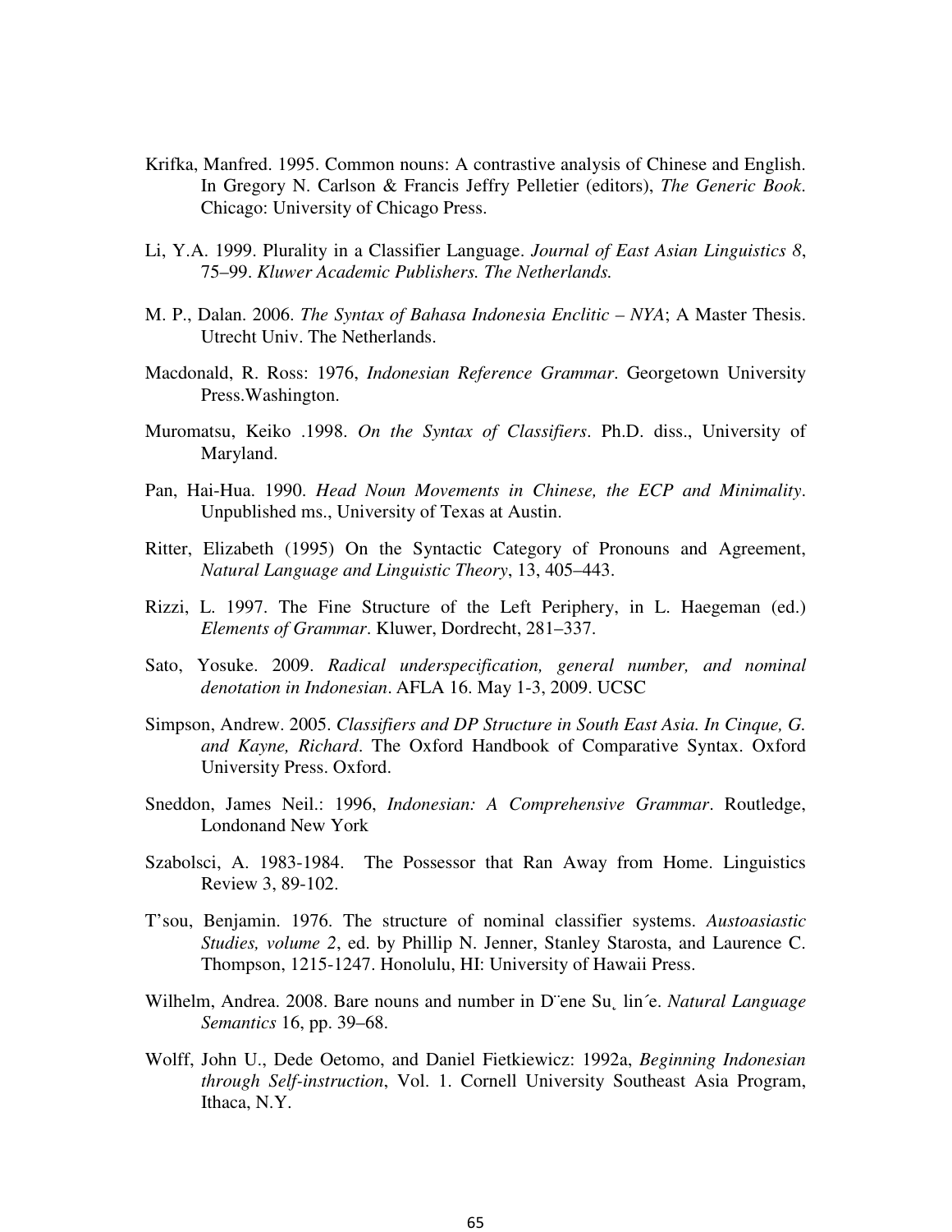Krifka, Manfred. 1995. Common nouns: A contrastive analysis of Chinese and English. In Gregory N. Carlson & Francis Jeffry Pelletier (editors), *The Generic Book*. Chicago: University of Chicago Press.

Li, Y.A. 1999. Plurality in a Classifier Language. *Journal of East Asian Linguistics 8*, 75–99. *Kluwer Academic Publishers. The Netherlands.*

M. P., Dalan. 2006. *The Syntax of Bahasa Indonesia Enclitic – NYA*; A Master Thesis. Utrecht Univ. The Netherlands.

Macdonald, R. Ross: 1976, *Indonesian Reference Grammar*. Georgetown University Press.Washington.

Muromatsu, Keiko .1998. *On the Syntax of Classifiers*. Ph.D. diss., University of Maryland.

Pan, Hai-Hua. 1990. *Head Noun Movements in Chinese, the ECP and Minimality*. Unpublished ms., University of Texas at Austin.

Ritter, Elizabeth (1995) On the Syntactic Category of Pronouns and Agreement, *Natural Language and Linguistic Theory*, 13, 405–443.

Rizzi, L. 1997. The Fine Structure of the Left Periphery, in L. Haegeman (ed.) *Elements of Grammar*. Kluwer, Dordrecht, 281–337.

Sato, Yosuke. 2009. *Radical underspecification, general number, and nominal denotation in Indonesian*. AFLA 16. May 1-3, 2009. UCSC

Simpson, Andrew. 2005. *Classifiers and DP Structure in South East Asia. In Cinque, G. and Kayne, Richard*. The Oxford Handbook of Comparative Syntax. Oxford University Press. Oxford.

Sneddon, James Neil.: 1996, *Indonesian: A Comprehensive Grammar*. Routledge, Londonand New York

Szabolsci, A. 1983-1984. The Possessor that Ran Away from Home. Linguistics Review 3, 89-102.

T'sou, Benjamin. 1976. The structure of nominal classifier systems. *Austoasiastic Studies, volume 2*, ed. by Phillip N. Jenner, Stanley Starosta, and Laurence C. Thompson, 1215-1247. Honolulu, HI: University of Hawaii Press.

Wilhelm, Andrea. 2008. Bare nouns and number in D¨ene Su˛ lin´e. *Natural Language Semantics* 16, pp. 39–68.

Wolff, John U., Dede Oetomo, and Daniel Fietkiewicz: 1992a, *Beginning Indonesian through Self-instruction*, Vol. 1. Cornell University Southeast Asia Program, Ithaca, N.Y.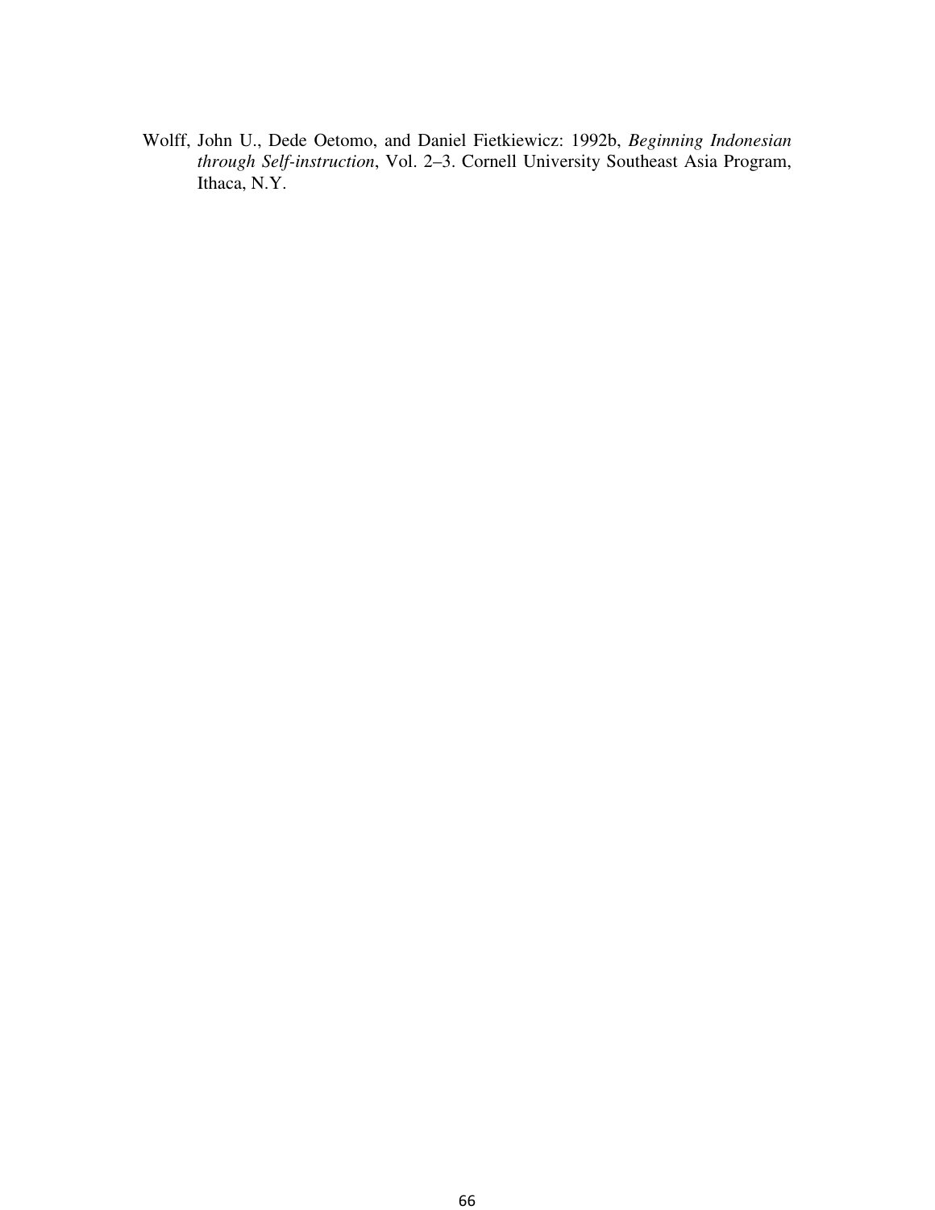Wolff, John U., Dede Oetomo, and Daniel Fietkiewicz: 1992b, *Beginning Indonesian through Self-instruction*, Vol. 2–3. Cornell University Southeast Asia Program, Ithaca, N.Y.